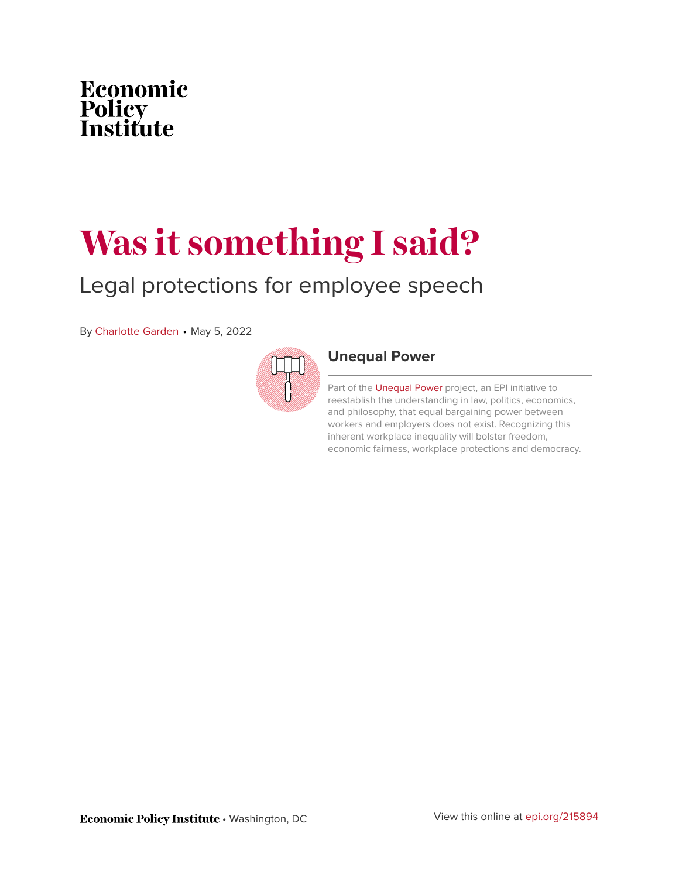Economic Policy Institute

# Was it something I said?

## Legal protections for employee speech

By Charlotte Garden • May 5, 2022

### Unequal Power

Part of the Unequal Power project, an EPI initiative to reestablish the understanding in law, politics, economics, and philosophy, that equal bargaining power between workers and employers does not exist. Recognizing this inherent workplace inequality will bolster freedom, economic fairness, workplace protections and democracy.

**Economic Policy Institute** • Washington, DC

View this online at epi.org/215894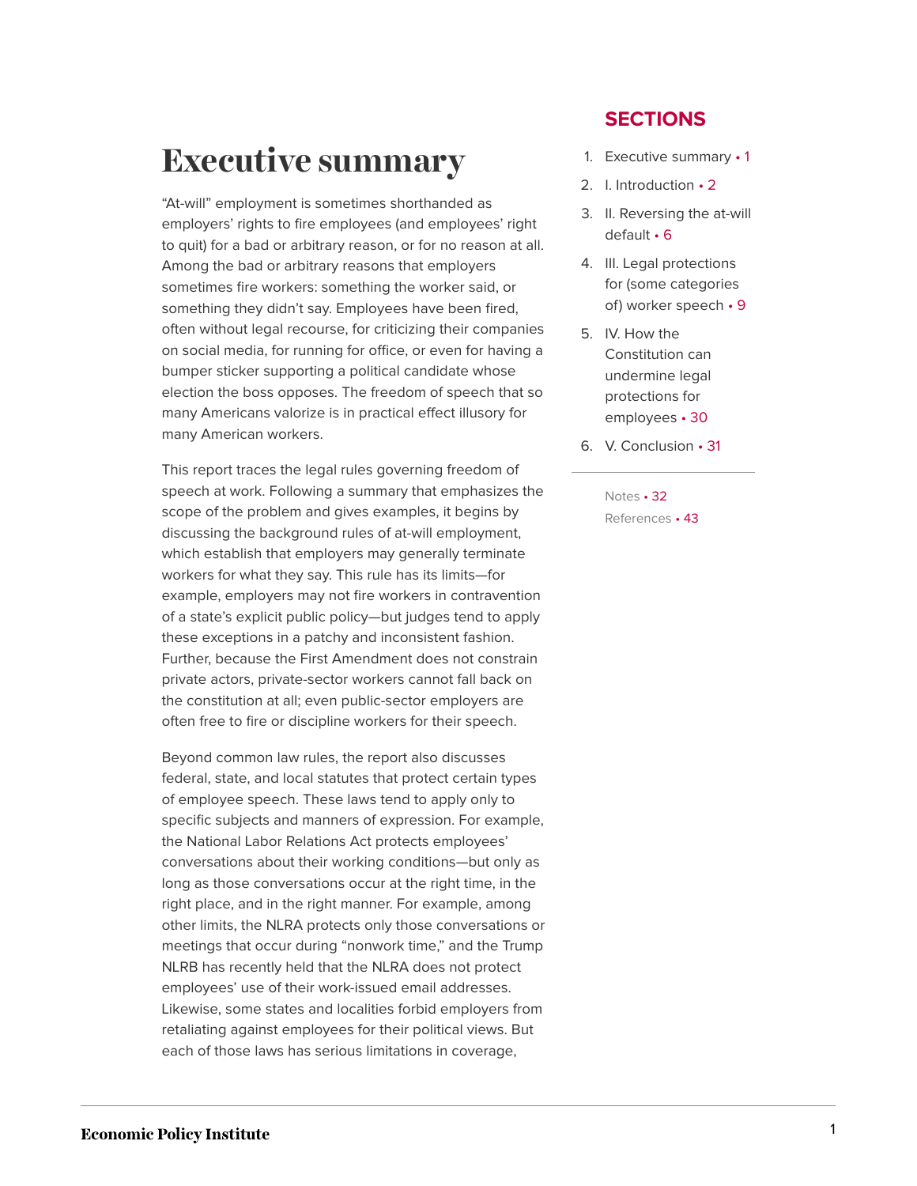# Executive summary

"At-will" employment is sometimes shorthanded as employers' rights to fire employees (and employees' right to quit) for a bad or arbitrary reason, or for no reason at all. Among the bad or arbitrary reasons that employers sometimes fire workers: something the worker said, or something they didn't say. Employees have been fired, often without legal recourse, for criticizing their companies on social media, for running for office, or even for having a bumper sticker supporting a political candidate whose election the boss opposes. The freedom of speech that so many Americans valorize is in practical effect illusory for many American workers.

This report traces the legal rules governing freedom of speech at work. Following a summary that emphasizes the scope of the problem and gives examples, it begins by discussing the background rules of at-will employment, which establish that employers may generally terminate workers for what they say. This rule has its limits—for example, employers may not fire workers in contravention of a state's explicit public policy—but judges tend to apply these exceptions in a patchy and inconsistent fashion. Further, because the First Amendment does not constrain private actors, private-sector workers cannot fall back on the constitution at all; even public-sector employers are often free to fire or discipline workers for their speech.

Beyond common law rules, the report also discusses federal, state, and local statutes that protect certain types of employee speech. These laws tend to apply only to specific subjects and manners of expression. For example, the National Labor Relations Act protects employees' conversations about their working conditions—but only as long as those conversations occur at the right time, in the right place, and in the right manner. For example, among other limits, the NLRA protects only those conversations or meetings that occur during "nonwork time," and the Trump NLRB has recently held that the NLRA does not protect employees' use of their work-issued email addresses. Likewise, some states and localities forbid employers from retaliating against employees for their political views. But each of those laws has serious limitations in coverage,

**SECTIONS**

1. Executive summary • 1
2. I. Introduction • 2
3. II. Reversing the at-will default • 6
4. III. Legal protections for (some categories of) worker speech • 9
5. IV. How the Constitution can undermine legal protections for employees • 30
6. V. Conclusion • 31

Notes • 32

References • 43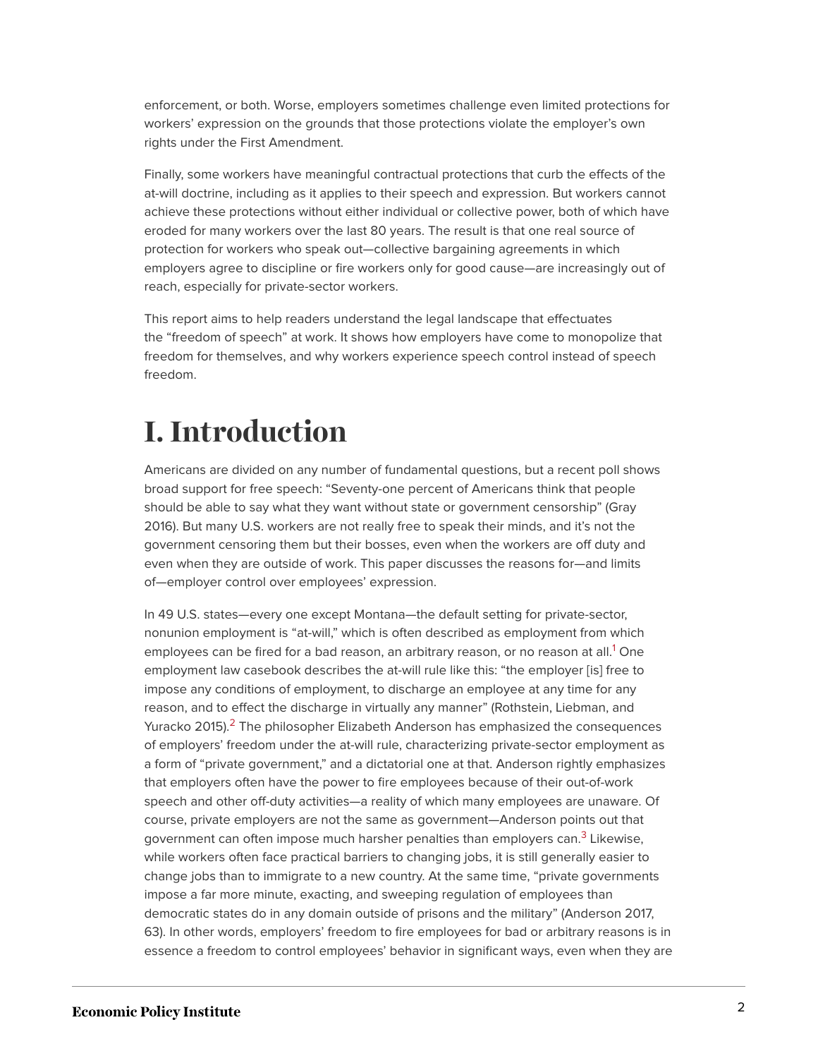enforcement, or both. Worse, employers sometimes challenge even limited protections for workers' expression on the grounds that those protections violate the employer's own rights under the First Amendment.

Finally, some workers have meaningful contractual protections that curb the effects of the at-will doctrine, including as it applies to their speech and expression. But workers cannot achieve these protections without either individual or collective power, both of which have eroded for many workers over the last 80 years. The result is that one real source of protection for workers who speak out—collective bargaining agreements in which employers agree to discipline or fire workers only for good cause—are increasingly out of reach, especially for private-sector workers.

This report aims to help readers understand the legal landscape that effectuates the "freedom of speech" at work. It shows how employers have come to monopolize that freedom for themselves, and why workers experience speech control instead of speech freedom.

# I. Introduction

Americans are divided on any number of fundamental questions, but a recent poll shows broad support for free speech: "Seventy-one percent of Americans think that people should be able to say what they want without state or government censorship" (Gray 2016). But many U.S. workers are not really free to speak their minds, and it's not the government censoring them but their bosses, even when the workers are off duty and even when they are outside of work. This paper discusses the reasons for—and limits of—employer control over employees' expression.

In 49 U.S. states—every one except Montana—the default setting for private-sector, nonunion employment is "at-will," which is often described as employment from which employees can be fired for a bad reason, an arbitrary reason, or no reason at all.[1] One employment law casebook describes the at-will rule like this: "the employer [is] free to impose any conditions of employment, to discharge an employee at any time for any reason, and to effect the discharge in virtually any manner" (Rothstein, Liebman, and Yuracko 2015).[2] The philosopher Elizabeth Anderson has emphasized the consequences of employers' freedom under the at-will rule, characterizing private-sector employment as a form of "private government," and a dictatorial one at that. Anderson rightly emphasizes that employers often have the power to fire employees because of their out-of-work speech and other off-duty activities—a reality of which many employees are unaware. Of course, private employers are not the same as government—Anderson points out that government can often impose much harsher penalties than employers can.[3] Likewise, while workers often face practical barriers to changing jobs, it is still generally easier to change jobs than to immigrate to a new country. At the same time, "private governments impose a far more minute, exacting, and sweeping regulation of employees than democratic states do in any domain outside of prisons and the military" (Anderson 2017, 63). In other words, employers' freedom to fire employees for bad or arbitrary reasons is in essence a freedom to control employees' behavior in significant ways, even when they are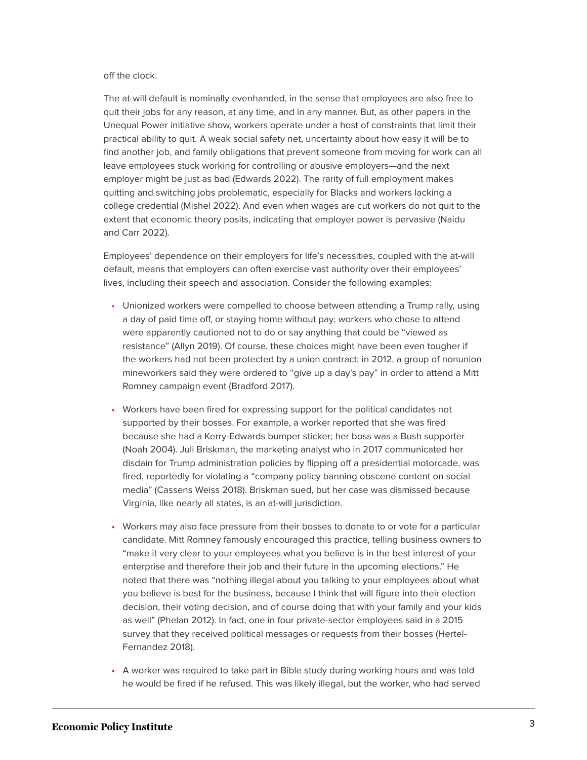off the clock.

The at-will default is nominally evenhanded, in the sense that employees are also free to quit their jobs for any reason, at any time, and in any manner. But, as other papers in the Unequal Power initiative show, workers operate under a host of constraints that limit their practical ability to quit. A weak social safety net, uncertainty about how easy it will be to find another job, and family obligations that prevent someone from moving for work can all leave employees stuck working for controlling or abusive employers—and the next employer might be just as bad (Edwards 2022). The rarity of full employment makes quitting and switching jobs problematic, especially for Blacks and workers lacking a college credential (Mishel 2022). And even when wages are cut workers do not quit to the extent that economic theory posits, indicating that employer power is pervasive (Naidu and Carr 2022).

Employees' dependence on their employers for life's necessities, coupled with the at-will default, means that employers can often exercise vast authority over their employees' lives, including their speech and association. Consider the following examples:

- Unionized workers were compelled to choose between attending a Trump rally, using a day of paid time off, or staying home without pay; workers who chose to attend were apparently cautioned not to do or say anything that could be "viewed as resistance" (Allyn 2019). Of course, these choices might have been even tougher if the workers had not been protected by a union contract; in 2012, a group of nonunion mineworkers said they were ordered to "give up a day's pay" in order to attend a Mitt Romney campaign event (Bradford 2017).

- Workers have been fired for expressing support for the political candidates not supported by their bosses. For example, a worker reported that she was fired because she had a Kerry-Edwards bumper sticker; her boss was a Bush supporter (Noah 2004). Juli Briskman, the marketing analyst who in 2017 communicated her disdain for Trump administration policies by flipping off a presidential motorcade, was fired, reportedly for violating a "company policy banning obscene content on social media" (Cassens Weiss 2018). Briskman sued, but her case was dismissed because Virginia, like nearly all states, is an at-will jurisdiction.

- Workers may also face pressure from their bosses to donate to or vote for a particular candidate. Mitt Romney famously encouraged this practice, telling business owners to "make it very clear to your employees what you believe is in the best interest of your enterprise and therefore their job and their future in the upcoming elections." He noted that there was "nothing illegal about you talking to your employees about what you believe is best for the business, because I think that will figure into their election decision, their voting decision, and of course doing that with your family and your kids as well" (Phelan 2012). In fact, one in four private-sector employees said in a 2015 survey that they received political messages or requests from their bosses (Hertel-Fernandez 2018).

- A worker was required to take part in Bible study during working hours and was told he would be fired if he refused. This was likely illegal, but the worker, who had served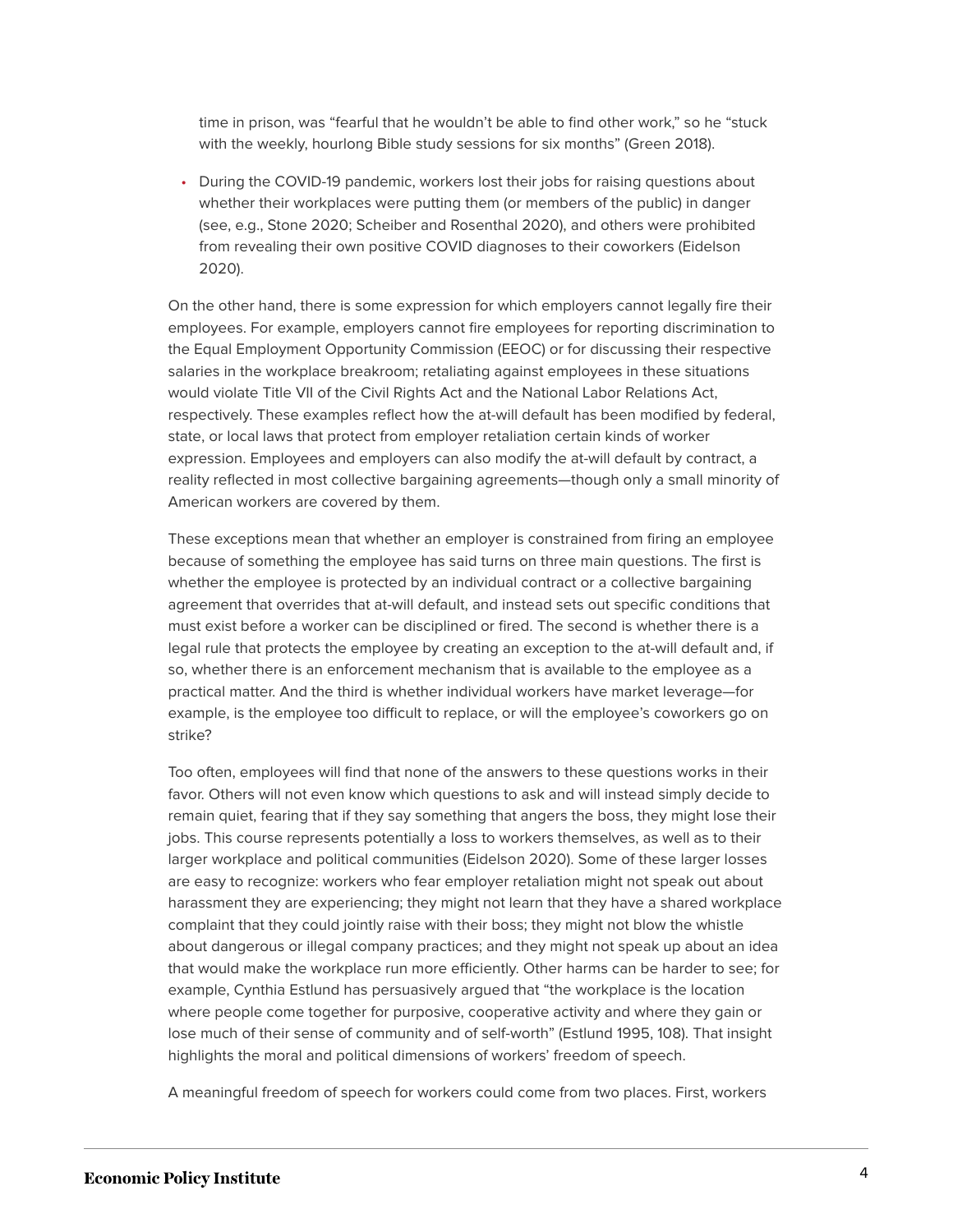time in prison, was "fearful that he wouldn't be able to find other work," so he "stuck with the weekly, hourlong Bible study sessions for six months" (Green 2018).

- During the COVID-19 pandemic, workers lost their jobs for raising questions about whether their workplaces were putting them (or members of the public) in danger (see, e.g., Stone 2020; Scheiber and Rosenthal 2020), and others were prohibited from revealing their own positive COVID diagnoses to their coworkers (Eidelson 2020).

On the other hand, there is some expression for which employers cannot legally fire their employees. For example, employers cannot fire employees for reporting discrimination to the Equal Employment Opportunity Commission (EEOC) or for discussing their respective salaries in the workplace breakroom; retaliating against employees in these situations would violate Title VII of the Civil Rights Act and the National Labor Relations Act, respectively. These examples reflect how the at-will default has been modified by federal, state, or local laws that protect from employer retaliation certain kinds of worker expression. Employees and employers can also modify the at-will default by contract, a reality reflected in most collective bargaining agreements—though only a small minority of American workers are covered by them.

These exceptions mean that whether an employer is constrained from firing an employee because of something the employee has said turns on three main questions. The first is whether the employee is protected by an individual contract or a collective bargaining agreement that overrides that at-will default, and instead sets out specific conditions that must exist before a worker can be disciplined or fired. The second is whether there is a legal rule that protects the employee by creating an exception to the at-will default and, if so, whether there is an enforcement mechanism that is available to the employee as a practical matter. And the third is whether individual workers have market leverage—for example, is the employee too difficult to replace, or will the employee's coworkers go on strike?

Too often, employees will find that none of the answers to these questions works in their favor. Others will not even know which questions to ask and will instead simply decide to remain quiet, fearing that if they say something that angers the boss, they might lose their jobs. This course represents potentially a loss to workers themselves, as well as to their larger workplace and political communities (Eidelson 2020). Some of these larger losses are easy to recognize: workers who fear employer retaliation might not speak out about harassment they are experiencing; they might not learn that they have a shared workplace complaint that they could jointly raise with their boss; they might not blow the whistle about dangerous or illegal company practices; and they might not speak up about an idea that would make the workplace run more efficiently. Other harms can be harder to see; for example, Cynthia Estlund has persuasively argued that "the workplace is the location where people come together for purposive, cooperative activity and where they gain or lose much of their sense of community and of self-worth" (Estlund 1995, 108). That insight highlights the moral and political dimensions of workers' freedom of speech.

A meaningful freedom of speech for workers could come from two places. First, workers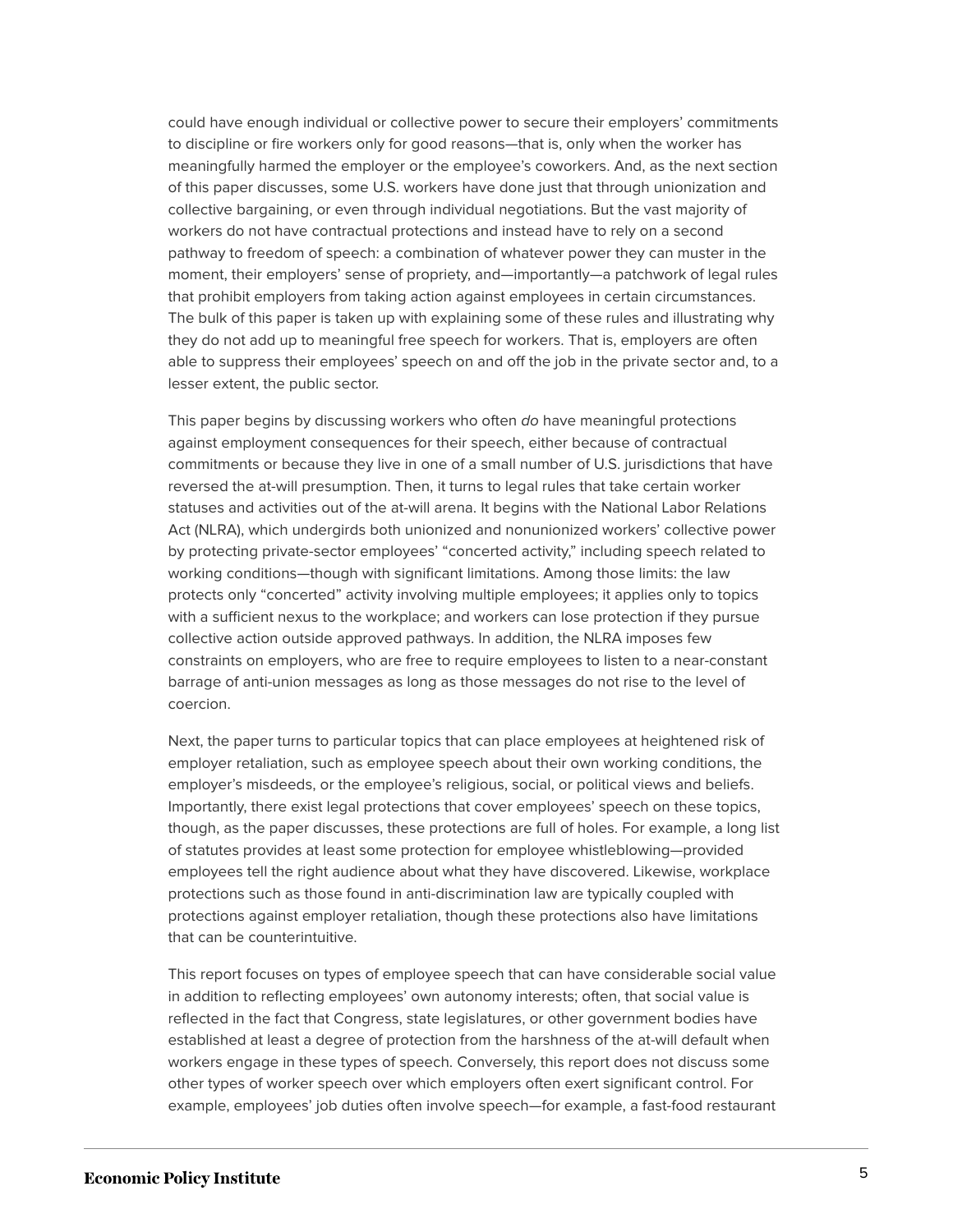could have enough individual or collective power to secure their employers' commitments to discipline or fire workers only for good reasons—that is, only when the worker has meaningfully harmed the employer or the employee's coworkers. And, as the next section of this paper discusses, some U.S. workers have done just that through unionization and collective bargaining, or even through individual negotiations. But the vast majority of workers do not have contractual protections and instead have to rely on a second pathway to freedom of speech: a combination of whatever power they can muster in the moment, their employers' sense of propriety, and—importantly—a patchwork of legal rules that prohibit employers from taking action against employees in certain circumstances. The bulk of this paper is taken up with explaining some of these rules and illustrating why they do not add up to meaningful free speech for workers. That is, employers are often able to suppress their employees' speech on and off the job in the private sector and, to a lesser extent, the public sector.

This paper begins by discussing workers who often *do* have meaningful protections against employment consequences for their speech, either because of contractual commitments or because they live in one of a small number of U.S. jurisdictions that have reversed the at-will presumption. Then, it turns to legal rules that take certain worker statuses and activities out of the at-will arena. It begins with the National Labor Relations Act (NLRA), which undergirds both unionized and nonunionized workers' collective power by protecting private-sector employees' "concerted activity," including speech related to working conditions—though with significant limitations. Among those limits: the law protects only "concerted" activity involving multiple employees; it applies only to topics with a sufficient nexus to the workplace; and workers can lose protection if they pursue collective action outside approved pathways. In addition, the NLRA imposes few constraints on employers, who are free to require employees to listen to a near-constant barrage of anti-union messages as long as those messages do not rise to the level of coercion.

Next, the paper turns to particular topics that can place employees at heightened risk of employer retaliation, such as employee speech about their own working conditions, the employer's misdeeds, or the employee's religious, social, or political views and beliefs. Importantly, there exist legal protections that cover employees' speech on these topics, though, as the paper discusses, these protections are full of holes. For example, a long list of statutes provides at least some protection for employee whistleblowing—provided employees tell the right audience about what they have discovered. Likewise, workplace protections such as those found in anti-discrimination law are typically coupled with protections against employer retaliation, though these protections also have limitations that can be counterintuitive.

This report focuses on types of employee speech that can have considerable social value in addition to reflecting employees' own autonomy interests; often, that social value is reflected in the fact that Congress, state legislatures, or other government bodies have established at least a degree of protection from the harshness of the at-will default when workers engage in these types of speech. Conversely, this report does not discuss some other types of worker speech over which employers often exert significant control. For example, employees' job duties often involve speech—for example, a fast-food restaurant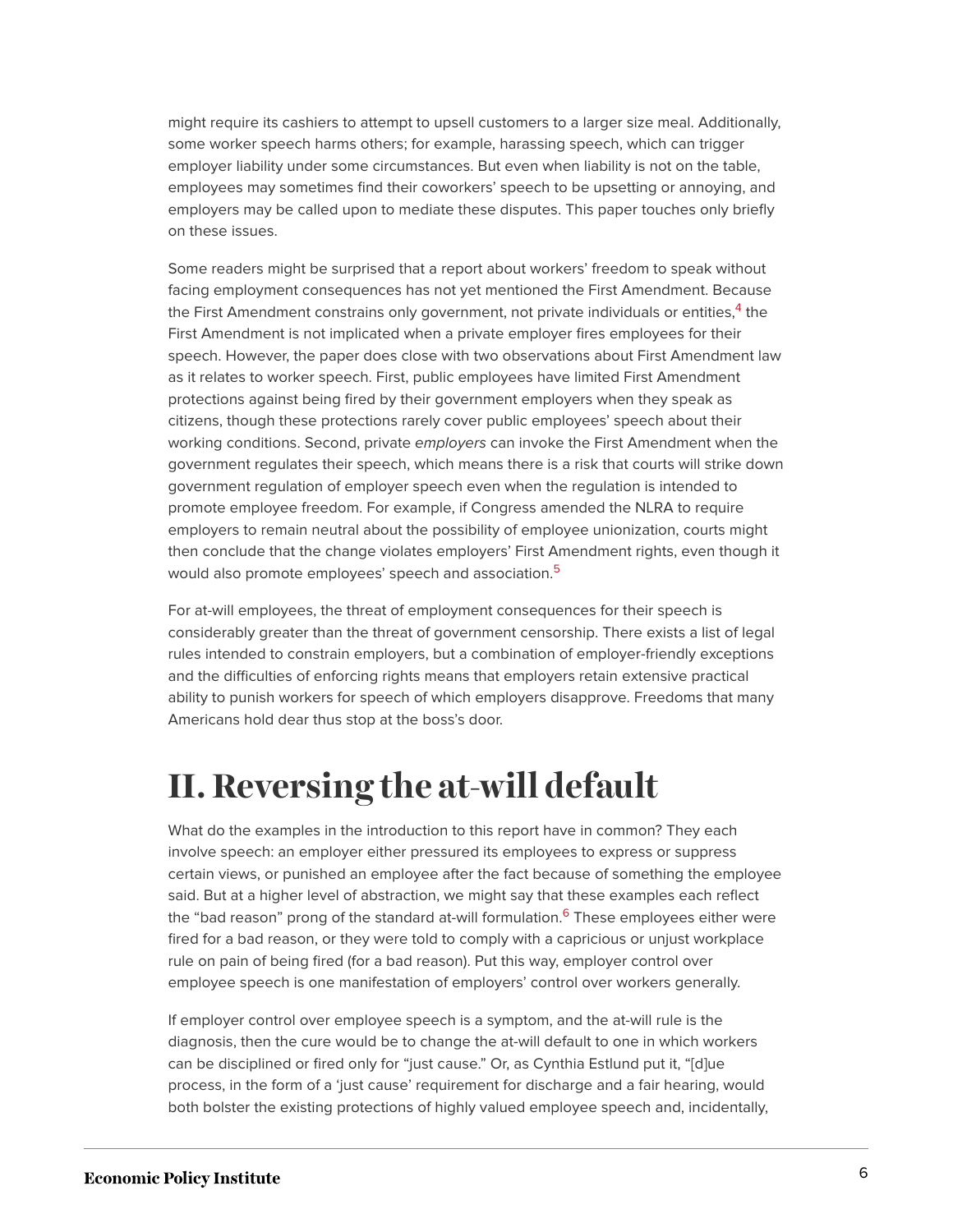might require its cashiers to attempt to upsell customers to a larger size meal. Additionally, some worker speech harms others; for example, harassing speech, which can trigger employer liability under some circumstances. But even when liability is not on the table, employees may sometimes find their coworkers' speech to be upsetting or annoying, and employers may be called upon to mediate these disputes. This paper touches only briefly on these issues.

Some readers might be surprised that a report about workers' freedom to speak without facing employment consequences has not yet mentioned the First Amendment. Because the First Amendment constrains only government, not private individuals or entities,[4] the First Amendment is not implicated when a private employer fires employees for their speech. However, the paper does close with two observations about First Amendment law as it relates to worker speech. First, public employees have limited First Amendment protections against being fired by their government employers when they speak as citizens, though these protections rarely cover public employees' speech about their working conditions. Second, private *employers* can invoke the First Amendment when the government regulates their speech, which means there is a risk that courts will strike down government regulation of employer speech even when the regulation is intended to promote employee freedom. For example, if Congress amended the NLRA to require employers to remain neutral about the possibility of employee unionization, courts might then conclude that the change violates employers' First Amendment rights, even though it would also promote employees' speech and association.[5]

For at-will employees, the threat of employment consequences for their speech is considerably greater than the threat of government censorship. There exists a list of legal rules intended to constrain employers, but a combination of employer-friendly exceptions and the difficulties of enforcing rights means that employers retain extensive practical ability to punish workers for speech of which employers disapprove. Freedoms that many Americans hold dear thus stop at the boss's door.

# II. Reversing the at-will default

What do the examples in the introduction to this report have in common? They each involve speech: an employer either pressured its employees to express or suppress certain views, or punished an employee after the fact because of something the employee said. But at a higher level of abstraction, we might say that these examples each reflect the "bad reason" prong of the standard at-will formulation.[6] These employees either were fired for a bad reason, or they were told to comply with a capricious or unjust workplace rule on pain of being fired (for a bad reason). Put this way, employer control over employee speech is one manifestation of employers' control over workers generally.

If employer control over employee speech is a symptom, and the at-will rule is the diagnosis, then the cure would be to change the at-will default to one in which workers can be disciplined or fired only for "just cause." Or, as Cynthia Estlund put it, "[d]ue process, in the form of a 'just cause' requirement for discharge and a fair hearing, would both bolster the existing protections of highly valued employee speech and, incidentally,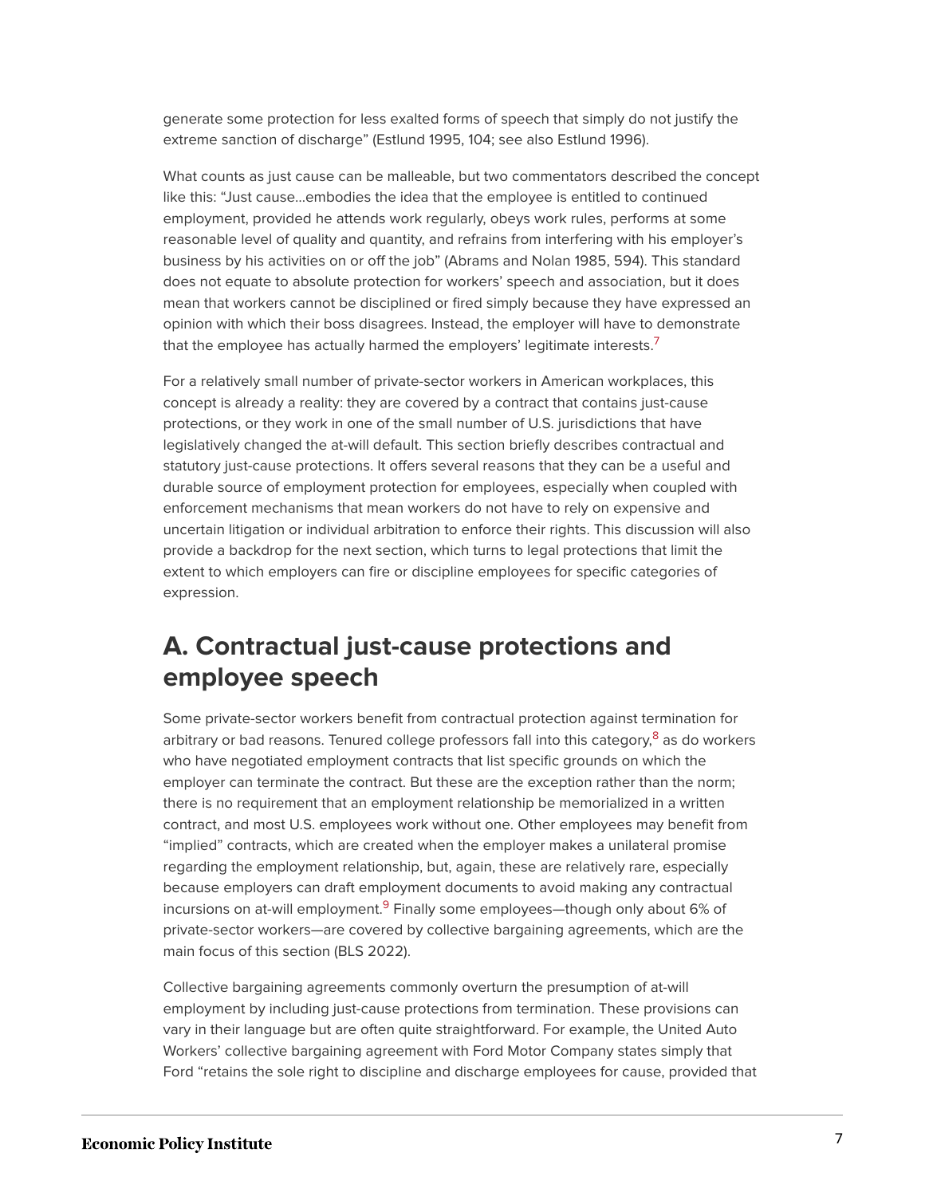generate some protection for less exalted forms of speech that simply do not justify the extreme sanction of discharge" (Estlund 1995, 104; see also Estlund 1996).

What counts as just cause can be malleable, but two commentators described the concept like this: "Just cause…embodies the idea that the employee is entitled to continued employment, provided he attends work regularly, obeys work rules, performs at some reasonable level of quality and quantity, and refrains from interfering with his employer's business by his activities on or off the job" (Abrams and Nolan 1985, 594). This standard does not equate to absolute protection for workers' speech and association, but it does mean that workers cannot be disciplined or fired simply because they have expressed an opinion with which their boss disagrees. Instead, the employer will have to demonstrate that the employee has actually harmed the employers' legitimate interests.[7]

For a relatively small number of private-sector workers in American workplaces, this concept is already a reality: they are covered by a contract that contains just-cause protections, or they work in one of the small number of U.S. jurisdictions that have legislatively changed the at-will default. This section briefly describes contractual and statutory just-cause protections. It offers several reasons that they can be a useful and durable source of employment protection for employees, especially when coupled with enforcement mechanisms that mean workers do not have to rely on expensive and uncertain litigation or individual arbitration to enforce their rights. This discussion will also provide a backdrop for the next section, which turns to legal protections that limit the extent to which employers can fire or discipline employees for specific categories of expression.

## A. Contractual just-cause protections and employee speech

Some private-sector workers benefit from contractual protection against termination for arbitrary or bad reasons. Tenured college professors fall into this category,[8] as do workers who have negotiated employment contracts that list specific grounds on which the employer can terminate the contract. But these are the exception rather than the norm; there is no requirement that an employment relationship be memorialized in a written contract, and most U.S. employees work without one. Other employees may benefit from "implied" contracts, which are created when the employer makes a unilateral promise regarding the employment relationship, but, again, these are relatively rare, especially because employers can draft employment documents to avoid making any contractual incursions on at-will employment.[9] Finally some employees—though only about 6% of private-sector workers—are covered by collective bargaining agreements, which are the main focus of this section (BLS 2022).

Collective bargaining agreements commonly overturn the presumption of at-will employment by including just-cause protections from termination. These provisions can vary in their language but are often quite straightforward. For example, the United Auto Workers' collective bargaining agreement with Ford Motor Company states simply that Ford "retains the sole right to discipline and discharge employees for cause, provided that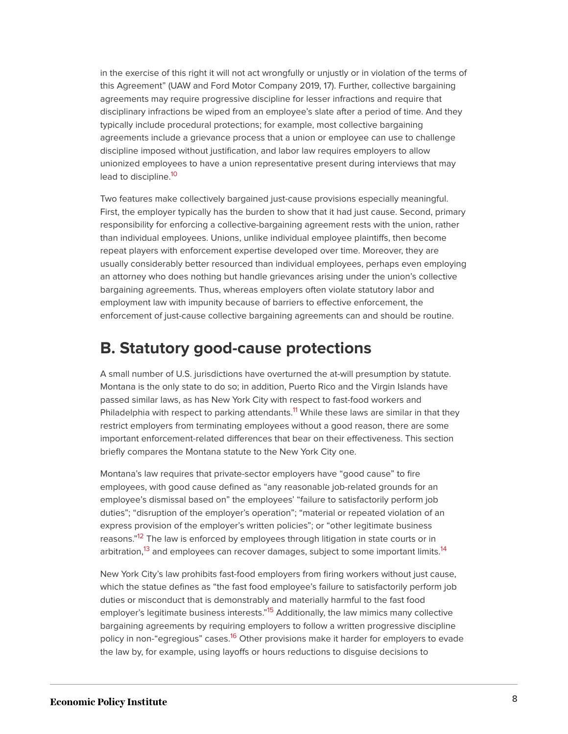in the exercise of this right it will not act wrongfully or unjustly or in violation of the terms of this Agreement" (UAW and Ford Motor Company 2019, 17). Further, collective bargaining agreements may require progressive discipline for lesser infractions and require that disciplinary infractions be wiped from an employee's slate after a period of time. And they typically include procedural protections; for example, most collective bargaining agreements include a grievance process that a union or employee can use to challenge discipline imposed without justification, and labor law requires employers to allow unionized employees to have a union representative present during interviews that may lead to discipline.[10]

Two features make collectively bargained just-cause provisions especially meaningful. First, the employer typically has the burden to show that it had just cause. Second, primary responsibility for enforcing a collective-bargaining agreement rests with the union, rather than individual employees. Unions, unlike individual employee plaintiffs, then become repeat players with enforcement expertise developed over time. Moreover, they are usually considerably better resourced than individual employees, perhaps even employing an attorney who does nothing but handle grievances arising under the union's collective bargaining agreements. Thus, whereas employers often violate statutory labor and employment law with impunity because of barriers to effective enforcement, the enforcement of just-cause collective bargaining agreements can and should be routine.

## B. Statutory good-cause protections

A small number of U.S. jurisdictions have overturned the at-will presumption by statute. Montana is the only state to do so; in addition, Puerto Rico and the Virgin Islands have passed similar laws, as has New York City with respect to fast-food workers and Philadelphia with respect to parking attendants.[11] While these laws are similar in that they restrict employers from terminating employees without a good reason, there are some important enforcement-related differences that bear on their effectiveness. This section briefly compares the Montana statute to the New York City one.

Montana's law requires that private-sector employers have "good cause" to fire employees, with good cause defined as "any reasonable job-related grounds for an employee's dismissal based on" the employees' "failure to satisfactorily perform job duties"; "disruption of the employer's operation"; "material or repeated violation of an express provision of the employer's written policies"; or "other legitimate business reasons."[12] The law is enforced by employees through litigation in state courts or in arbitration,[13] and employees can recover damages, subject to some important limits.[14]

New York City's law prohibits fast-food employers from firing workers without just cause, which the statue defines as "the fast food employee's failure to satisfactorily perform job duties or misconduct that is demonstrably and materially harmful to the fast food employer's legitimate business interests."[15] Additionally, the law mimics many collective bargaining agreements by requiring employers to follow a written progressive discipline policy in non-"egregious" cases.[16] Other provisions make it harder for employers to evade the law by, for example, using layoffs or hours reductions to disguise decisions to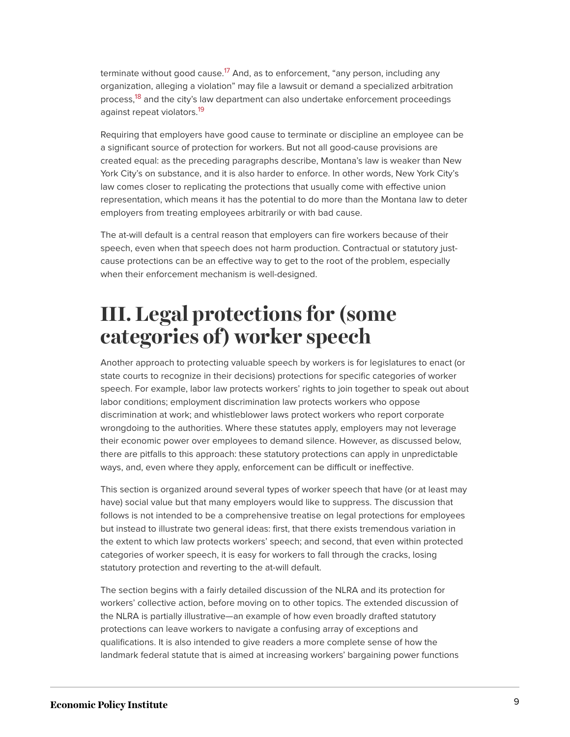terminate without good cause.[17] And, as to enforcement, "any person, including any organization, alleging a violation" may file a lawsuit or demand a specialized arbitration process,[18] and the city's law department can also undertake enforcement proceedings against repeat violators.[19]

Requiring that employers have good cause to terminate or discipline an employee can be a significant source of protection for workers. But not all good-cause provisions are created equal: as the preceding paragraphs describe, Montana's law is weaker than New York City's on substance, and it is also harder to enforce. In other words, New York City's law comes closer to replicating the protections that usually come with effective union representation, which means it has the potential to do more than the Montana law to deter employers from treating employees arbitrarily or with bad cause.

The at-will default is a central reason that employers can fire workers because of their speech, even when that speech does not harm production. Contractual or statutory just-cause protections can be an effective way to get to the root of the problem, especially when their enforcement mechanism is well-designed.

# III. Legal protections for (some categories of) worker speech

Another approach to protecting valuable speech by workers is for legislatures to enact (or state courts to recognize in their decisions) protections for specific categories of worker speech. For example, labor law protects workers' rights to join together to speak out about labor conditions; employment discrimination law protects workers who oppose discrimination at work; and whistleblower laws protect workers who report corporate wrongdoing to the authorities. Where these statutes apply, employers may not leverage their economic power over employees to demand silence. However, as discussed below, there are pitfalls to this approach: these statutory protections can apply in unpredictable ways, and, even where they apply, enforcement can be difficult or ineffective.

This section is organized around several types of worker speech that have (or at least may have) social value but that many employers would like to suppress. The discussion that follows is not intended to be a comprehensive treatise on legal protections for employees but instead to illustrate two general ideas: first, that there exists tremendous variation in the extent to which law protects workers' speech; and second, that even within protected categories of worker speech, it is easy for workers to fall through the cracks, losing statutory protection and reverting to the at-will default.

The section begins with a fairly detailed discussion of the NLRA and its protection for workers' collective action, before moving on to other topics. The extended discussion of the NLRA is partially illustrative—an example of how even broadly drafted statutory protections can leave workers to navigate a confusing array of exceptions and qualifications. It is also intended to give readers a more complete sense of how the landmark federal statute that is aimed at increasing workers' bargaining power functions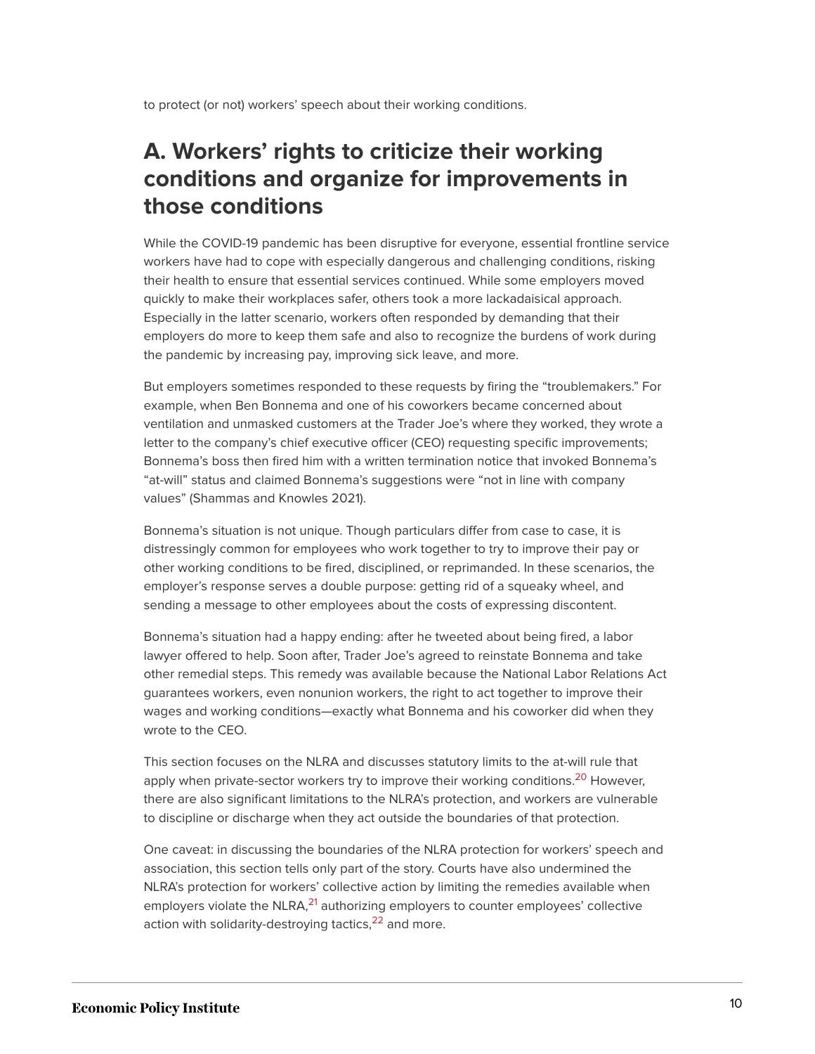to protect (or not) workers' speech about their working conditions.

## A. Workers' rights to criticize their working conditions and organize for improvements in those conditions

While the COVID-19 pandemic has been disruptive for everyone, essential frontline service workers have had to cope with especially dangerous and challenging conditions, risking their health to ensure that essential services continued. While some employers moved quickly to make their workplaces safer, others took a more lackadaisical approach. Especially in the latter scenario, workers often responded by demanding that their employers do more to keep them safe and also to recognize the burdens of work during the pandemic by increasing pay, improving sick leave, and more.

But employers sometimes responded to these requests by firing the "troublemakers." For example, when Ben Bonnema and one of his coworkers became concerned about ventilation and unmasked customers at the Trader Joe's where they worked, they wrote a letter to the company's chief executive officer (CEO) requesting specific improvements; Bonnema's boss then fired him with a written termination notice that invoked Bonnema's "at-will" status and claimed Bonnema's suggestions were "not in line with company values" (Shammas and Knowles 2021).

Bonnema's situation is not unique. Though particulars differ from case to case, it is distressingly common for employees who work together to try to improve their pay or other working conditions to be fired, disciplined, or reprimanded. In these scenarios, the employer's response serves a double purpose: getting rid of a squeaky wheel, and sending a message to other employees about the costs of expressing discontent.

Bonnema's situation had a happy ending: after he tweeted about being fired, a labor lawyer offered to help. Soon after, Trader Joe's agreed to reinstate Bonnema and take other remedial steps. This remedy was available because the National Labor Relations Act guarantees workers, even nonunion workers, the right to act together to improve their wages and working conditions—exactly what Bonnema and his coworker did when they wrote to the CEO.

This section focuses on the NLRA and discusses statutory limits to the at-will rule that apply when private-sector workers try to improve their working conditions.[20] However, there are also significant limitations to the NLRA's protection, and workers are vulnerable to discipline or discharge when they act outside the boundaries of that protection.

One caveat: in discussing the boundaries of the NLRA protection for workers' speech and association, this section tells only part of the story. Courts have also undermined the NLRA's protection for workers' collective action by limiting the remedies available when employers violate the NLRA,[21] authorizing employers to counter employees' collective action with solidarity-destroying tactics,[22] and more.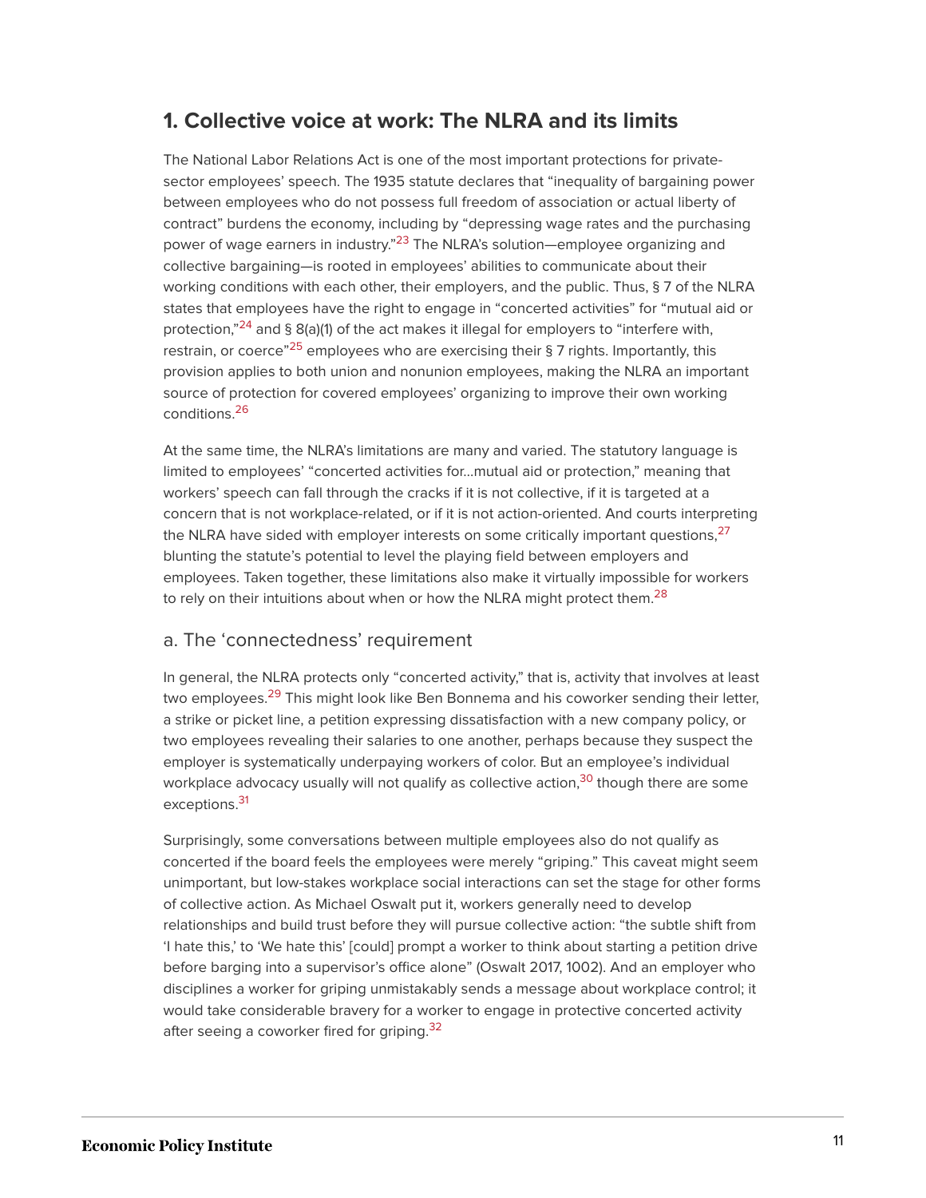## 1. Collective voice at work: The NLRA and its limits

The National Labor Relations Act is one of the most important protections for private-sector employees' speech. The 1935 statute declares that "inequality of bargaining power between employees who do not possess full freedom of association or actual liberty of contract" burdens the economy, including by "depressing wage rates and the purchasing power of wage earners in industry."[23] The NLRA's solution—employee organizing and collective bargaining—is rooted in employees' abilities to communicate about their working conditions with each other, their employers, and the public. Thus, § 7 of the NLRA states that employees have the right to engage in "concerted activities" for "mutual aid or protection,"[24] and § 8(a)(1) of the act makes it illegal for employers to "interfere with, restrain, or coerce"[25] employees who are exercising their § 7 rights. Importantly, this provision applies to both union and nonunion employees, making the NLRA an important source of protection for covered employees' organizing to improve their own working conditions.[26]

At the same time, the NLRA's limitations are many and varied. The statutory language is limited to employees' "concerted activities for...mutual aid or protection," meaning that workers' speech can fall through the cracks if it is not collective, if it is targeted at a concern that is not workplace-related, or if it is not action-oriented. And courts interpreting the NLRA have sided with employer interests on some critically important questions,[27] blunting the statute's potential to level the playing field between employers and employees. Taken together, these limitations also make it virtually impossible for workers to rely on their intuitions about when or how the NLRA might protect them.[28]

### a. The 'connectedness' requirement

In general, the NLRA protects only "concerted activity," that is, activity that involves at least two employees.[29] This might look like Ben Bonnema and his coworker sending their letter, a strike or picket line, a petition expressing dissatisfaction with a new company policy, or two employees revealing their salaries to one another, perhaps because they suspect the employer is systematically underpaying workers of color. But an employee's individual workplace advocacy usually will not qualify as collective action,[30] though there are some exceptions.[31]

Surprisingly, some conversations between multiple employees also do not qualify as concerted if the board feels the employees were merely "griping." This caveat might seem unimportant, but low-stakes workplace social interactions can set the stage for other forms of collective action. As Michael Oswalt put it, workers generally need to develop relationships and build trust before they will pursue collective action: "the subtle shift from 'I hate this,' to 'We hate this' [could] prompt a worker to think about starting a petition drive before barging into a supervisor's office alone" (Oswalt 2017, 1002). And an employer who disciplines a worker for griping unmistakably sends a message about workplace control; it would take considerable bravery for a worker to engage in protective concerted activity after seeing a coworker fired for griping.[32]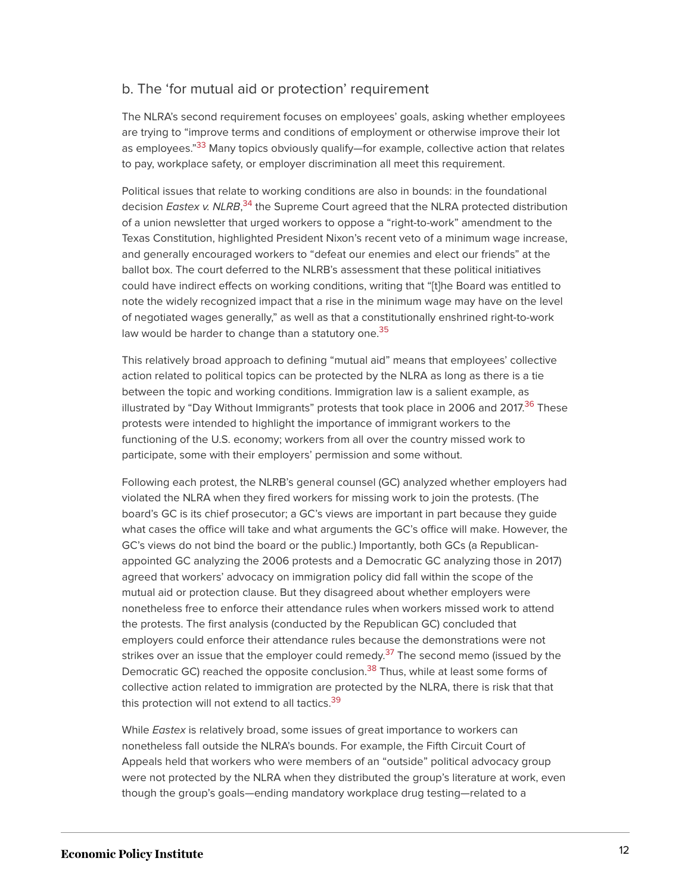### b. The 'for mutual aid or protection' requirement

The NLRA's second requirement focuses on employees' goals, asking whether employees are trying to "improve terms and conditions of employment or otherwise improve their lot as employees."[33] Many topics obviously qualify—for example, collective action that relates to pay, workplace safety, or employer discrimination all meet this requirement.

Political issues that relate to working conditions are also in bounds: in the foundational decision *Eastex v. NLRB*,[34] the Supreme Court agreed that the NLRA protected distribution of a union newsletter that urged workers to oppose a "right-to-work" amendment to the Texas Constitution, highlighted President Nixon's recent veto of a minimum wage increase, and generally encouraged workers to "defeat our enemies and elect our friends" at the ballot box. The court deferred to the NLRB's assessment that these political initiatives could have indirect effects on working conditions, writing that "[t]he Board was entitled to note the widely recognized impact that a rise in the minimum wage may have on the level of negotiated wages generally," as well as that a constitutionally enshrined right-to-work law would be harder to change than a statutory one.[35]

This relatively broad approach to defining "mutual aid" means that employees' collective action related to political topics can be protected by the NLRA as long as there is a tie between the topic and working conditions. Immigration law is a salient example, as illustrated by "Day Without Immigrants" protests that took place in 2006 and 2017.[36] These protests were intended to highlight the importance of immigrant workers to the functioning of the U.S. economy; workers from all over the country missed work to participate, some with their employers' permission and some without.

Following each protest, the NLRB's general counsel (GC) analyzed whether employers had violated the NLRA when they fired workers for missing work to join the protests. (The board's GC is its chief prosecutor; a GC's views are important in part because they guide what cases the office will take and what arguments the GC's office will make. However, the GC's views do not bind the board or the public.) Importantly, both GCs (a Republican-appointed GC analyzing the 2006 protests and a Democratic GC analyzing those in 2017) agreed that workers' advocacy on immigration policy did fall within the scope of the mutual aid or protection clause. But they disagreed about whether employers were nonetheless free to enforce their attendance rules when workers missed work to attend the protests. The first analysis (conducted by the Republican GC) concluded that employers could enforce their attendance rules because the demonstrations were not strikes over an issue that the employer could remedy.[37] The second memo (issued by the Democratic GC) reached the opposite conclusion.[38] Thus, while at least some forms of collective action related to immigration are protected by the NLRA, there is risk that that this protection will not extend to all tactics.[39]

While *Eastex* is relatively broad, some issues of great importance to workers can nonetheless fall outside the NLRA's bounds. For example, the Fifth Circuit Court of Appeals held that workers who were members of an "outside" political advocacy group were not protected by the NLRA when they distributed the group's literature at work, even though the group's goals—ending mandatory workplace drug testing—related to a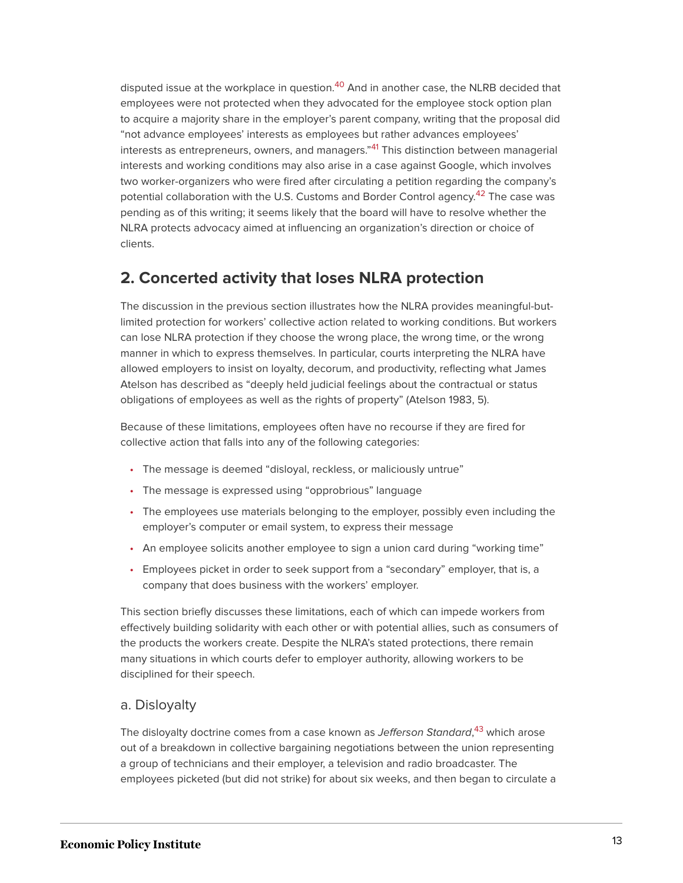disputed issue at the workplace in question.[40] And in another case, the NLRB decided that employees were not protected when they advocated for the employee stock option plan to acquire a majority share in the employer's parent company, writing that the proposal did "not advance employees' interests as employees but rather advances employees' interests as entrepreneurs, owners, and managers."[41] This distinction between managerial interests and working conditions may also arise in a case against Google, which involves two worker-organizers who were fired after circulating a petition regarding the company's potential collaboration with the U.S. Customs and Border Control agency.[42] The case was pending as of this writing; it seems likely that the board will have to resolve whether the NLRA protects advocacy aimed at influencing an organization's direction or choice of clients.

## 2. Concerted activity that loses NLRA protection

The discussion in the previous section illustrates how the NLRA provides meaningful-but-limited protection for workers' collective action related to working conditions. But workers can lose NLRA protection if they choose the wrong place, the wrong time, or the wrong manner in which to express themselves. In particular, courts interpreting the NLRA have allowed employers to insist on loyalty, decorum, and productivity, reflecting what James Atelson has described as "deeply held judicial feelings about the contractual or status obligations of employees as well as the rights of property" (Atelson 1983, 5).

Because of these limitations, employees often have no recourse if they are fired for collective action that falls into any of the following categories:

- The message is deemed "disloyal, reckless, or maliciously untrue"
- The message is expressed using "opprobrious" language
- The employees use materials belonging to the employer, possibly even including the employer's computer or email system, to express their message
- An employee solicits another employee to sign a union card during "working time"
- Employees picket in order to seek support from a "secondary" employer, that is, a company that does business with the workers' employer.

This section briefly discusses these limitations, each of which can impede workers from effectively building solidarity with each other or with potential allies, such as consumers of the products the workers create. Despite the NLRA's stated protections, there remain many situations in which courts defer to employer authority, allowing workers to be disciplined for their speech.

### a. Disloyalty

The disloyalty doctrine comes from a case known as *Jefferson Standard*,[43] which arose out of a breakdown in collective bargaining negotiations between the union representing a group of technicians and their employer, a television and radio broadcaster. The employees picketed (but did not strike) for about six weeks, and then began to circulate a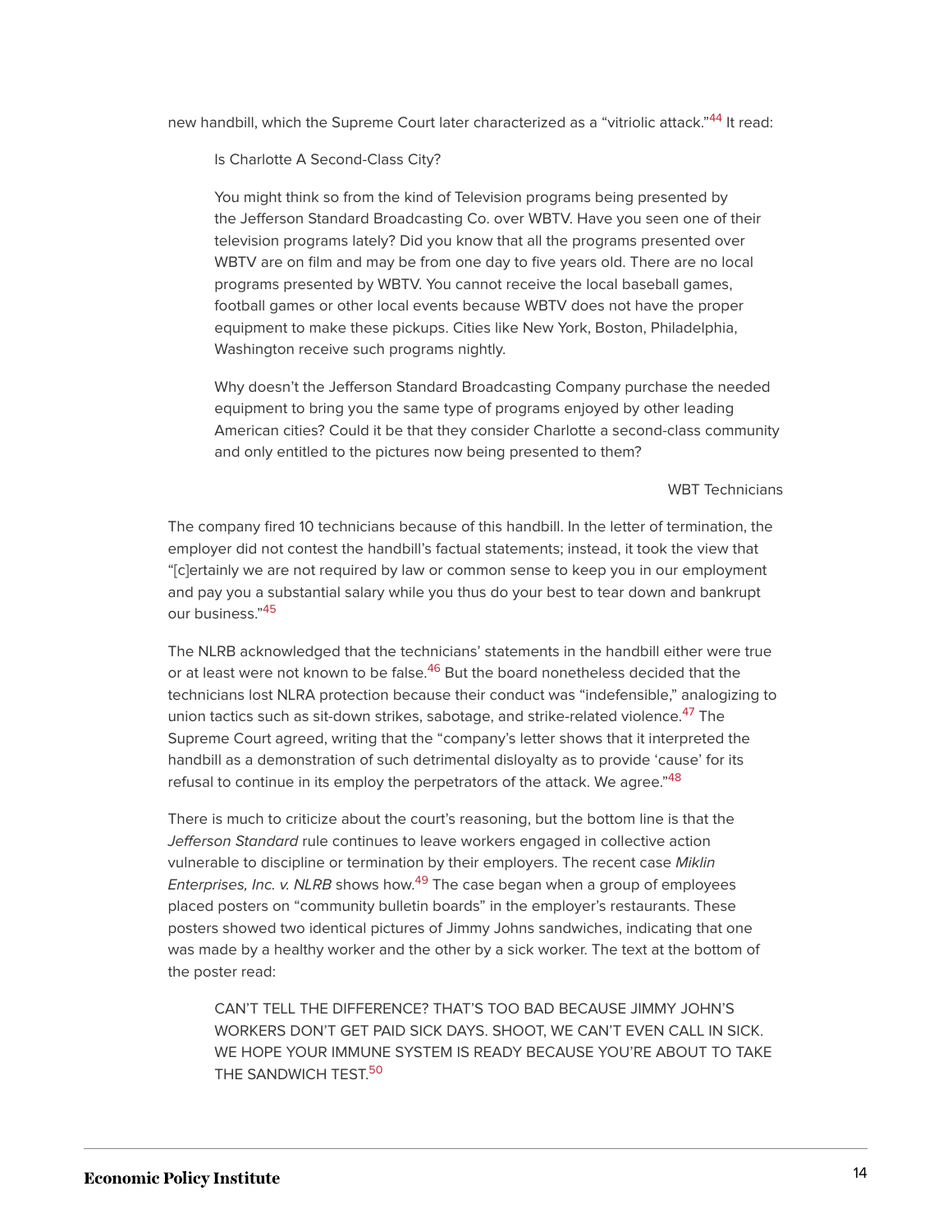new handbill, which the Supreme Court later characterized as a "vitriolic attack."[44] It read:

> Is Charlotte A Second-Class City?
>
> You might think so from the kind of Television programs being presented by the Jefferson Standard Broadcasting Co. over WBTV. Have you seen one of their television programs lately? Did you know that all the programs presented over WBTV are on film and may be from one day to five years old. There are no local programs presented by WBTV. You cannot receive the local baseball games, football games or other local events because WBTV does not have the proper equipment to make these pickups. Cities like New York, Boston, Philadelphia, Washington receive such programs nightly.
>
> Why doesn't the Jefferson Standard Broadcasting Company purchase the needed equipment to bring you the same type of programs enjoyed by other leading American cities? Could it be that they consider Charlotte a second-class community and only entitled to the pictures now being presented to them?
>
> WBT Technicians

The company fired 10 technicians because of this handbill. In the letter of termination, the employer did not contest the handbill's factual statements; instead, it took the view that "[c]ertainly we are not required by law or common sense to keep you in our employment and pay you a substantial salary while you thus do your best to tear down and bankrupt our business."[45]

The NLRB acknowledged that the technicians' statements in the handbill either were true or at least were not known to be false.[46] But the board nonetheless decided that the technicians lost NLRA protection because their conduct was "indefensible," analogizing to union tactics such as sit-down strikes, sabotage, and strike-related violence.[47] The Supreme Court agreed, writing that the "company's letter shows that it interpreted the handbill as a demonstration of such detrimental disloyalty as to provide 'cause' for its refusal to continue in its employ the perpetrators of the attack. We agree."[48]

There is much to criticize about the court's reasoning, but the bottom line is that the *Jefferson Standard* rule continues to leave workers engaged in collective action vulnerable to discipline or termination by their employers. The recent case *Miklin Enterprises, Inc. v. NLRB* shows how.[49] The case began when a group of employees placed posters on "community bulletin boards" in the employer's restaurants. These posters showed two identical pictures of Jimmy Johns sandwiches, indicating that one was made by a healthy worker and the other by a sick worker. The text at the bottom of the poster read:

> CAN'T TELL THE DIFFERENCE? THAT'S TOO BAD BECAUSE JIMMY JOHN'S WORKERS DON'T GET PAID SICK DAYS. SHOOT, WE CAN'T EVEN CALL IN SICK. WE HOPE YOUR IMMUNE SYSTEM IS READY BECAUSE YOU'RE ABOUT TO TAKE THE SANDWICH TEST.[50]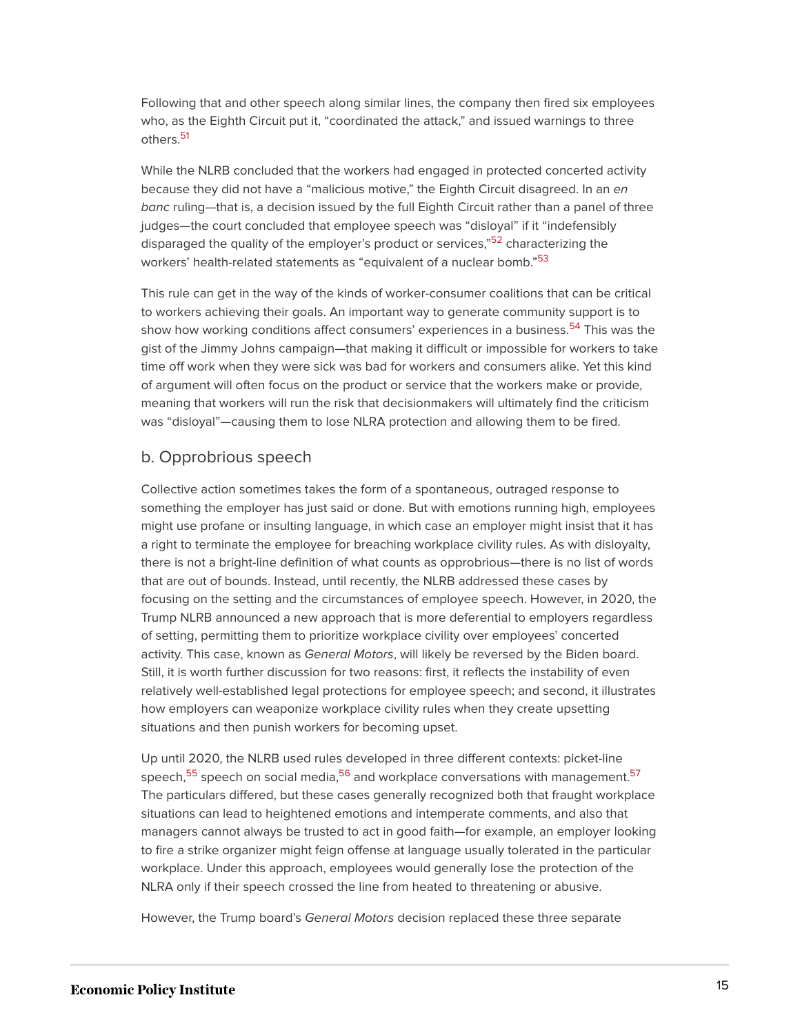Following that and other speech along similar lines, the company then fired six employees who, as the Eighth Circuit put it, "coordinated the attack," and issued warnings to three others.[51]

While the NLRB concluded that the workers had engaged in protected concerted activity because they did not have a "malicious motive," the Eighth Circuit disagreed. In an *en banc* ruling—that is, a decision issued by the full Eighth Circuit rather than a panel of three judges—the court concluded that employee speech was "disloyal" if it "indefensibly disparaged the quality of the employer's product or services,"[52] characterizing the workers' health-related statements as "equivalent of a nuclear bomb."[53]

This rule can get in the way of the kinds of worker-consumer coalitions that can be critical to workers achieving their goals. An important way to generate community support is to show how working conditions affect consumers' experiences in a business.[54] This was the gist of the Jimmy Johns campaign—that making it difficult or impossible for workers to take time off work when they were sick was bad for workers and consumers alike. Yet this kind of argument will often focus on the product or service that the workers make or provide, meaning that workers will run the risk that decisionmakers will ultimately find the criticism was "disloyal"—causing them to lose NLRA protection and allowing them to be fired.

### b. Opprobrious speech

Collective action sometimes takes the form of a spontaneous, outraged response to something the employer has just said or done. But with emotions running high, employees might use profane or insulting language, in which case an employer might insist that it has a right to terminate the employee for breaching workplace civility rules. As with disloyalty, there is not a bright-line definition of what counts as opprobrious—there is no list of words that are out of bounds. Instead, until recently, the NLRB addressed these cases by focusing on the setting and the circumstances of employee speech. However, in 2020, the Trump NLRB announced a new approach that is more deferential to employers regardless of setting, permitting them to prioritize workplace civility over employees' concerted activity. This case, known as *General Motors*, will likely be reversed by the Biden board. Still, it is worth further discussion for two reasons: first, it reflects the instability of even relatively well-established legal protections for employee speech; and second, it illustrates how employers can weaponize workplace civility rules when they create upsetting situations and then punish workers for becoming upset.

Up until 2020, the NLRB used rules developed in three different contexts: picket-line speech,[55] speech on social media,[56] and workplace conversations with management.[57] The particulars differed, but these cases generally recognized both that fraught workplace situations can lead to heightened emotions and intemperate comments, and also that managers cannot always be trusted to act in good faith—for example, an employer looking to fire a strike organizer might feign offense at language usually tolerated in the particular workplace. Under this approach, employees would generally lose the protection of the NLRA only if their speech crossed the line from heated to threatening or abusive.

However, the Trump board's *General Motors* decision replaced these three separate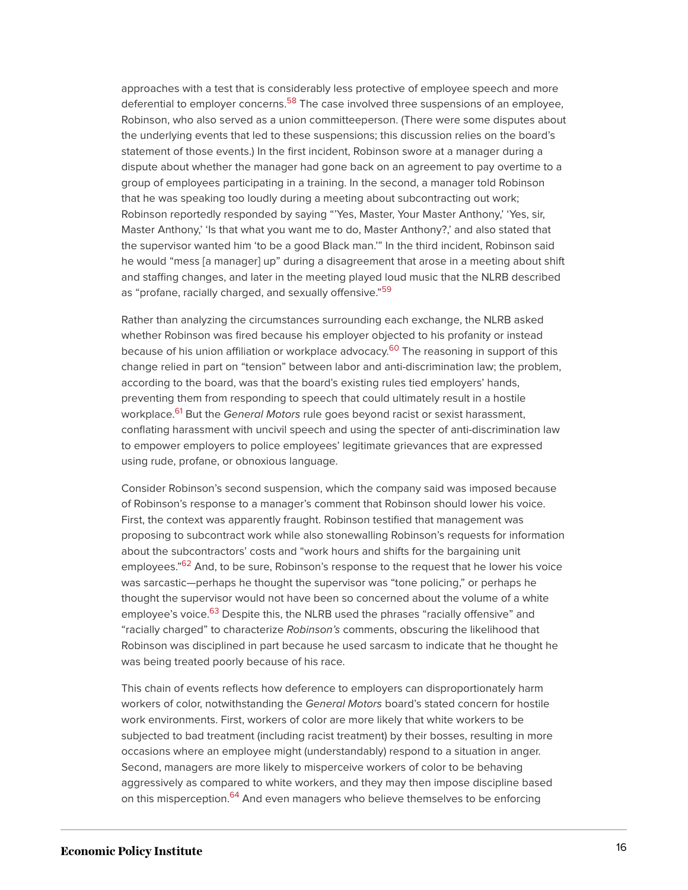approaches with a test that is considerably less protective of employee speech and more deferential to employer concerns.[58] The case involved three suspensions of an employee, Robinson, who also served as a union committeeperson. (There were some disputes about the underlying events that led to these suspensions; this discussion relies on the board's statement of those events.) In the first incident, Robinson swore at a manager during a dispute about whether the manager had gone back on an agreement to pay overtime to a group of employees participating in a training. In the second, a manager told Robinson that he was speaking too loudly during a meeting about subcontracting out work; Robinson reportedly responded by saying "'Yes, Master, Your Master Anthony,' 'Yes, sir, Master Anthony,' 'Is that what you want me to do, Master Anthony?,' and also stated that the supervisor wanted him 'to be a good Black man.'" In the third incident, Robinson said he would "mess [a manager] up" during a disagreement that arose in a meeting about shift and staffing changes, and later in the meeting played loud music that the NLRB described as "profane, racially charged, and sexually offensive."[59]

Rather than analyzing the circumstances surrounding each exchange, the NLRB asked whether Robinson was fired because his employer objected to his profanity or instead because of his union affiliation or workplace advocacy.[60] The reasoning in support of this change relied in part on "tension" between labor and anti-discrimination law; the problem, according to the board, was that the board's existing rules tied employers' hands, preventing them from responding to speech that could ultimately result in a hostile workplace.[61] But the *General Motors* rule goes beyond racist or sexist harassment, conflating harassment with uncivil speech and using the specter of anti-discrimination law to empower employers to police employees' legitimate grievances that are expressed using rude, profane, or obnoxious language.

Consider Robinson's second suspension, which the company said was imposed because of Robinson's response to a manager's comment that Robinson should lower his voice. First, the context was apparently fraught. Robinson testified that management was proposing to subcontract work while also stonewalling Robinson's requests for information about the subcontractors' costs and "work hours and shifts for the bargaining unit employees."[62] And, to be sure, Robinson's response to the request that he lower his voice was sarcastic—perhaps he thought the supervisor was "tone policing," or perhaps he thought the supervisor would not have been so concerned about the volume of a white employee's voice.[63] Despite this, the NLRB used the phrases "racially offensive" and "racially charged" to characterize *Robinson's* comments, obscuring the likelihood that Robinson was disciplined in part because he used sarcasm to indicate that he thought he was being treated poorly because of his race.

This chain of events reflects how deference to employers can disproportionately harm workers of color, notwithstanding the *General Motors* board's stated concern for hostile work environments. First, workers of color are more likely that white workers to be subjected to bad treatment (including racist treatment) by their bosses, resulting in more occasions where an employee might (understandably) respond to a situation in anger. Second, managers are more likely to misperceive workers of color to be behaving aggressively as compared to white workers, and they may then impose discipline based on this misperception.[64] And even managers who believe themselves to be enforcing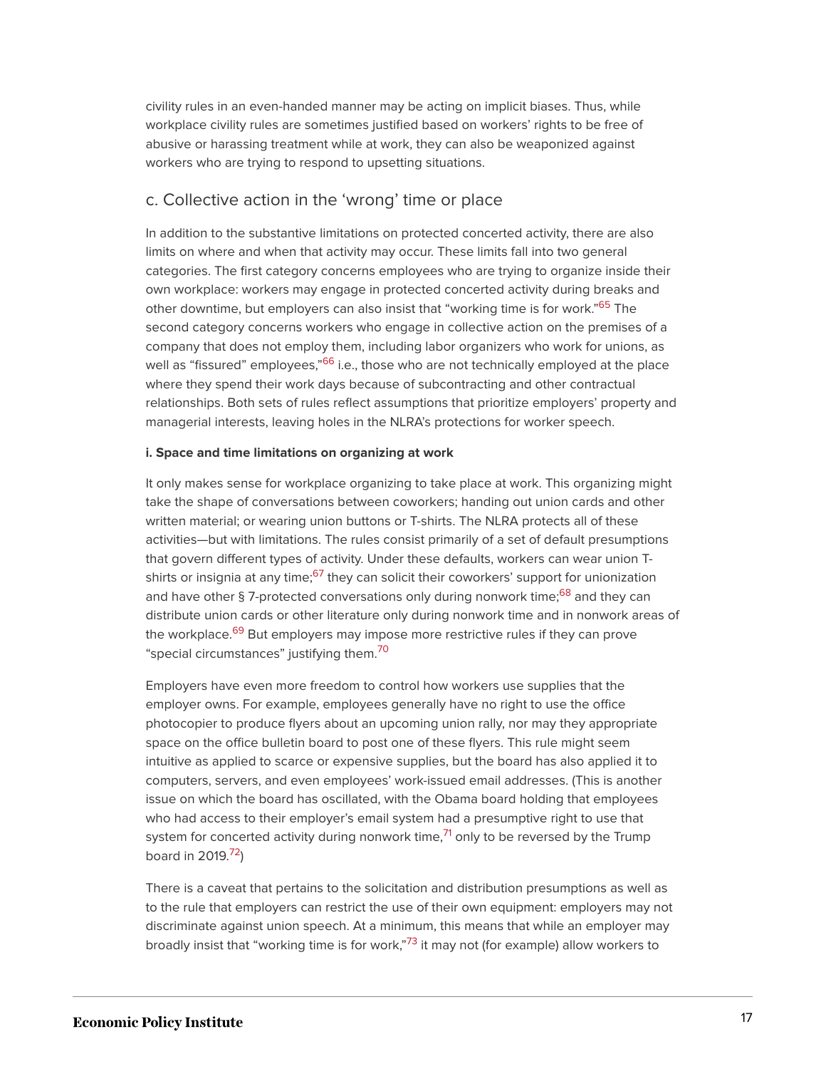civility rules in an even-handed manner may be acting on implicit biases. Thus, while workplace civility rules are sometimes justified based on workers' rights to be free of abusive or harassing treatment while at work, they can also be weaponized against workers who are trying to respond to upsetting situations.

## c. Collective action in the 'wrong' time or place

In addition to the substantive limitations on protected concerted activity, there are also limits on where and when that activity may occur. These limits fall into two general categories. The first category concerns employees who are trying to organize inside their own workplace: workers may engage in protected concerted activity during breaks and other downtime, but employers can also insist that "working time is for work."[65] The second category concerns workers who engage in collective action on the premises of a company that does not employ them, including labor organizers who work for unions, as well as "fissured" employees,"[66] i.e., those who are not technically employed at the place where they spend their work days because of subcontracting and other contractual relationships. Both sets of rules reflect assumptions that prioritize employers' property and managerial interests, leaving holes in the NLRA's protections for worker speech.

**i. Space and time limitations on organizing at work**

It only makes sense for workplace organizing to take place at work. This organizing might take the shape of conversations between coworkers; handing out union cards and other written material; or wearing union buttons or T-shirts. The NLRA protects all of these activities—but with limitations. The rules consist primarily of a set of default presumptions that govern different types of activity. Under these defaults, workers can wear union T-shirts or insignia at any time;[67] they can solicit their coworkers' support for unionization and have other § 7-protected conversations only during nonwork time;[68] and they can distribute union cards or other literature only during nonwork time and in nonwork areas of the workplace.[69] But employers may impose more restrictive rules if they can prove "special circumstances" justifying them.[70]

Employers have even more freedom to control how workers use supplies that the employer owns. For example, employees generally have no right to use the office photocopier to produce flyers about an upcoming union rally, nor may they appropriate space on the office bulletin board to post one of these flyers. This rule might seem intuitive as applied to scarce or expensive supplies, but the board has also applied it to computers, servers, and even employees' work-issued email addresses. (This is another issue on which the board has oscillated, with the Obama board holding that employees who had access to their employer's email system had a presumptive right to use that system for concerted activity during nonwork time,[71] only to be reversed by the Trump board in 2019.[72])

There is a caveat that pertains to the solicitation and distribution presumptions as well as to the rule that employers can restrict the use of their own equipment: employers may not discriminate against union speech. At a minimum, this means that while an employer may broadly insist that "working time is for work,"[73] it may not (for example) allow workers to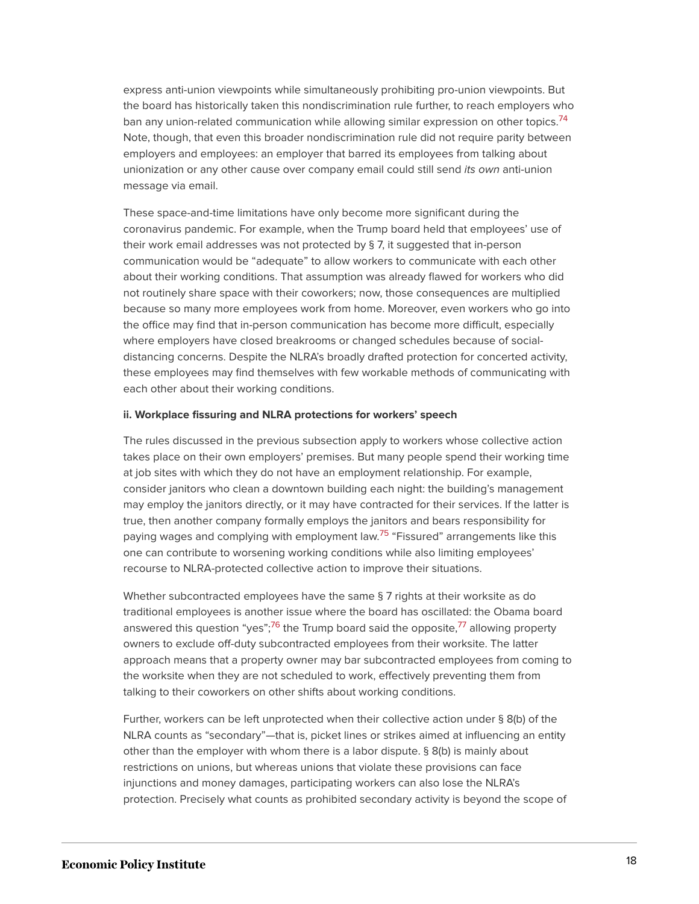express anti-union viewpoints while simultaneously prohibiting pro-union viewpoints. But the board has historically taken this nondiscrimination rule further, to reach employers who ban any union-related communication while allowing similar expression on other topics.[74] Note, though, that even this broader nondiscrimination rule did not require parity between employers and employees: an employer that barred its employees from talking about unionization or any other cause over company email could still send *its own* anti-union message via email.

These space-and-time limitations have only become more significant during the coronavirus pandemic. For example, when the Trump board held that employees' use of their work email addresses was not protected by § 7, it suggested that in-person communication would be "adequate" to allow workers to communicate with each other about their working conditions. That assumption was already flawed for workers who did not routinely share space with their coworkers; now, those consequences are multiplied because so many more employees work from home. Moreover, even workers who go into the office may find that in-person communication has become more difficult, especially where employers have closed breakrooms or changed schedules because of social-distancing concerns. Despite the NLRA's broadly drafted protection for concerted activity, these employees may find themselves with few workable methods of communicating with each other about their working conditions.

**ii. Workplace fissuring and NLRA protections for workers' speech**

The rules discussed in the previous subsection apply to workers whose collective action takes place on their own employers' premises. But many people spend their working time at job sites with which they do not have an employment relationship. For example, consider janitors who clean a downtown building each night: the building's management may employ the janitors directly, or it may have contracted for their services. If the latter is true, then another company formally employs the janitors and bears responsibility for paying wages and complying with employment law.[75] "Fissured" arrangements like this one can contribute to worsening working conditions while also limiting employees' recourse to NLRA-protected collective action to improve their situations.

Whether subcontracted employees have the same § 7 rights at their worksite as do traditional employees is another issue where the board has oscillated: the Obama board answered this question "yes";[76] the Trump board said the opposite,[77] allowing property owners to exclude off-duty subcontracted employees from their worksite. The latter approach means that a property owner may bar subcontracted employees from coming to the worksite when they are not scheduled to work, effectively preventing them from talking to their coworkers on other shifts about working conditions.

Further, workers can be left unprotected when their collective action under § 8(b) of the NLRA counts as "secondary"—that is, picket lines or strikes aimed at influencing an entity other than the employer with whom there is a labor dispute. § 8(b) is mainly about restrictions on unions, but whereas unions that violate these provisions can face injunctions and money damages, participating workers can also lose the NLRA's protection. Precisely what counts as prohibited secondary activity is beyond the scope of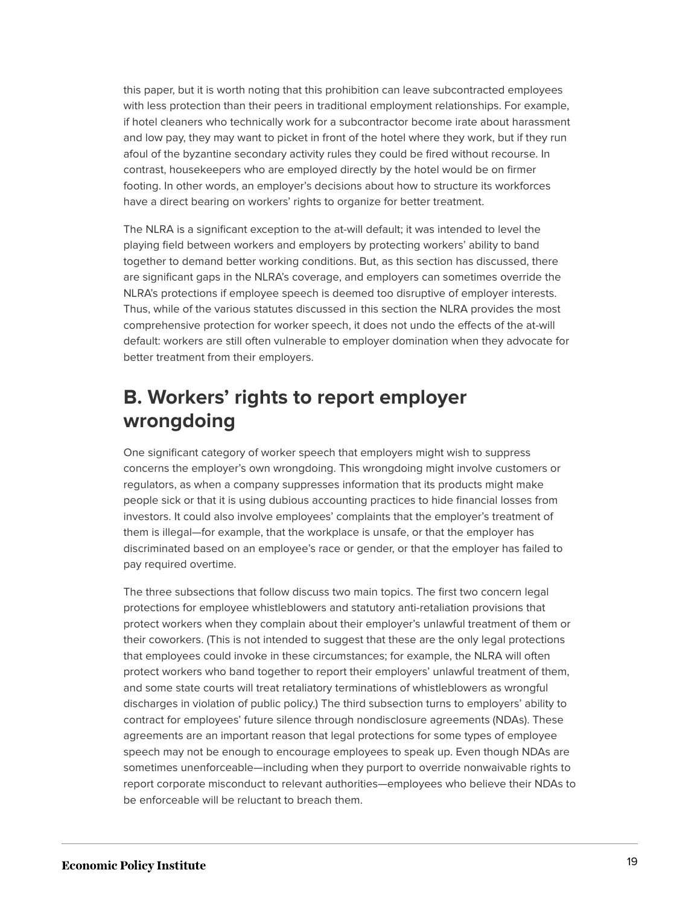this paper, but it is worth noting that this prohibition can leave subcontracted employees with less protection than their peers in traditional employment relationships. For example, if hotel cleaners who technically work for a subcontractor become irate about harassment and low pay, they may want to picket in front of the hotel where they work, but if they run afoul of the byzantine secondary activity rules they could be fired without recourse. In contrast, housekeepers who are employed directly by the hotel would be on firmer footing. In other words, an employer's decisions about how to structure its workforces have a direct bearing on workers' rights to organize for better treatment.

The NLRA is a significant exception to the at-will default; it was intended to level the playing field between workers and employers by protecting workers' ability to band together to demand better working conditions. But, as this section has discussed, there are significant gaps in the NLRA's coverage, and employers can sometimes override the NLRA's protections if employee speech is deemed too disruptive of employer interests. Thus, while of the various statutes discussed in this section the NLRA provides the most comprehensive protection for worker speech, it does not undo the effects of the at-will default: workers are still often vulnerable to employer domination when they advocate for better treatment from their employers.

## B. Workers' rights to report employer wrongdoing

One significant category of worker speech that employers might wish to suppress concerns the employer's own wrongdoing. This wrongdoing might involve customers or regulators, as when a company suppresses information that its products might make people sick or that it is using dubious accounting practices to hide financial losses from investors. It could also involve employees' complaints that the employer's treatment of them is illegal—for example, that the workplace is unsafe, or that the employer has discriminated based on an employee's race or gender, or that the employer has failed to pay required overtime.

The three subsections that follow discuss two main topics. The first two concern legal protections for employee whistleblowers and statutory anti-retaliation provisions that protect workers when they complain about their employer's unlawful treatment of them or their coworkers. (This is not intended to suggest that these are the only legal protections that employees could invoke in these circumstances; for example, the NLRA will often protect workers who band together to report their employers' unlawful treatment of them, and some state courts will treat retaliatory terminations of whistleblowers as wrongful discharges in violation of public policy.) The third subsection turns to employers' ability to contract for employees' future silence through nondisclosure agreements (NDAs). These agreements are an important reason that legal protections for some types of employee speech may not be enough to encourage employees to speak up. Even though NDAs are sometimes unenforceable—including when they purport to override nonwaivable rights to report corporate misconduct to relevant authorities—employees who believe their NDAs to be enforceable will be reluctant to breach them.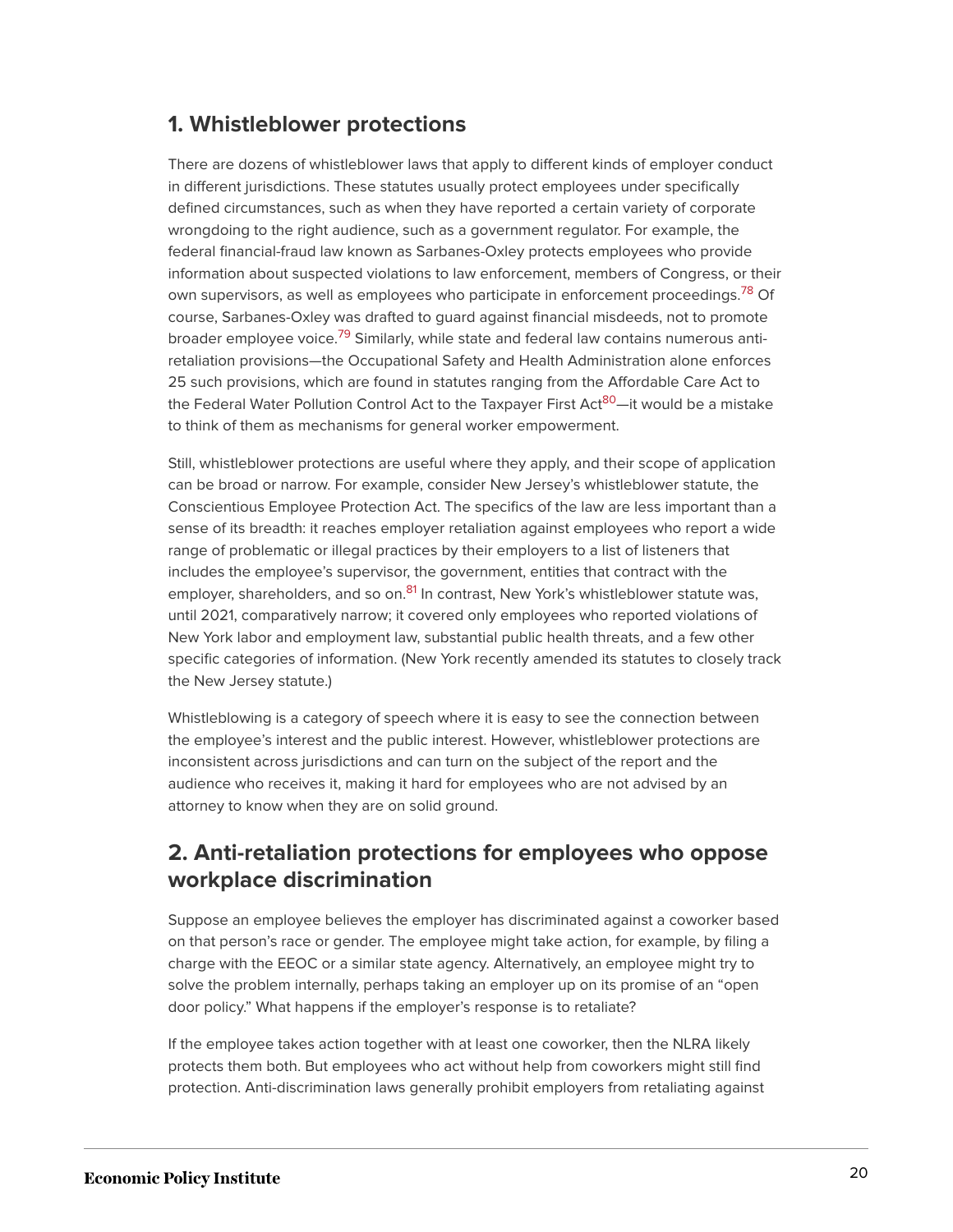## 1. Whistleblower protections

There are dozens of whistleblower laws that apply to different kinds of employer conduct in different jurisdictions. These statutes usually protect employees under specifically defined circumstances, such as when they have reported a certain variety of corporate wrongdoing to the right audience, such as a government regulator. For example, the federal financial-fraud law known as Sarbanes-Oxley protects employees who provide information about suspected violations to law enforcement, members of Congress, or their own supervisors, as well as employees who participate in enforcement proceedings.[78] Of course, Sarbanes-Oxley was drafted to guard against financial misdeeds, not to promote broader employee voice.[79] Similarly, while state and federal law contains numerous anti-retaliation provisions—the Occupational Safety and Health Administration alone enforces 25 such provisions, which are found in statutes ranging from the Affordable Care Act to the Federal Water Pollution Control Act to the Taxpayer First Act[80]—it would be a mistake to think of them as mechanisms for general worker empowerment.

Still, whistleblower protections are useful where they apply, and their scope of application can be broad or narrow. For example, consider New Jersey's whistleblower statute, the Conscientious Employee Protection Act. The specifics of the law are less important than a sense of its breadth: it reaches employer retaliation against employees who report a wide range of problematic or illegal practices by their employers to a list of listeners that includes the employee's supervisor, the government, entities that contract with the employer, shareholders, and so on.[81] In contrast, New York's whistleblower statute was, until 2021, comparatively narrow; it covered only employees who reported violations of New York labor and employment law, substantial public health threats, and a few other specific categories of information. (New York recently amended its statutes to closely track the New Jersey statute.)

Whistleblowing is a category of speech where it is easy to see the connection between the employee's interest and the public interest. However, whistleblower protections are inconsistent across jurisdictions and can turn on the subject of the report and the audience who receives it, making it hard for employees who are not advised by an attorney to know when they are on solid ground.

## 2. Anti-retaliation protections for employees who oppose workplace discrimination

Suppose an employee believes the employer has discriminated against a coworker based on that person's race or gender. The employee might take action, for example, by filing a charge with the EEOC or a similar state agency. Alternatively, an employee might try to solve the problem internally, perhaps taking an employer up on its promise of an "open door policy." What happens if the employer's response is to retaliate?

If the employee takes action together with at least one coworker, then the NLRA likely protects them both. But employees who act without help from coworkers might still find protection. Anti-discrimination laws generally prohibit employers from retaliating against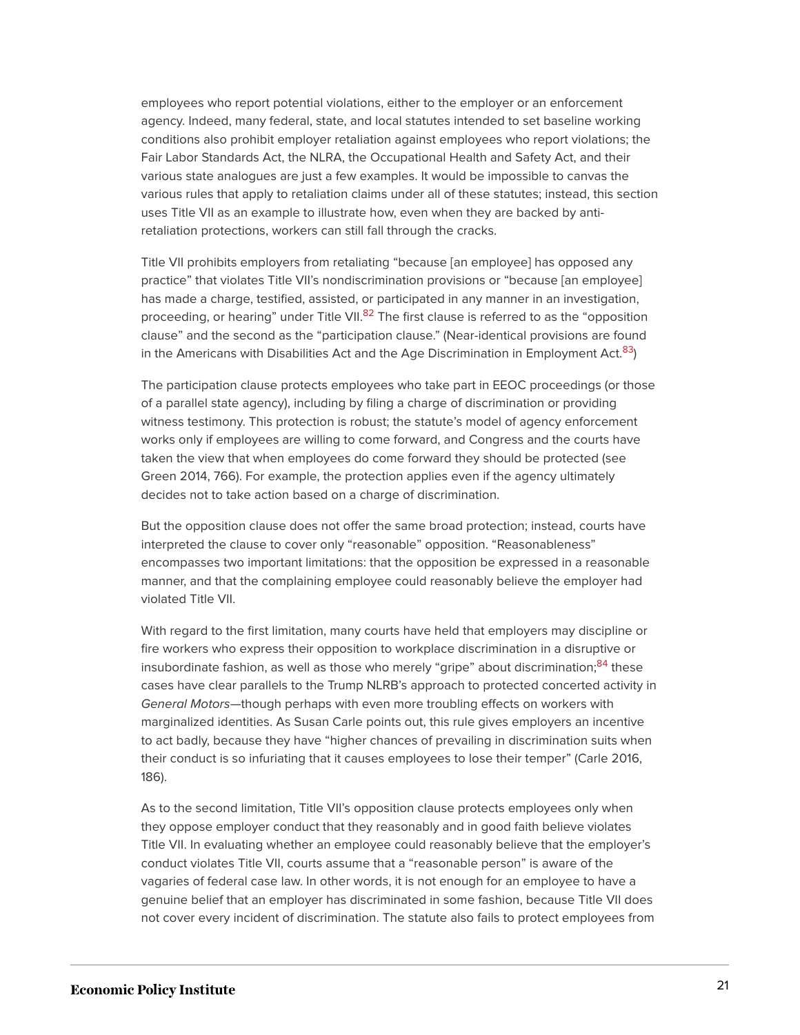employees who report potential violations, either to the employer or an enforcement agency. Indeed, many federal, state, and local statutes intended to set baseline working conditions also prohibit employer retaliation against employees who report violations; the Fair Labor Standards Act, the NLRA, the Occupational Health and Safety Act, and their various state analogues are just a few examples. It would be impossible to canvas the various rules that apply to retaliation claims under all of these statutes; instead, this section uses Title VII as an example to illustrate how, even when they are backed by anti-retaliation protections, workers can still fall through the cracks.

Title VII prohibits employers from retaliating "because [an employee] has opposed any practice" that violates Title VII's nondiscrimination provisions or "because [an employee] has made a charge, testified, assisted, or participated in any manner in an investigation, proceeding, or hearing" under Title VII.[82] The first clause is referred to as the "opposition clause" and the second as the "participation clause." (Near-identical provisions are found in the Americans with Disabilities Act and the Age Discrimination in Employment Act.[83])

The participation clause protects employees who take part in EEOC proceedings (or those of a parallel state agency), including by filing a charge of discrimination or providing witness testimony. This protection is robust; the statute's model of agency enforcement works only if employees are willing to come forward, and Congress and the courts have taken the view that when employees do come forward they should be protected (see Green 2014, 766). For example, the protection applies even if the agency ultimately decides not to take action based on a charge of discrimination.

But the opposition clause does not offer the same broad protection; instead, courts have interpreted the clause to cover only "reasonable" opposition. "Reasonableness" encompasses two important limitations: that the opposition be expressed in a reasonable manner, and that the complaining employee could reasonably believe the employer had violated Title VII.

With regard to the first limitation, many courts have held that employers may discipline or fire workers who express their opposition to workplace discrimination in a disruptive or insubordinate fashion, as well as those who merely "gripe" about discrimination;[84] these cases have clear parallels to the Trump NLRB's approach to protected concerted activity in *General Motors*—though perhaps with even more troubling effects on workers with marginalized identities. As Susan Carle points out, this rule gives employers an incentive to act badly, because they have "higher chances of prevailing in discrimination suits when their conduct is so infuriating that it causes employees to lose their temper" (Carle 2016, 186).

As to the second limitation, Title VII's opposition clause protects employees only when they oppose employer conduct that they reasonably and in good faith believe violates Title VII. In evaluating whether an employee could reasonably believe that the employer's conduct violates Title VII, courts assume that a "reasonable person" is aware of the vagaries of federal case law. In other words, it is not enough for an employee to have a genuine belief that an employer has discriminated in some fashion, because Title VII does not cover every incident of discrimination. The statute also fails to protect employees from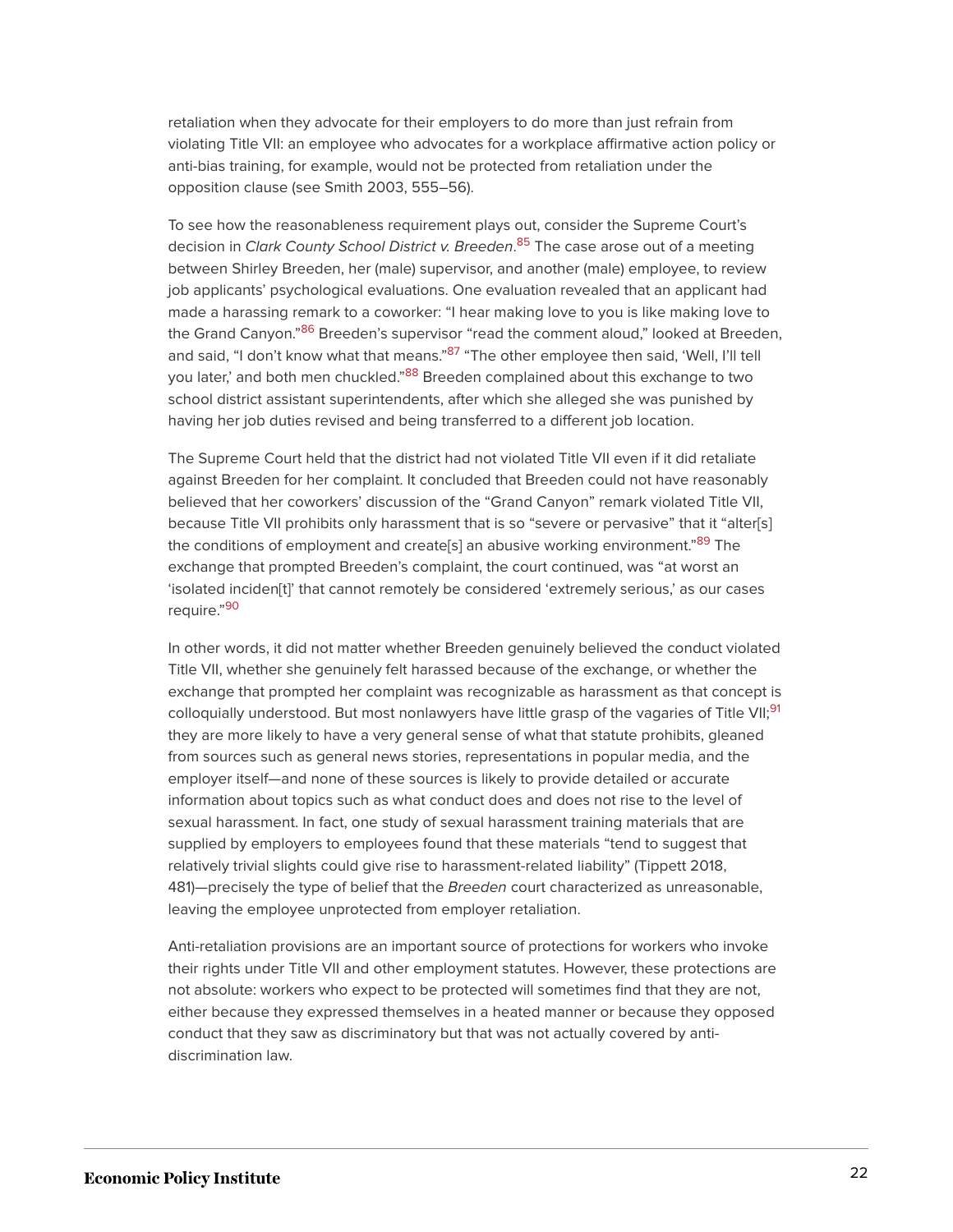retaliation when they advocate for their employers to do more than just refrain from violating Title VII: an employee who advocates for a workplace affirmative action policy or anti-bias training, for example, would not be protected from retaliation under the opposition clause (see Smith 2003, 555–56).

To see how the reasonableness requirement plays out, consider the Supreme Court's decision in *Clark County School District v. Breeden*.[85] The case arose out of a meeting between Shirley Breeden, her (male) supervisor, and another (male) employee, to review job applicants' psychological evaluations. One evaluation revealed that an applicant had made a harassing remark to a coworker: "I hear making love to you is like making love to the Grand Canyon."[86] Breeden's supervisor "read the comment aloud," looked at Breeden, and said, "I don't know what that means."[87] "The other employee then said, 'Well, I'll tell you later,' and both men chuckled."[88] Breeden complained about this exchange to two school district assistant superintendents, after which she alleged she was punished by having her job duties revised and being transferred to a different job location.

The Supreme Court held that the district had not violated Title VII even if it did retaliate against Breeden for her complaint. It concluded that Breeden could not have reasonably believed that her coworkers' discussion of the "Grand Canyon" remark violated Title VII, because Title VII prohibits only harassment that is so "severe or pervasive" that it "alter[s] the conditions of employment and create[s] an abusive working environment."[89] The exchange that prompted Breeden's complaint, the court continued, was "at worst an 'isolated inciden[t]' that cannot remotely be considered 'extremely serious,' as our cases require."[90]

In other words, it did not matter whether Breeden genuinely believed the conduct violated Title VII, whether she genuinely felt harassed because of the exchange, or whether the exchange that prompted her complaint was recognizable as harassment as that concept is colloquially understood. But most nonlawyers have little grasp of the vagaries of Title VII;[91] they are more likely to have a very general sense of what that statute prohibits, gleaned from sources such as general news stories, representations in popular media, and the employer itself—and none of these sources is likely to provide detailed or accurate information about topics such as what conduct does and does not rise to the level of sexual harassment. In fact, one study of sexual harassment training materials that are supplied by employers to employees found that these materials "tend to suggest that relatively trivial slights could give rise to harassment-related liability" (Tippett 2018, 481)—precisely the type of belief that the *Breeden* court characterized as unreasonable, leaving the employee unprotected from employer retaliation.

Anti-retaliation provisions are an important source of protections for workers who invoke their rights under Title VII and other employment statutes. However, these protections are not absolute: workers who expect to be protected will sometimes find that they are not, either because they expressed themselves in a heated manner or because they opposed conduct that they saw as discriminatory but that was not actually covered by anti-discrimination law.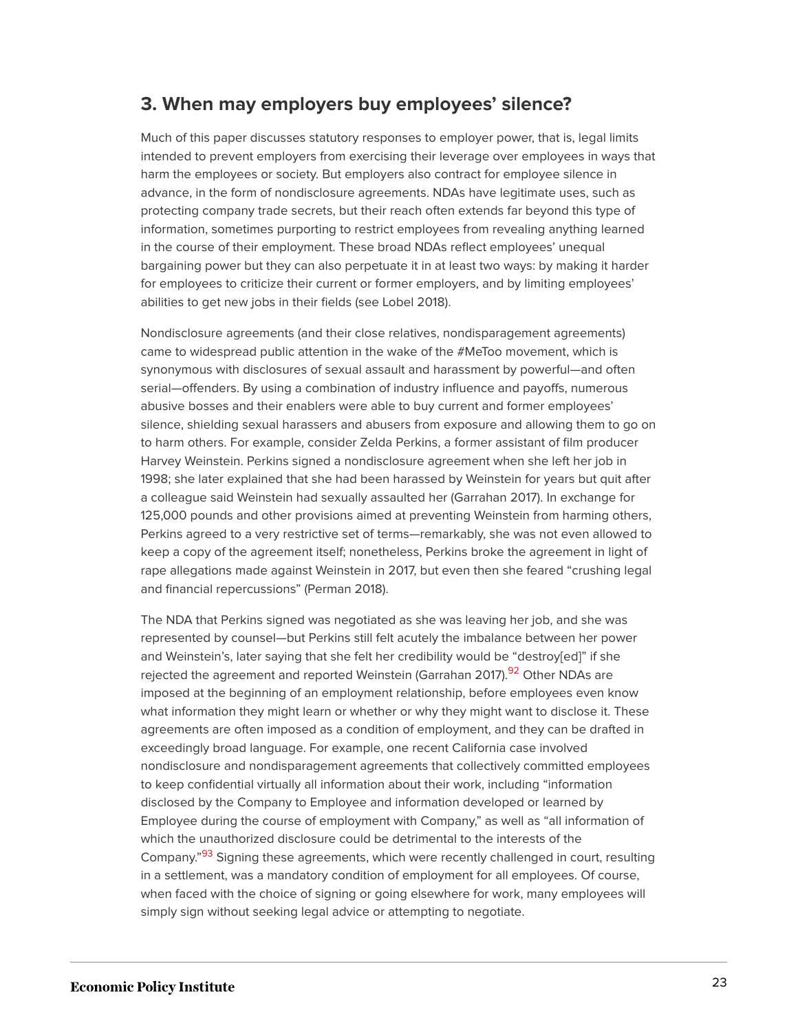## 3. When may employers buy employees' silence?

Much of this paper discusses statutory responses to employer power, that is, legal limits intended to prevent employers from exercising their leverage over employees in ways that harm the employees or society. But employers also contract for employee silence in advance, in the form of nondisclosure agreements. NDAs have legitimate uses, such as protecting company trade secrets, but their reach often extends far beyond this type of information, sometimes purporting to restrict employees from revealing anything learned in the course of their employment. These broad NDAs reflect employees' unequal bargaining power but they can also perpetuate it in at least two ways: by making it harder for employees to criticize their current or former employers, and by limiting employees' abilities to get new jobs in their fields (see Lobel 2018).

Nondisclosure agreements (and their close relatives, nondisparagement agreements) came to widespread public attention in the wake of the #MeToo movement, which is synonymous with disclosures of sexual assault and harassment by powerful—and often serial—offenders. By using a combination of industry influence and payoffs, numerous abusive bosses and their enablers were able to buy current and former employees' silence, shielding sexual harassers and abusers from exposure and allowing them to go on to harm others. For example, consider Zelda Perkins, a former assistant of film producer Harvey Weinstein. Perkins signed a nondisclosure agreement when she left her job in 1998; she later explained that she had been harassed by Weinstein for years but quit after a colleague said Weinstein had sexually assaulted her (Garrahan 2017). In exchange for 125,000 pounds and other provisions aimed at preventing Weinstein from harming others, Perkins agreed to a very restrictive set of terms—remarkably, she was not even allowed to keep a copy of the agreement itself; nonetheless, Perkins broke the agreement in light of rape allegations made against Weinstein in 2017, but even then she feared "crushing legal and financial repercussions" (Perman 2018).

The NDA that Perkins signed was negotiated as she was leaving her job, and she was represented by counsel—but Perkins still felt acutely the imbalance between her power and Weinstein's, later saying that she felt her credibility would be "destroy[ed]" if she rejected the agreement and reported Weinstein (Garrahan 2017).[92] Other NDAs are imposed at the beginning of an employment relationship, before employees even know what information they might learn or whether or why they might want to disclose it. These agreements are often imposed as a condition of employment, and they can be drafted in exceedingly broad language. For example, one recent California case involved nondisclosure and nondisparagement agreements that collectively committed employees to keep confidential virtually all information about their work, including "information disclosed by the Company to Employee and information developed or learned by Employee during the course of employment with Company," as well as "all information of which the unauthorized disclosure could be detrimental to the interests of the Company."[93] Signing these agreements, which were recently challenged in court, resulting in a settlement, was a mandatory condition of employment for all employees. Of course, when faced with the choice of signing or going elsewhere for work, many employees will simply sign without seeking legal advice or attempting to negotiate.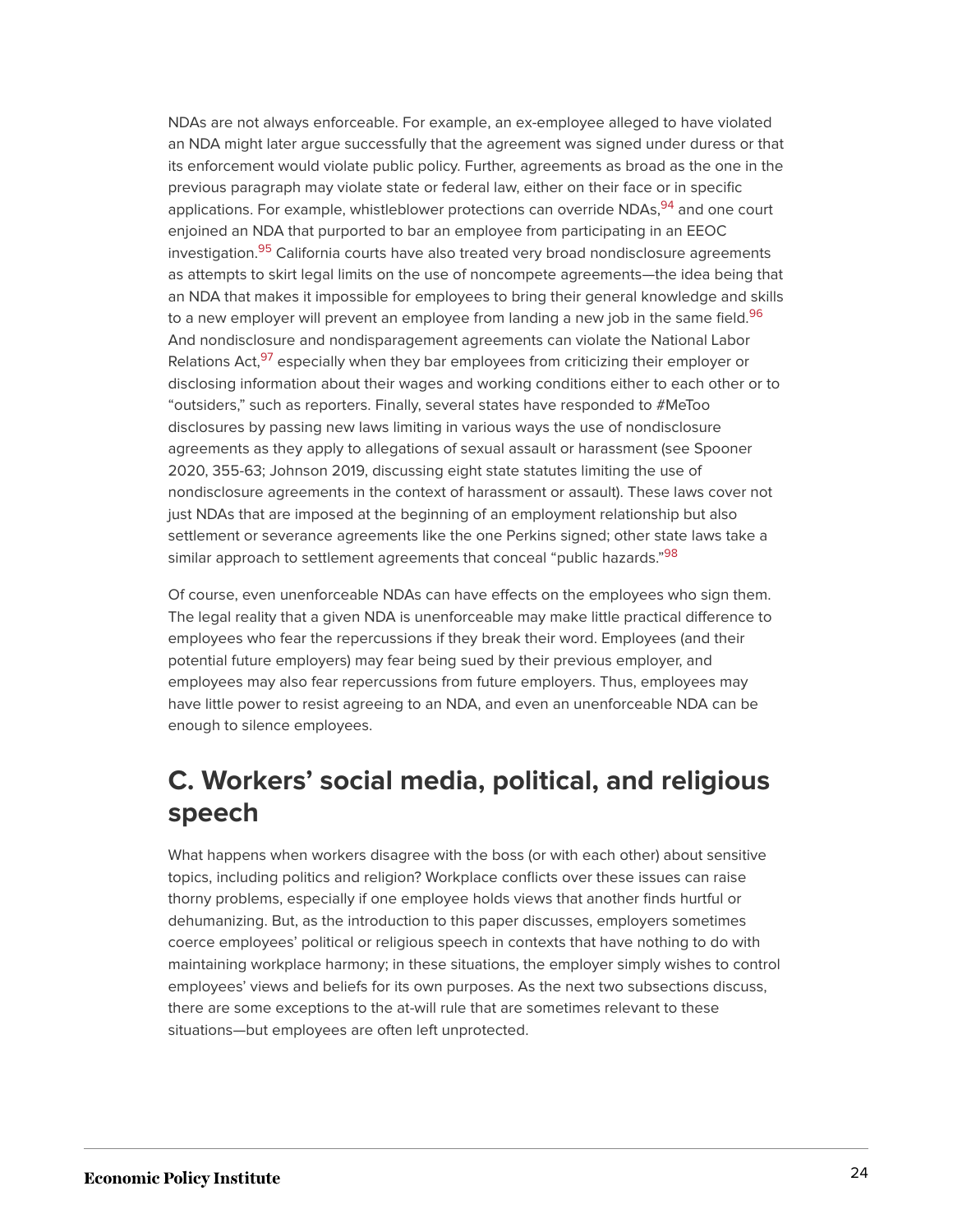NDAs are not always enforceable. For example, an ex-employee alleged to have violated an NDA might later argue successfully that the agreement was signed under duress or that its enforcement would violate public policy. Further, agreements as broad as the one in the previous paragraph may violate state or federal law, either on their face or in specific applications. For example, whistleblower protections can override NDAs,[94] and one court enjoined an NDA that purported to bar an employee from participating in an EEOC investigation.[95] California courts have also treated very broad nondisclosure agreements as attempts to skirt legal limits on the use of noncompete agreements—the idea being that an NDA that makes it impossible for employees to bring their general knowledge and skills to a new employer will prevent an employee from landing a new job in the same field.[96] And nondisclosure and nondisparagement agreements can violate the National Labor Relations Act,[97] especially when they bar employees from criticizing their employer or disclosing information about their wages and working conditions either to each other or to "outsiders," such as reporters. Finally, several states have responded to #MeToo disclosures by passing new laws limiting in various ways the use of nondisclosure agreements as they apply to allegations of sexual assault or harassment (see Spooner 2020, 355-63; Johnson 2019, discussing eight state statutes limiting the use of nondisclosure agreements in the context of harassment or assault). These laws cover not just NDAs that are imposed at the beginning of an employment relationship but also settlement or severance agreements like the one Perkins signed; other state laws take a similar approach to settlement agreements that conceal "public hazards."[98]

Of course, even unenforceable NDAs can have effects on the employees who sign them. The legal reality that a given NDA is unenforceable may make little practical difference to employees who fear the repercussions if they break their word. Employees (and their potential future employers) may fear being sued by their previous employer, and employees may also fear repercussions from future employers. Thus, employees may have little power to resist agreeing to an NDA, and even an unenforceable NDA can be enough to silence employees.

## C. Workers' social media, political, and religious speech

What happens when workers disagree with the boss (or with each other) about sensitive topics, including politics and religion? Workplace conflicts over these issues can raise thorny problems, especially if one employee holds views that another finds hurtful or dehumanizing. But, as the introduction to this paper discusses, employers sometimes coerce employees' political or religious speech in contexts that have nothing to do with maintaining workplace harmony; in these situations, the employer simply wishes to control employees' views and beliefs for its own purposes. As the next two subsections discuss, there are some exceptions to the at-will rule that are sometimes relevant to these situations—but employees are often left unprotected.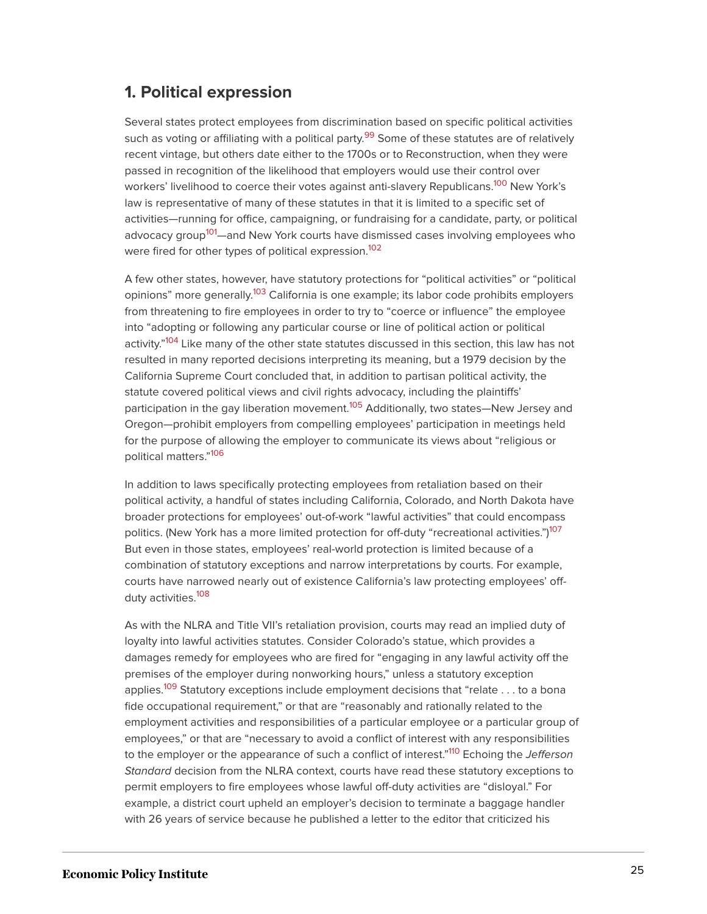## 1. Political expression

Several states protect employees from discrimination based on specific political activities such as voting or affiliating with a political party.[99] Some of these statutes are of relatively recent vintage, but others date either to the 1700s or to Reconstruction, when they were passed in recognition of the likelihood that employers would use their control over workers' livelihood to coerce their votes against anti-slavery Republicans.[100] New York's law is representative of many of these statutes in that it is limited to a specific set of activities—running for office, campaigning, or fundraising for a candidate, party, or political advocacy group[101]—and New York courts have dismissed cases involving employees who were fired for other types of political expression.[102]

A few other states, however, have statutory protections for "political activities" or "political opinions" more generally.[103] California is one example; its labor code prohibits employers from threatening to fire employees in order to try to "coerce or influence" the employee into "adopting or following any particular course or line of political action or political activity."[104] Like many of the other state statutes discussed in this section, this law has not resulted in many reported decisions interpreting its meaning, but a 1979 decision by the California Supreme Court concluded that, in addition to partisan political activity, the statute covered political views and civil rights advocacy, including the plaintiffs' participation in the gay liberation movement.[105] Additionally, two states—New Jersey and Oregon—prohibit employers from compelling employees' participation in meetings held for the purpose of allowing the employer to communicate its views about "religious or political matters."[106]

In addition to laws specifically protecting employees from retaliation based on their political activity, a handful of states including California, Colorado, and North Dakota have broader protections for employees' out-of-work "lawful activities" that could encompass politics. (New York has a more limited protection for off-duty "recreational activities.")[107] But even in those states, employees' real-world protection is limited because of a combination of statutory exceptions and narrow interpretations by courts. For example, courts have narrowed nearly out of existence California's law protecting employees' off-duty activities.[108]

As with the NLRA and Title VII's retaliation provision, courts may read an implied duty of loyalty into lawful activities statutes. Consider Colorado's statue, which provides a damages remedy for employees who are fired for "engaging in any lawful activity off the premises of the employer during nonworking hours," unless a statutory exception applies.[109] Statutory exceptions include employment decisions that "relate . . . to a bona fide occupational requirement," or that are "reasonably and rationally related to the employment activities and responsibilities of a particular employee or a particular group of employees," or that are "necessary to avoid a conflict of interest with any responsibilities to the employer or the appearance of such a conflict of interest."[110] Echoing the *Jefferson Standard* decision from the NLRA context, courts have read these statutory exceptions to permit employers to fire employees whose lawful off-duty activities are "disloyal." For example, a district court upheld an employer's decision to terminate a baggage handler with 26 years of service because he published a letter to the editor that criticized his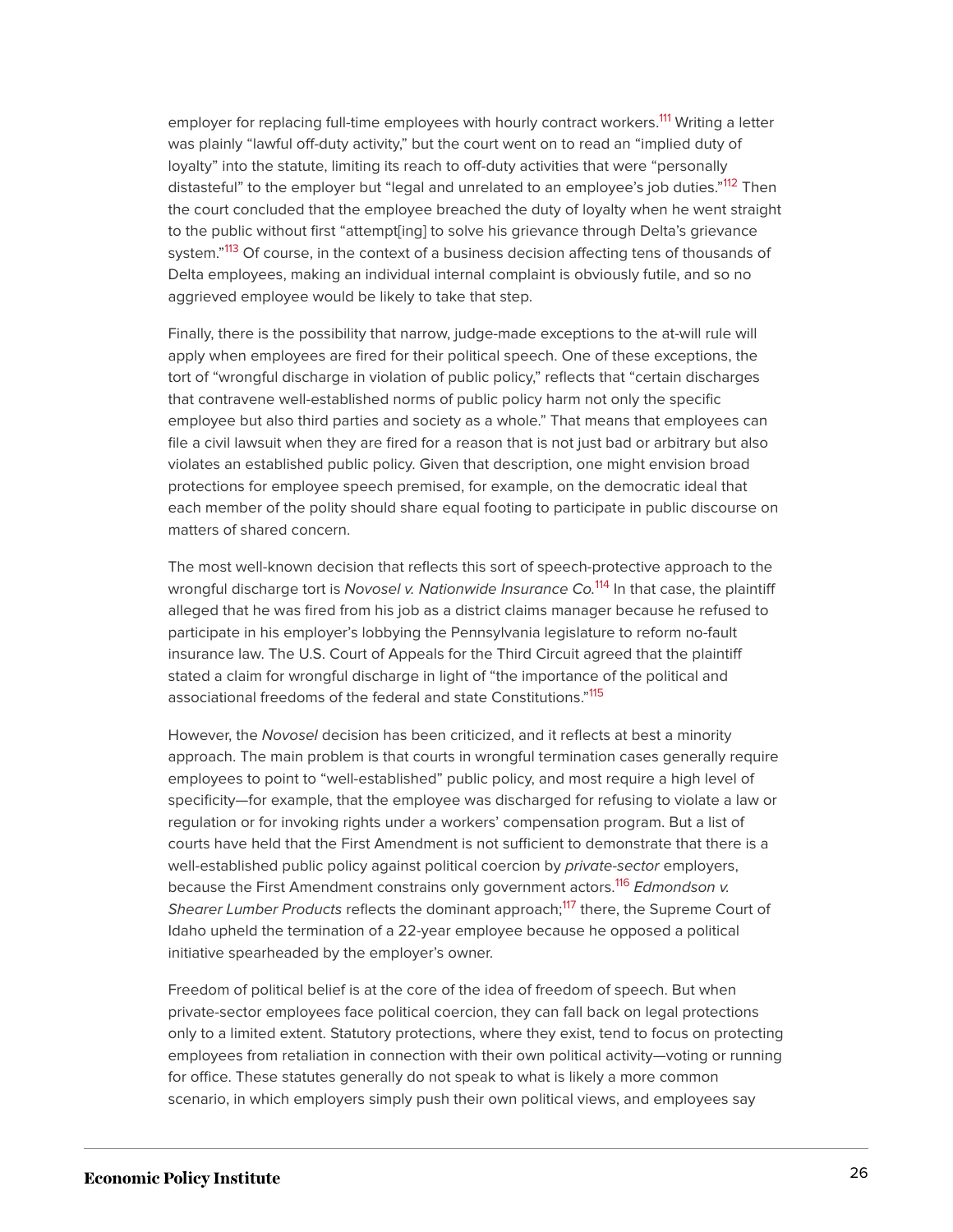employer for replacing full-time employees with hourly contract workers.[111] Writing a letter was plainly "lawful off-duty activity," but the court went on to read an "implied duty of loyalty" into the statute, limiting its reach to off-duty activities that were "personally distasteful" to the employer but "legal and unrelated to an employee's job duties."[112] Then the court concluded that the employee breached the duty of loyalty when he went straight to the public without first "attempt[ing] to solve his grievance through Delta's grievance system."[113] Of course, in the context of a business decision affecting tens of thousands of Delta employees, making an individual internal complaint is obviously futile, and so no aggrieved employee would be likely to take that step.

Finally, there is the possibility that narrow, judge-made exceptions to the at-will rule will apply when employees are fired for their political speech. One of these exceptions, the tort of "wrongful discharge in violation of public policy," reflects that "certain discharges that contravene well-established norms of public policy harm not only the specific employee but also third parties and society as a whole." That means that employees can file a civil lawsuit when they are fired for a reason that is not just bad or arbitrary but also violates an established public policy. Given that description, one might envision broad protections for employee speech premised, for example, on the democratic ideal that each member of the polity should share equal footing to participate in public discourse on matters of shared concern.

The most well-known decision that reflects this sort of speech-protective approach to the wrongful discharge tort is *Novosel v. Nationwide Insurance Co.*[114] In that case, the plaintiff alleged that he was fired from his job as a district claims manager because he refused to participate in his employer's lobbying the Pennsylvania legislature to reform no-fault insurance law. The U.S. Court of Appeals for the Third Circuit agreed that the plaintiff stated a claim for wrongful discharge in light of "the importance of the political and associational freedoms of the federal and state Constitutions."[115]

However, the *Novosel* decision has been criticized, and it reflects at best a minority approach. The main problem is that courts in wrongful termination cases generally require employees to point to "well-established" public policy, and most require a high level of specificity—for example, that the employee was discharged for refusing to violate a law or regulation or for invoking rights under a workers' compensation program. But a list of courts have held that the First Amendment is not sufficient to demonstrate that there is a well-established public policy against political coercion by *private-sector* employers, because the First Amendment constrains only government actors.[116] *Edmondson v. Shearer Lumber Products* reflects the dominant approach;[117] there, the Supreme Court of Idaho upheld the termination of a 22-year employee because he opposed a political initiative spearheaded by the employer's owner.

Freedom of political belief is at the core of the idea of freedom of speech. But when private-sector employees face political coercion, they can fall back on legal protections only to a limited extent. Statutory protections, where they exist, tend to focus on protecting employees from retaliation in connection with their own political activity—voting or running for office. These statutes generally do not speak to what is likely a more common scenario, in which employers simply push their own political views, and employees say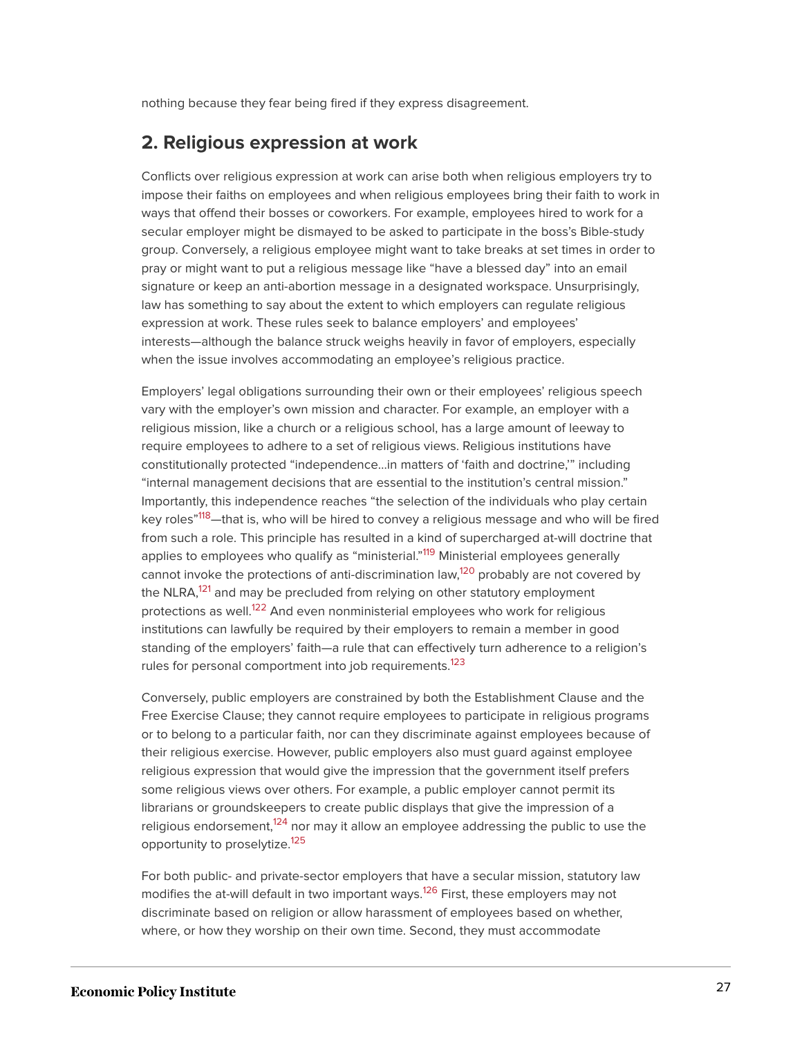nothing because they fear being fired if they express disagreement.

## 2. Religious expression at work

Conflicts over religious expression at work can arise both when religious employers try to impose their faiths on employees and when religious employees bring their faith to work in ways that offend their bosses or coworkers. For example, employees hired to work for a secular employer might be dismayed to be asked to participate in the boss's Bible-study group. Conversely, a religious employee might want to take breaks at set times in order to pray or might want to put a religious message like "have a blessed day" into an email signature or keep an anti-abortion message in a designated workspace. Unsurprisingly, law has something to say about the extent to which employers can regulate religious expression at work. These rules seek to balance employers' and employees' interests—although the balance struck weighs heavily in favor of employers, especially when the issue involves accommodating an employee's religious practice.

Employers' legal obligations surrounding their own or their employees' religious speech vary with the employer's own mission and character. For example, an employer with a religious mission, like a church or a religious school, has a large amount of leeway to require employees to adhere to a set of religious views. Religious institutions have constitutionally protected "independence…in matters of 'faith and doctrine,'" including "internal management decisions that are essential to the institution's central mission." Importantly, this independence reaches "the selection of the individuals who play certain key roles"[118]—that is, who will be hired to convey a religious message and who will be fired from such a role. This principle has resulted in a kind of supercharged at-will doctrine that applies to employees who qualify as "ministerial."[119] Ministerial employees generally cannot invoke the protections of anti-discrimination law,[120] probably are not covered by the NLRA,[121] and may be precluded from relying on other statutory employment protections as well.[122] And even nonministerial employees who work for religious institutions can lawfully be required by their employers to remain a member in good standing of the employers' faith—a rule that can effectively turn adherence to a religion's rules for personal comportment into job requirements.[123]

Conversely, public employers are constrained by both the Establishment Clause and the Free Exercise Clause; they cannot require employees to participate in religious programs or to belong to a particular faith, nor can they discriminate against employees because of their religious exercise. However, public employers also must guard against employee religious expression that would give the impression that the government itself prefers some religious views over others. For example, a public employer cannot permit its librarians or groundskeepers to create public displays that give the impression of a religious endorsement,[124] nor may it allow an employee addressing the public to use the opportunity to proselytize.[125]

For both public- and private-sector employers that have a secular mission, statutory law modifies the at-will default in two important ways.[126] First, these employers may not discriminate based on religion or allow harassment of employees based on whether, where, or how they worship on their own time. Second, they must accommodate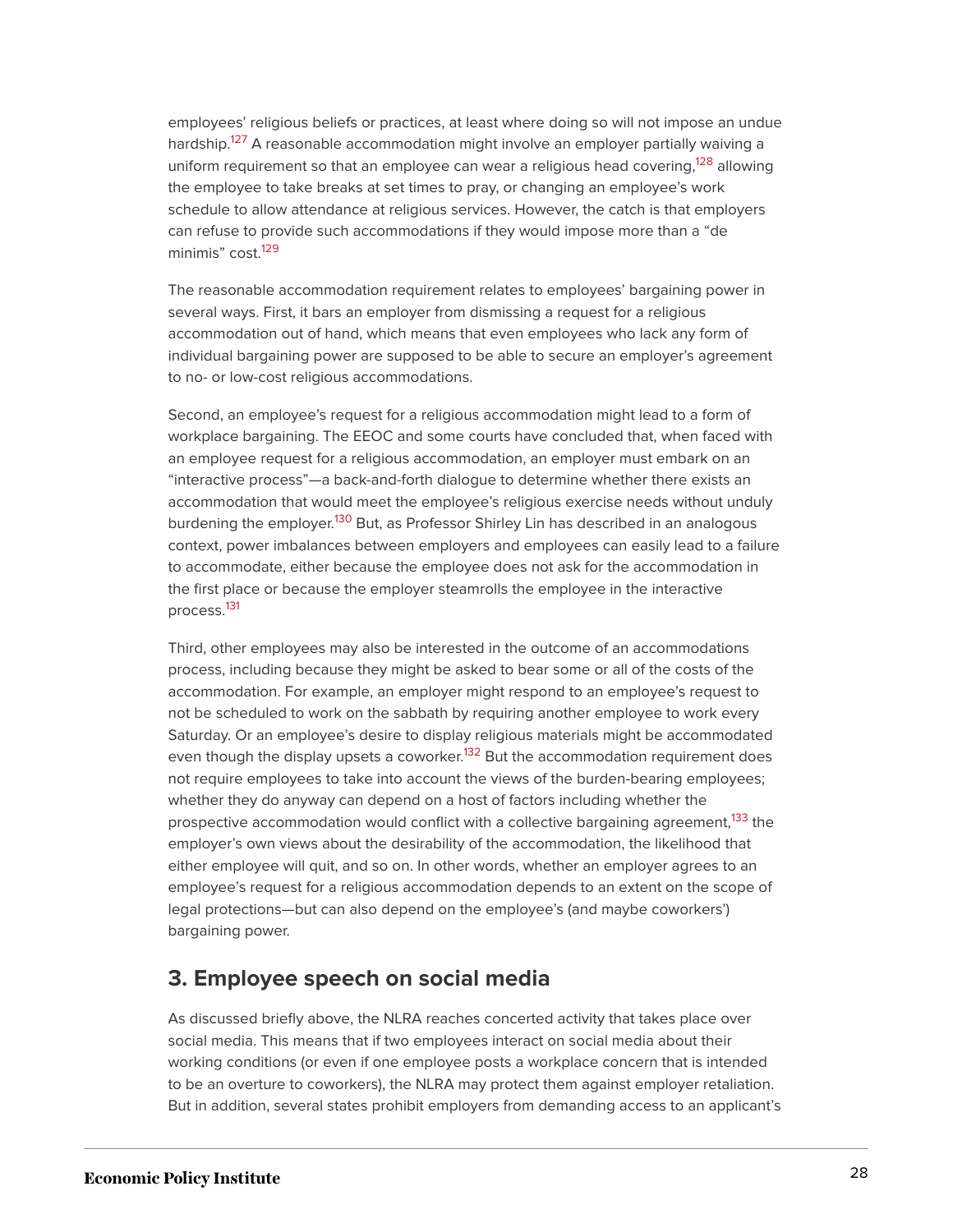employees' religious beliefs or practices, at least where doing so will not impose an undue hardship.[127] A reasonable accommodation might involve an employer partially waiving a uniform requirement so that an employee can wear a religious head covering,[128] allowing the employee to take breaks at set times to pray, or changing an employee's work schedule to allow attendance at religious services. However, the catch is that employers can refuse to provide such accommodations if they would impose more than a "de minimis" cost.[129]

The reasonable accommodation requirement relates to employees' bargaining power in several ways. First, it bars an employer from dismissing a request for a religious accommodation out of hand, which means that even employees who lack any form of individual bargaining power are supposed to be able to secure an employer's agreement to no- or low-cost religious accommodations.

Second, an employee's request for a religious accommodation might lead to a form of workplace bargaining. The EEOC and some courts have concluded that, when faced with an employee request for a religious accommodation, an employer must embark on an "interactive process"—a back-and-forth dialogue to determine whether there exists an accommodation that would meet the employee's religious exercise needs without unduly burdening the employer.[130] But, as Professor Shirley Lin has described in an analogous context, power imbalances between employers and employees can easily lead to a failure to accommodate, either because the employee does not ask for the accommodation in the first place or because the employer steamrolls the employee in the interactive process.[131]

Third, other employees may also be interested in the outcome of an accommodations process, including because they might be asked to bear some or all of the costs of the accommodation. For example, an employer might respond to an employee's request to not be scheduled to work on the sabbath by requiring another employee to work every Saturday. Or an employee's desire to display religious materials might be accommodated even though the display upsets a coworker.[132] But the accommodation requirement does not require employees to take into account the views of the burden-bearing employees; whether they do anyway can depend on a host of factors including whether the prospective accommodation would conflict with a collective bargaining agreement,[133] the employer's own views about the desirability of the accommodation, the likelihood that either employee will quit, and so on. In other words, whether an employer agrees to an employee's request for a religious accommodation depends to an extent on the scope of legal protections—but can also depend on the employee's (and maybe coworkers') bargaining power.

## 3. Employee speech on social media

As discussed briefly above, the NLRA reaches concerted activity that takes place over social media. This means that if two employees interact on social media about their working conditions (or even if one employee posts a workplace concern that is intended to be an overture to coworkers), the NLRA may protect them against employer retaliation. But in addition, several states prohibit employers from demanding access to an applicant's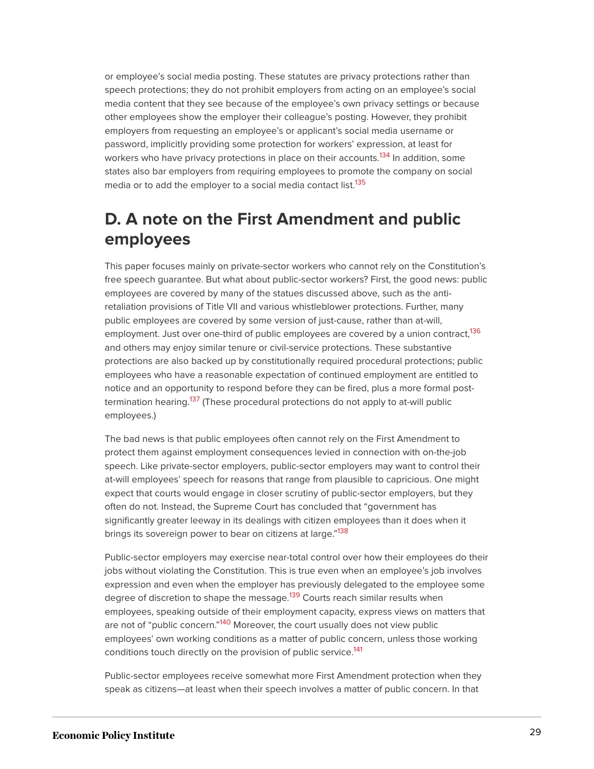or employee's social media posting. These statutes are privacy protections rather than speech protections; they do not prohibit employers from acting on an employee's social media content that they see because of the employee's own privacy settings or because other employees show the employer their colleague's posting. However, they prohibit employers from requesting an employee's or applicant's social media username or password, implicitly providing some protection for workers' expression, at least for workers who have privacy protections in place on their accounts.[134] In addition, some states also bar employers from requiring employees to promote the company on social media or to add the employer to a social media contact list.[135]

## D. A note on the First Amendment and public employees

This paper focuses mainly on private-sector workers who cannot rely on the Constitution's free speech guarantee. But what about public-sector workers? First, the good news: public employees are covered by many of the statues discussed above, such as the anti-retaliation provisions of Title VII and various whistleblower protections. Further, many public employees are covered by some version of just-cause, rather than at-will, employment. Just over one-third of public employees are covered by a union contract,[136] and others may enjoy similar tenure or civil-service protections. These substantive protections are also backed up by constitutionally required procedural protections; public employees who have a reasonable expectation of continued employment are entitled to notice and an opportunity to respond before they can be fired, plus a more formal post-termination hearing.[137] (These procedural protections do not apply to at-will public employees.)

The bad news is that public employees often cannot rely on the First Amendment to protect them against employment consequences levied in connection with on-the-job speech. Like private-sector employers, public-sector employers may want to control their at-will employees' speech for reasons that range from plausible to capricious. One might expect that courts would engage in closer scrutiny of public-sector employers, but they often do not. Instead, the Supreme Court has concluded that "government has significantly greater leeway in its dealings with citizen employees than it does when it brings its sovereign power to bear on citizens at large."[138]

Public-sector employers may exercise near-total control over how their employees do their jobs without violating the Constitution. This is true even when an employee's job involves expression and even when the employer has previously delegated to the employee some degree of discretion to shape the message.[139] Courts reach similar results when employees, speaking outside of their employment capacity, express views on matters that are not of "public concern."[140] Moreover, the court usually does not view public employees' own working conditions as a matter of public concern, unless those working conditions touch directly on the provision of public service.[141]

Public-sector employees receive somewhat more First Amendment protection when they speak as citizens—at least when their speech involves a matter of public concern. In that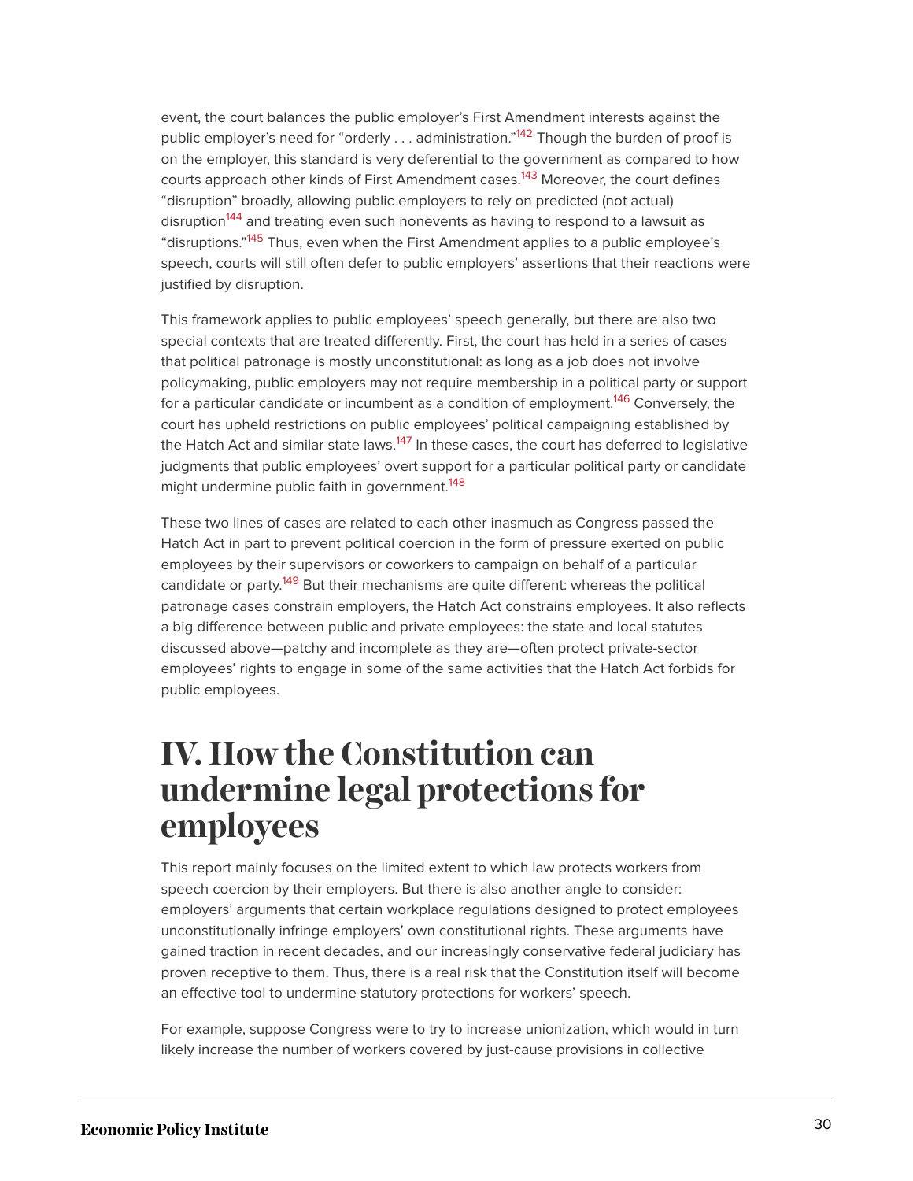event, the court balances the public employer's First Amendment interests against the public employer's need for "orderly . . . administration."[142] Though the burden of proof is on the employer, this standard is very deferential to the government as compared to how courts approach other kinds of First Amendment cases.[143] Moreover, the court defines "disruption" broadly, allowing public employers to rely on predicted (not actual) disruption[144] and treating even such nonevents as having to respond to a lawsuit as "disruptions."[145] Thus, even when the First Amendment applies to a public employee's speech, courts will still often defer to public employers' assertions that their reactions were justified by disruption.

This framework applies to public employees' speech generally, but there are also two special contexts that are treated differently. First, the court has held in a series of cases that political patronage is mostly unconstitutional: as long as a job does not involve policymaking, public employers may not require membership in a political party or support for a particular candidate or incumbent as a condition of employment.[146] Conversely, the court has upheld restrictions on public employees' political campaigning established by the Hatch Act and similar state laws.[147] In these cases, the court has deferred to legislative judgments that public employees' overt support for a particular political party or candidate might undermine public faith in government.[148]

These two lines of cases are related to each other inasmuch as Congress passed the Hatch Act in part to prevent political coercion in the form of pressure exerted on public employees by their supervisors or coworkers to campaign on behalf of a particular candidate or party.[149] But their mechanisms are quite different: whereas the political patronage cases constrain employers, the Hatch Act constrains employees. It also reflects a big difference between public and private employees: the state and local statutes discussed above—patchy and incomplete as they are—often protect private-sector employees' rights to engage in some of the same activities that the Hatch Act forbids for public employees.

# IV. How the Constitution can undermine legal protections for employees

This report mainly focuses on the limited extent to which law protects workers from speech coercion by their employers. But there is also another angle to consider: employers' arguments that certain workplace regulations designed to protect employees unconstitutionally infringe employers' own constitutional rights. These arguments have gained traction in recent decades, and our increasingly conservative federal judiciary has proven receptive to them. Thus, there is a real risk that the Constitution itself will become an effective tool to undermine statutory protections for workers' speech.

For example, suppose Congress were to try to increase unionization, which would in turn likely increase the number of workers covered by just-cause provisions in collective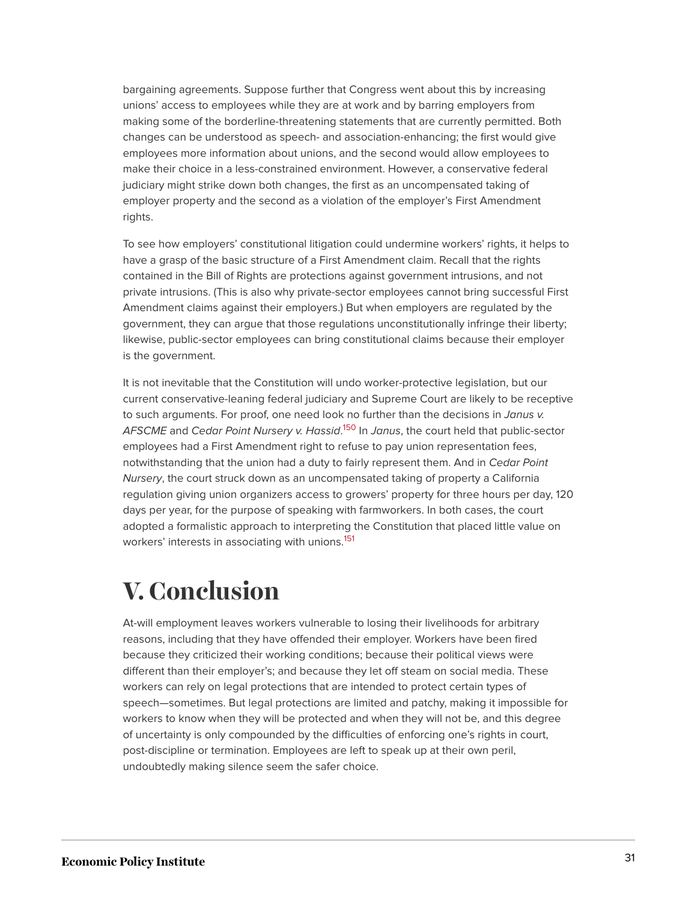bargaining agreements. Suppose further that Congress went about this by increasing unions' access to employees while they are at work and by barring employers from making some of the borderline-threatening statements that are currently permitted. Both changes can be understood as speech- and association-enhancing; the first would give employees more information about unions, and the second would allow employees to make their choice in a less-constrained environment. However, a conservative federal judiciary might strike down both changes, the first as an uncompensated taking of employer property and the second as a violation of the employer's First Amendment rights.

To see how employers' constitutional litigation could undermine workers' rights, it helps to have a grasp of the basic structure of a First Amendment claim. Recall that the rights contained in the Bill of Rights are protections against government intrusions, and not private intrusions. (This is also why private-sector employees cannot bring successful First Amendment claims against their employers.) But when employers are regulated by the government, they can argue that those regulations unconstitutionally infringe their liberty; likewise, public-sector employees can bring constitutional claims because their employer is the government.

It is not inevitable that the Constitution will undo worker-protective legislation, but our current conservative-leaning federal judiciary and Supreme Court are likely to be receptive to such arguments. For proof, one need look no further than the decisions in *Janus v. AFSCME* and *Cedar Point Nursery v. Hassid*.[150] In *Janus*, the court held that public-sector employees had a First Amendment right to refuse to pay union representation fees, notwithstanding that the union had a duty to fairly represent them. And in *Cedar Point Nursery*, the court struck down as an uncompensated taking of property a California regulation giving union organizers access to growers' property for three hours per day, 120 days per year, for the purpose of speaking with farmworkers. In both cases, the court adopted a formalistic approach to interpreting the Constitution that placed little value on workers' interests in associating with unions.[151]

# V. Conclusion

At-will employment leaves workers vulnerable to losing their livelihoods for arbitrary reasons, including that they have offended their employer. Workers have been fired because they criticized their working conditions; because their political views were different than their employer's; and because they let off steam on social media. These workers can rely on legal protections that are intended to protect certain types of speech—sometimes. But legal protections are limited and patchy, making it impossible for workers to know when they will be protected and when they will not be, and this degree of uncertainty is only compounded by the difficulties of enforcing one's rights in court, post-discipline or termination. Employees are left to speak up at their own peril, undoubtedly making silence seem the safer choice.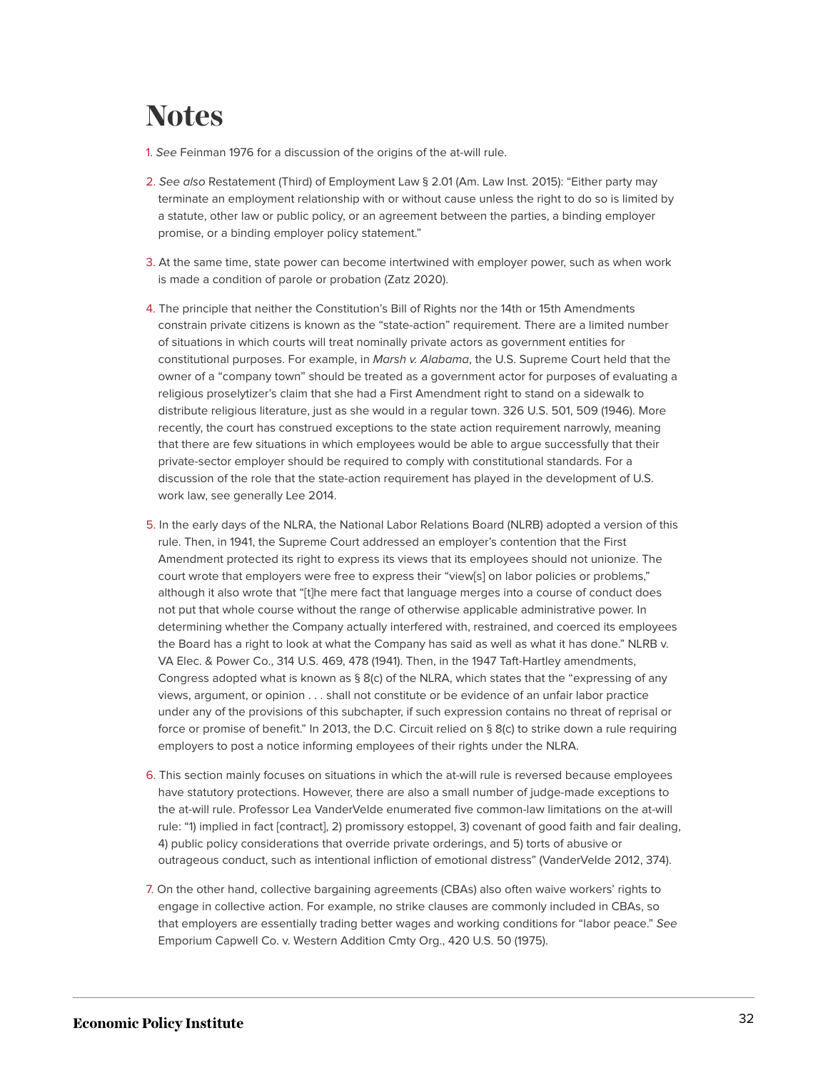# Notes

1. *See* Feinman 1976 for a discussion of the origins of the at-will rule.

2. *See also* Restatement (Third) of Employment Law § 2.01 (Am. Law Inst. 2015): "Either party may terminate an employment relationship with or without cause unless the right to do so is limited by a statute, other law or public policy, or an agreement between the parties, a binding employer promise, or a binding employer policy statement."

3. At the same time, state power can become intertwined with employer power, such as when work is made a condition of parole or probation (Zatz 2020).

4. The principle that neither the Constitution's Bill of Rights nor the 14th or 15th Amendments constrain private citizens is known as the "state-action" requirement. There are a limited number of situations in which courts will treat nominally private actors as government entities for constitutional purposes. For example, in *Marsh v. Alabama*, the U.S. Supreme Court held that the owner of a "company town" should be treated as a government actor for purposes of evaluating a religious proselytizer's claim that she had a First Amendment right to stand on a sidewalk to distribute religious literature, just as she would in a regular town. 326 U.S. 501, 509 (1946). More recently, the court has construed exceptions to the state action requirement narrowly, meaning that there are few situations in which employees would be able to argue successfully that their private-sector employer should be required to comply with constitutional standards. For a discussion of the role that the state-action requirement has played in the development of U.S. work law, see generally Lee 2014.

5. In the early days of the NLRA, the National Labor Relations Board (NLRB) adopted a version of this rule. Then, in 1941, the Supreme Court addressed an employer's contention that the First Amendment protected its right to express its views that its employees should not unionize. The court wrote that employers were free to express their "view[s] on labor policies or problems," although it also wrote that "[t]he mere fact that language merges into a course of conduct does not put that whole course without the range of otherwise applicable administrative power. In determining whether the Company actually interfered with, restrained, and coerced its employees the Board has a right to look at what the Company has said as well as what it has done." NLRB v. VA Elec. & Power Co., 314 U.S. 469, 478 (1941). Then, in the 1947 Taft-Hartley amendments, Congress adopted what is known as § 8(c) of the NLRA, which states that the "expressing of any views, argument, or opinion . . . shall not constitute or be evidence of an unfair labor practice under any of the provisions of this subchapter, if such expression contains no threat of reprisal or force or promise of benefit." In 2013, the D.C. Circuit relied on § 8(c) to strike down a rule requiring employers to post a notice informing employees of their rights under the NLRA.

6. This section mainly focuses on situations in which the at-will rule is reversed because employees have statutory protections. However, there are also a small number of judge-made exceptions to the at-will rule. Professor Lea VanderVelde enumerated five common-law limitations on the at-will rule: "1) implied in fact [contract], 2) promissory estoppel, 3) covenant of good faith and fair dealing, 4) public policy considerations that override private orderings, and 5) torts of abusive or outrageous conduct, such as intentional infliction of emotional distress" (VanderVelde 2012, 374).

7. On the other hand, collective bargaining agreements (CBAs) also often waive workers' rights to engage in collective action. For example, no strike clauses are commonly included in CBAs, so that employers are essentially trading better wages and working conditions for "labor peace." *See* Emporium Capwell Co. v. Western Addition Cmty Org., 420 U.S. 50 (1975).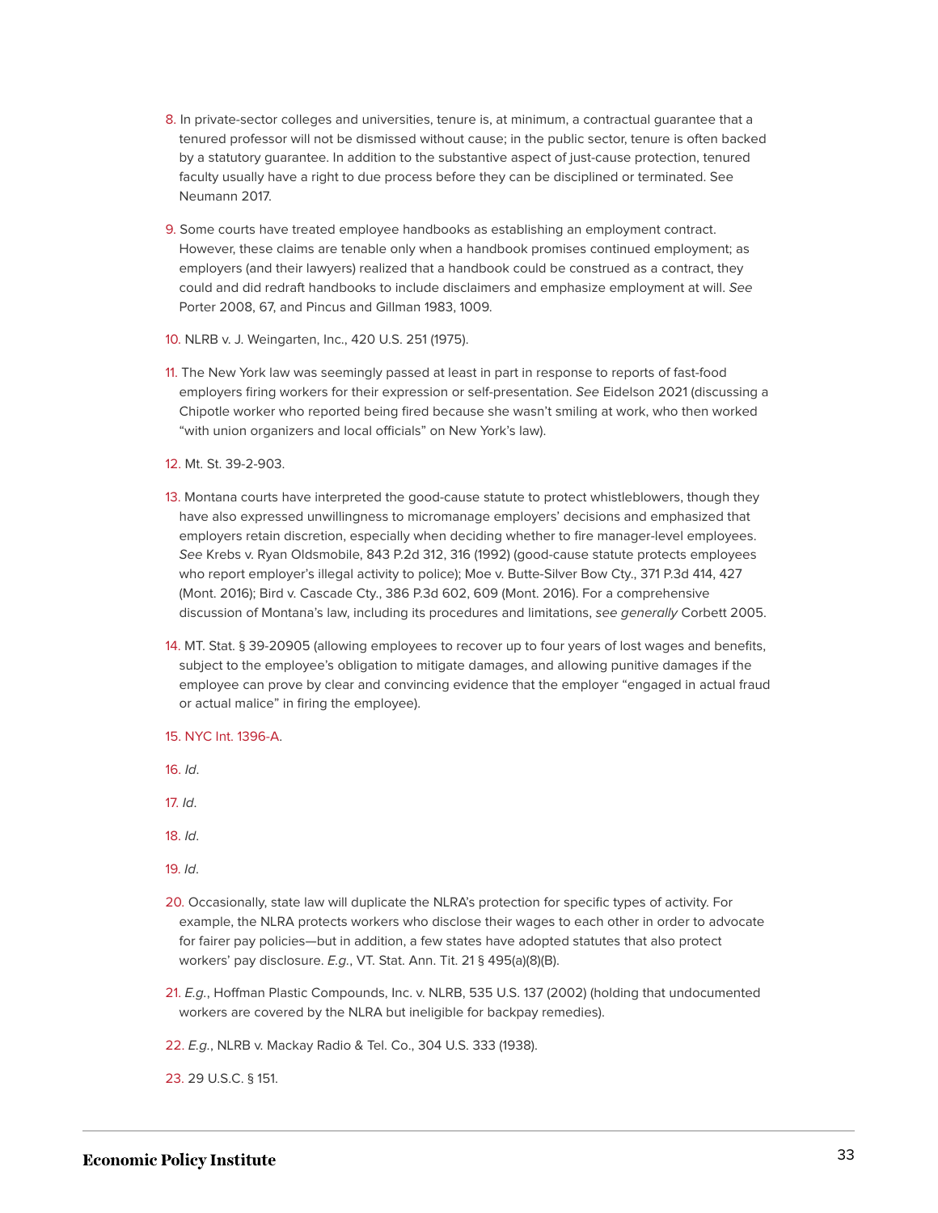8. In private-sector colleges and universities, tenure is, at minimum, a contractual guarantee that a tenured professor will not be dismissed without cause; in the public sector, tenure is often backed by a statutory guarantee. In addition to the substantive aspect of just-cause protection, tenured faculty usually have a right to due process before they can be disciplined or terminated. See Neumann 2017.

9. Some courts have treated employee handbooks as establishing an employment contract. However, these claims are tenable only when a handbook promises continued employment; as employers (and their lawyers) realized that a handbook could be construed as a contract, they could and did redraft handbooks to include disclaimers and emphasize employment at will. *See* Porter 2008, 67, and Pincus and Gillman 1983, 1009.

10. NLRB v. J. Weingarten, Inc., 420 U.S. 251 (1975).

11. The New York law was seemingly passed at least in part in response to reports of fast-food employers firing workers for their expression or self-presentation. *See* Eidelson 2021 (discussing a Chipotle worker who reported being fired because she wasn't smiling at work, who then worked "with union organizers and local officials" on New York's law).

12. Mt. St. 39-2-903.

13. Montana courts have interpreted the good-cause statute to protect whistleblowers, though they have also expressed unwillingness to micromanage employers' decisions and emphasized that employers retain discretion, especially when deciding whether to fire manager-level employees. *See* Krebs v. Ryan Oldsmobile, 843 P.2d 312, 316 (1992) (good-cause statute protects employees who report employer's illegal activity to police); Moe v. Butte-Silver Bow Cty., 371 P.3d 414, 427 (Mont. 2016); Bird v. Cascade Cty., 386 P.3d 602, 609 (Mont. 2016). For a comprehensive discussion of Montana's law, including its procedures and limitations, *see generally* Corbett 2005.

14. MT. Stat. § 39-20905 (allowing employees to recover up to four years of lost wages and benefits, subject to the employee's obligation to mitigate damages, and allowing punitive damages if the employee can prove by clear and convincing evidence that the employer "engaged in actual fraud or actual malice" in firing the employee).

15. NYC Int. 1396-A.

16. *Id*.

17. *Id*.

18. *Id*.

19. *Id*.

20. Occasionally, state law will duplicate the NLRA's protection for specific types of activity. For example, the NLRA protects workers who disclose their wages to each other in order to advocate for fairer pay policies—but in addition, a few states have adopted statutes that also protect workers' pay disclosure. *E.g.*, VT. Stat. Ann. Tit. 21 § 495(a)(8)(B).

21. *E.g.*, Hoffman Plastic Compounds, Inc. v. NLRB, 535 U.S. 137 (2002) (holding that undocumented workers are covered by the NLRA but ineligible for backpay remedies).

22. *E.g.*, NLRB v. Mackay Radio & Tel. Co., 304 U.S. 333 (1938).

23. 29 U.S.C. § 151.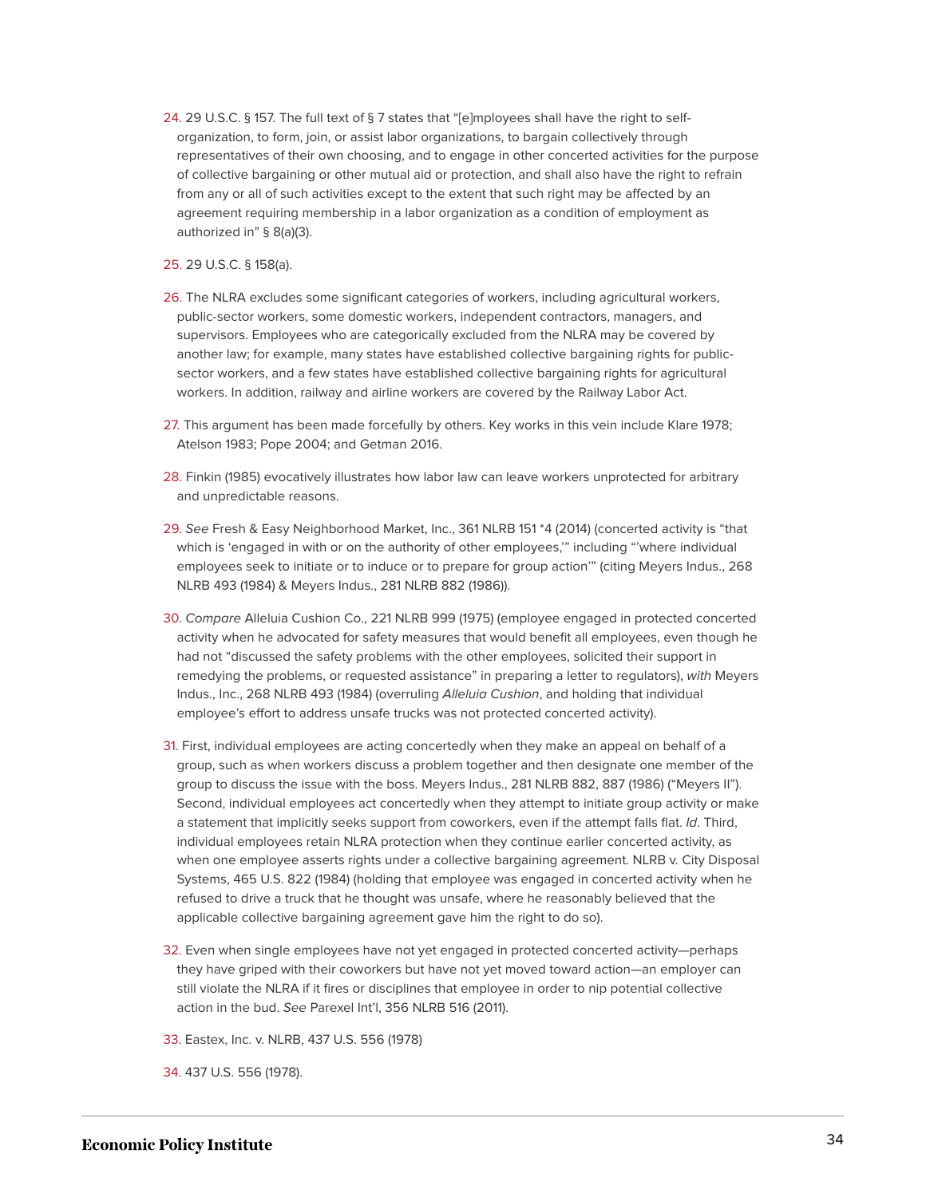24. 29 U.S.C. § 157. The full text of § 7 states that "[e]mployees shall have the right to self-organization, to form, join, or assist labor organizations, to bargain collectively through representatives of their own choosing, and to engage in other concerted activities for the purpose of collective bargaining or other mutual aid or protection, and shall also have the right to refrain from any or all of such activities except to the extent that such right may be affected by an agreement requiring membership in a labor organization as a condition of employment as authorized in" § 8(a)(3).

25. 29 U.S.C. § 158(a).

26. The NLRA excludes some significant categories of workers, including agricultural workers, public-sector workers, some domestic workers, independent contractors, managers, and supervisors. Employees who are categorically excluded from the NLRA may be covered by another law; for example, many states have established collective bargaining rights for public-sector workers, and a few states have established collective bargaining rights for agricultural workers. In addition, railway and airline workers are covered by the Railway Labor Act.

27. This argument has been made forcefully by others. Key works in this vein include Klare 1978; Atelson 1983; Pope 2004; and Getman 2016.

28. Finkin (1985) evocatively illustrates how labor law can leave workers unprotected for arbitrary and unpredictable reasons.

29. *See* Fresh & Easy Neighborhood Market, Inc., 361 NLRB 151 *4 (2014) (concerted activity is "that which is 'engaged in with or on the authority of other employees,'" including "'where individual employees seek to initiate or to induce or to prepare for group action'" (citing Meyers Indus., 268 NLRB 493 (1984) & Meyers Indus., 281 NLRB 882 (1986)).

30. *Compare* Alleluia Cushion Co., 221 NLRB 999 (1975) (employee engaged in protected concerted activity when he advocated for safety measures that would benefit all employees, even though he had not "discussed the safety problems with the other employees, solicited their support in remedying the problems, or requested assistance" in preparing a letter to regulators), *with* Meyers Indus., Inc., 268 NLRB 493 (1984) (overruling *Alleluia Cushion*, and holding that individual employee's effort to address unsafe trucks was not protected concerted activity).

31. First, individual employees are acting concertedly when they make an appeal on behalf of a group, such as when workers discuss a problem together and then designate one member of the group to discuss the issue with the boss. Meyers Indus., 281 NLRB 882, 887 (1986) ("Meyers II"). Second, individual employees act concertedly when they attempt to initiate group activity or make a statement that implicitly seeks support from coworkers, even if the attempt falls flat. *Id*. Third, individual employees retain NLRA protection when they continue earlier concerted activity, as when one employee asserts rights under a collective bargaining agreement. NLRB v. City Disposal Systems, 465 U.S. 822 (1984) (holding that employee was engaged in concerted activity when he refused to drive a truck that he thought was unsafe, where he reasonably believed that the applicable collective bargaining agreement gave him the right to do so).

32. Even when single employees have not yet engaged in protected concerted activity—perhaps they have griped with their coworkers but have not yet moved toward action—an employer can still violate the NLRA if it fires or disciplines that employee in order to nip potential collective action in the bud. *See* Parexel Int'l, 356 NLRB 516 (2011).

33. Eastex, Inc. v. NLRB, 437 U.S. 556 (1978)

34. 437 U.S. 556 (1978).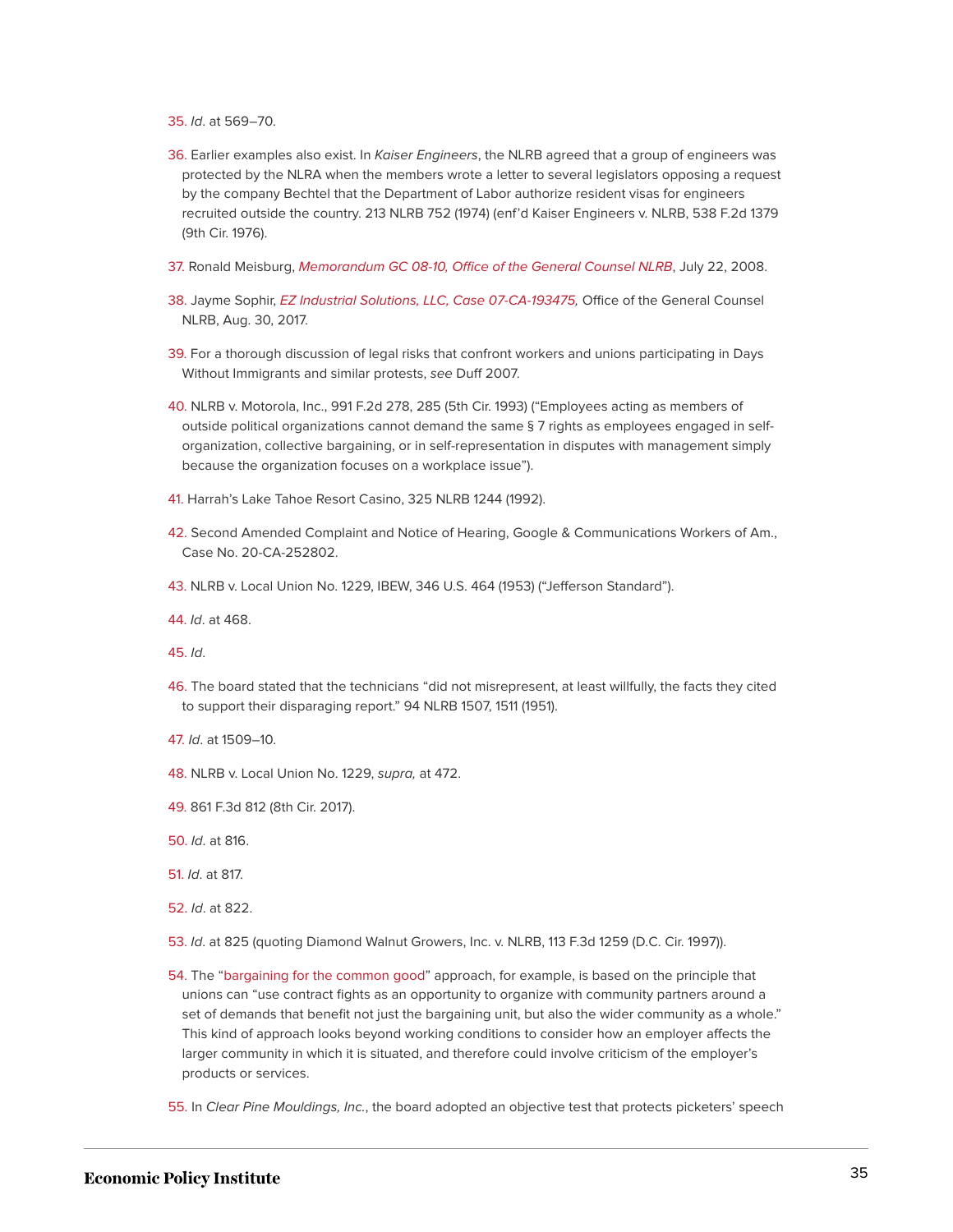35. *Id*. at 569–70.

36. Earlier examples also exist. In *Kaiser Engineers*, the NLRB agreed that a group of engineers was protected by the NLRA when the members wrote a letter to several legislators opposing a request by the company Bechtel that the Department of Labor authorize resident visas for engineers recruited outside the country. 213 NLRB 752 (1974) (enf'd Kaiser Engineers v. NLRB, 538 F.2d 1379 (9th Cir. 1976).

37. Ronald Meisburg, *Memorandum GC 08-10, Office of the General Counsel NLRB*, July 22, 2008.

38. Jayme Sophir, *EZ Industrial Solutions, LLC, Case 07-CA-193475,* Office of the General Counsel NLRB, Aug. 30, 2017.

39. For a thorough discussion of legal risks that confront workers and unions participating in Days Without Immigrants and similar protests, *see* Duff 2007.

40. NLRB v. Motorola, Inc., 991 F.2d 278, 285 (5th Cir. 1993) ("Employees acting as members of outside political organizations cannot demand the same § 7 rights as employees engaged in self-organization, collective bargaining, or in self-representation in disputes with management simply because the organization focuses on a workplace issue").

41. Harrah's Lake Tahoe Resort Casino, 325 NLRB 1244 (1992).

42. Second Amended Complaint and Notice of Hearing, Google & Communications Workers of Am., Case No. 20-CA-252802.

43. NLRB v. Local Union No. 1229, IBEW, 346 U.S. 464 (1953) ("Jefferson Standard").

44. *Id*. at 468.

45. *Id*.

46. The board stated that the technicians "did not misrepresent, at least willfully, the facts they cited to support their disparaging report." 94 NLRB 1507, 1511 (1951).

47. *Id*. at 1509–10.

48. NLRB v. Local Union No. 1229, *supra,* at 472.

49. 861 F.3d 812 (8th Cir. 2017).

50. *Id*. at 816.

51. *Id*. at 817.

52. *Id*. at 822.

53. *Id*. at 825 (quoting Diamond Walnut Growers, Inc. v. NLRB, 113 F.3d 1259 (D.C. Cir. 1997)).

54. The "bargaining for the common good" approach, for example, is based on the principle that unions can "use contract fights as an opportunity to organize with community partners around a set of demands that benefit not just the bargaining unit, but also the wider community as a whole." This kind of approach looks beyond working conditions to consider how an employer affects the larger community in which it is situated, and therefore could involve criticism of the employer's products or services.

55. In *Clear Pine Mouldings, Inc.*, the board adopted an objective test that protects picketers' speech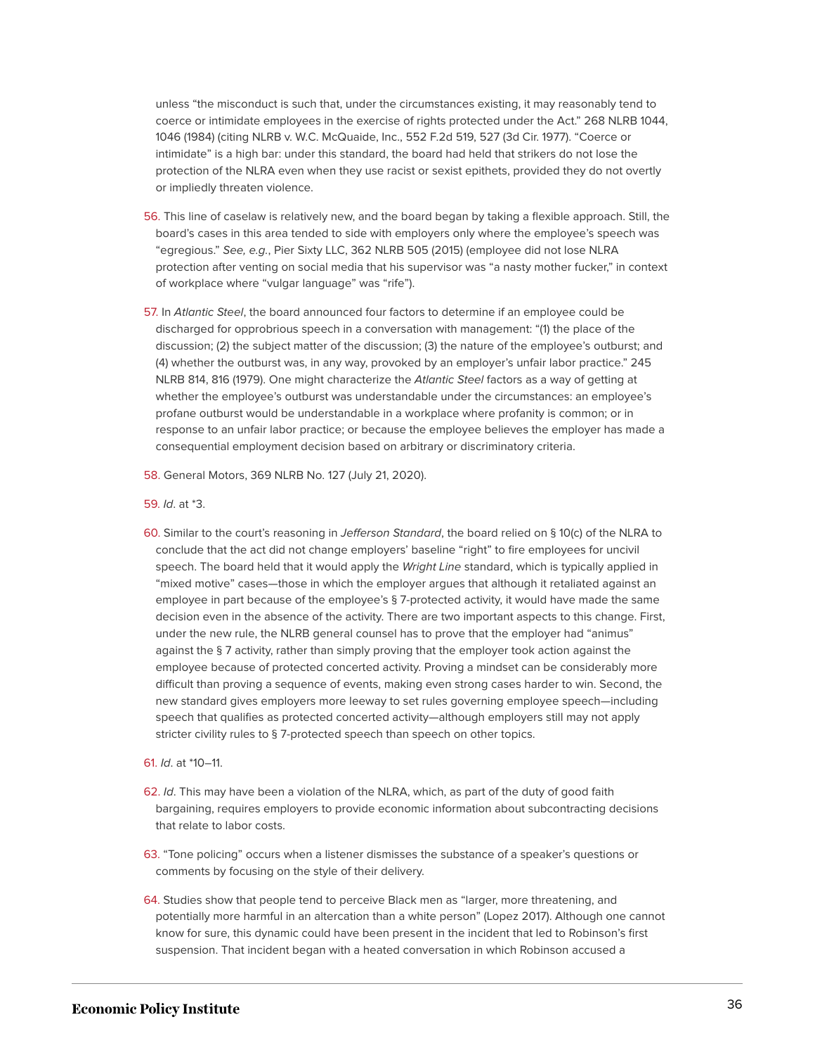unless "the misconduct is such that, under the circumstances existing, it may reasonably tend to coerce or intimidate employees in the exercise of rights protected under the Act." 268 NLRB 1044, 1046 (1984) (citing NLRB v. W.C. McQuaide, Inc., 552 F.2d 519, 527 (3d Cir. 1977). "Coerce or intimidate" is a high bar: under this standard, the board had held that strikers do not lose the protection of the NLRA even when they use racist or sexist epithets, provided they do not overtly or impliedly threaten violence.

56. This line of caselaw is relatively new, and the board began by taking a flexible approach. Still, the board's cases in this area tended to side with employers only where the employee's speech was "egregious." *See, e.g.*, Pier Sixty LLC, 362 NLRB 505 (2015) (employee did not lose NLRA protection after venting on social media that his supervisor was "a nasty mother fucker," in context of workplace where "vulgar language" was "rife").

57. In *Atlantic Steel*, the board announced four factors to determine if an employee could be discharged for opprobrious speech in a conversation with management: "(1) the place of the discussion; (2) the subject matter of the discussion; (3) the nature of the employee's outburst; and (4) whether the outburst was, in any way, provoked by an employer's unfair labor practice." 245 NLRB 814, 816 (1979). One might characterize the *Atlantic Steel* factors as a way of getting at whether the employee's outburst was understandable under the circumstances: an employee's profane outburst would be understandable in a workplace where profanity is common; or in response to an unfair labor practice; or because the employee believes the employer has made a consequential employment decision based on arbitrary or discriminatory criteria.

58. General Motors, 369 NLRB No. 127 (July 21, 2020).

59. *Id*. at *3.

60. Similar to the court's reasoning in *Jefferson Standard*, the board relied on § 10(c) of the NLRA to conclude that the act did not change employers' baseline "right" to fire employees for uncivil speech. The board held that it would apply the *Wright Line* standard, which is typically applied in "mixed motive" cases—those in which the employer argues that although it retaliated against an employee in part because of the employee's § 7-protected activity, it would have made the same decision even in the absence of the activity. There are two important aspects to this change. First, under the new rule, the NLRB general counsel has to prove that the employer had "animus" against the § 7 activity, rather than simply proving that the employer took action against the employee because of protected concerted activity. Proving a mindset can be considerably more difficult than proving a sequence of events, making even strong cases harder to win. Second, the new standard gives employers more leeway to set rules governing employee speech—including speech that qualifies as protected concerted activity—although employers still may not apply stricter civility rules to § 7-protected speech than speech on other topics.

61. *Id*. at *10–11.

62. *Id*. This may have been a violation of the NLRA, which, as part of the duty of good faith bargaining, requires employers to provide economic information about subcontracting decisions that relate to labor costs.

63. "Tone policing" occurs when a listener dismisses the substance of a speaker's questions or comments by focusing on the style of their delivery.

64. Studies show that people tend to perceive Black men as "larger, more threatening, and potentially more harmful in an altercation than a white person" (Lopez 2017). Although one cannot know for sure, this dynamic could have been present in the incident that led to Robinson's first suspension. That incident began with a heated conversation in which Robinson accused a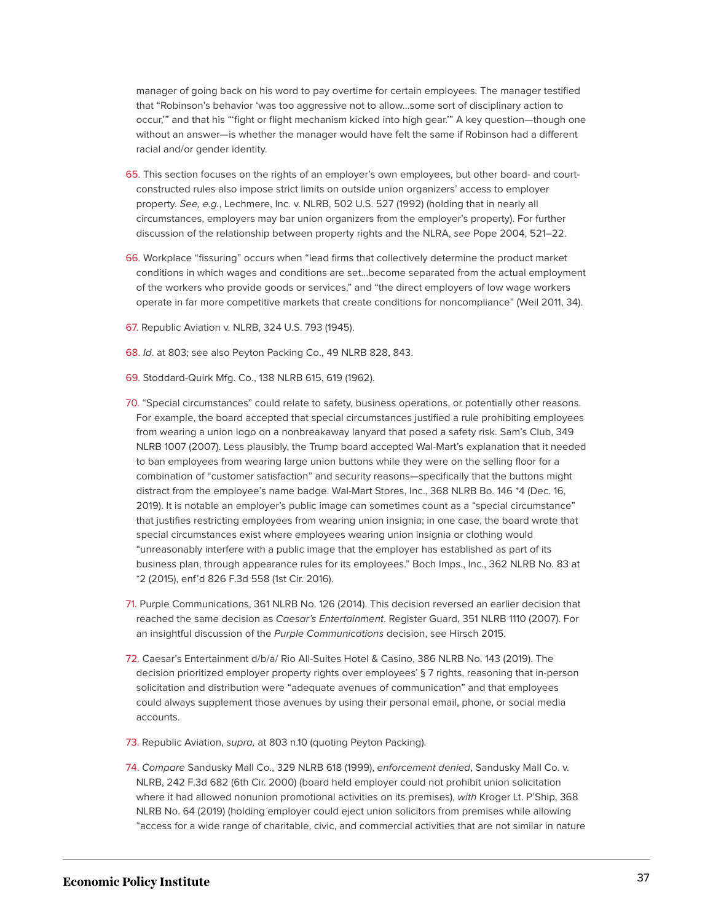manager of going back on his word to pay overtime for certain employees. The manager testified that "Robinson's behavior 'was too aggressive not to allow…some sort of disciplinary action to occur,'" and that his "'fight or flight mechanism kicked into high gear.'" A key question—though one without an answer—is whether the manager would have felt the same if Robinson had a different racial and/or gender identity.

65. This section focuses on the rights of an employer's own employees, but other board- and court-constructed rules also impose strict limits on outside union organizers' access to employer property. *See, e.g.*, Lechmere, Inc. v. NLRB, 502 U.S. 527 (1992) (holding that in nearly all circumstances, employers may bar union organizers from the employer's property). For further discussion of the relationship between property rights and the NLRA, *see* Pope 2004, 521–22.

66. Workplace "fissuring" occurs when "lead firms that collectively determine the product market conditions in which wages and conditions are set…become separated from the actual employment of the workers who provide goods or services," and "the direct employers of low wage workers operate in far more competitive markets that create conditions for noncompliance" (Weil 2011, 34).

67. Republic Aviation v. NLRB, 324 U.S. 793 (1945).

68. *Id*. at 803; see also Peyton Packing Co., 49 NLRB 828, 843.

69. Stoddard-Quirk Mfg. Co., 138 NLRB 615, 619 (1962).

70. "Special circumstances" could relate to safety, business operations, or potentially other reasons. For example, the board accepted that special circumstances justified a rule prohibiting employees from wearing a union logo on a nonbreakaway lanyard that posed a safety risk. Sam's Club, 349 NLRB 1007 (2007). Less plausibly, the Trump board accepted Wal-Mart's explanation that it needed to ban employees from wearing large union buttons while they were on the selling floor for a combination of "customer satisfaction" and security reasons—specifically that the buttons might distract from the employee's name badge. Wal-Mart Stores, Inc., 368 NLRB Bo. 146 *4 (Dec. 16, 2019). It is notable an employer's public image can sometimes count as a "special circumstance" that justifies restricting employees from wearing union insignia; in one case, the board wrote that special circumstances exist where employees wearing union insignia or clothing would "unreasonably interfere with a public image that the employer has established as part of its business plan, through appearance rules for its employees." Boch Imps., Inc., 362 NLRB No. 83 at *2 (2015), enf'd 826 F.3d 558 (1st Cir. 2016).

71. Purple Communications, 361 NLRB No. 126 (2014). This decision reversed an earlier decision that reached the same decision as *Caesar's Entertainment*. Register Guard, 351 NLRB 1110 (2007). For an insightful discussion of the *Purple Communications* decision, see Hirsch 2015.

72. Caesar's Entertainment d/b/a/ Rio All-Suites Hotel & Casino, 386 NLRB No. 143 (2019). The decision prioritized employer property rights over employees' § 7 rights, reasoning that in-person solicitation and distribution were "adequate avenues of communication" and that employees could always supplement those avenues by using their personal email, phone, or social media accounts.

73. Republic Aviation, *supra,* at 803 n.10 (quoting Peyton Packing).

74. *Compare* Sandusky Mall Co., 329 NLRB 618 (1999), *enforcement denied*, Sandusky Mall Co. v. NLRB, 242 F.3d 682 (6th Cir. 2000) (board held employer could not prohibit union solicitation where it had allowed nonunion promotional activities on its premises), *with* Kroger Lt. P'Ship, 368 NLRB No. 64 (2019) (holding employer could eject union solicitors from premises while allowing "access for a wide range of charitable, civic, and commercial activities that are not similar in nature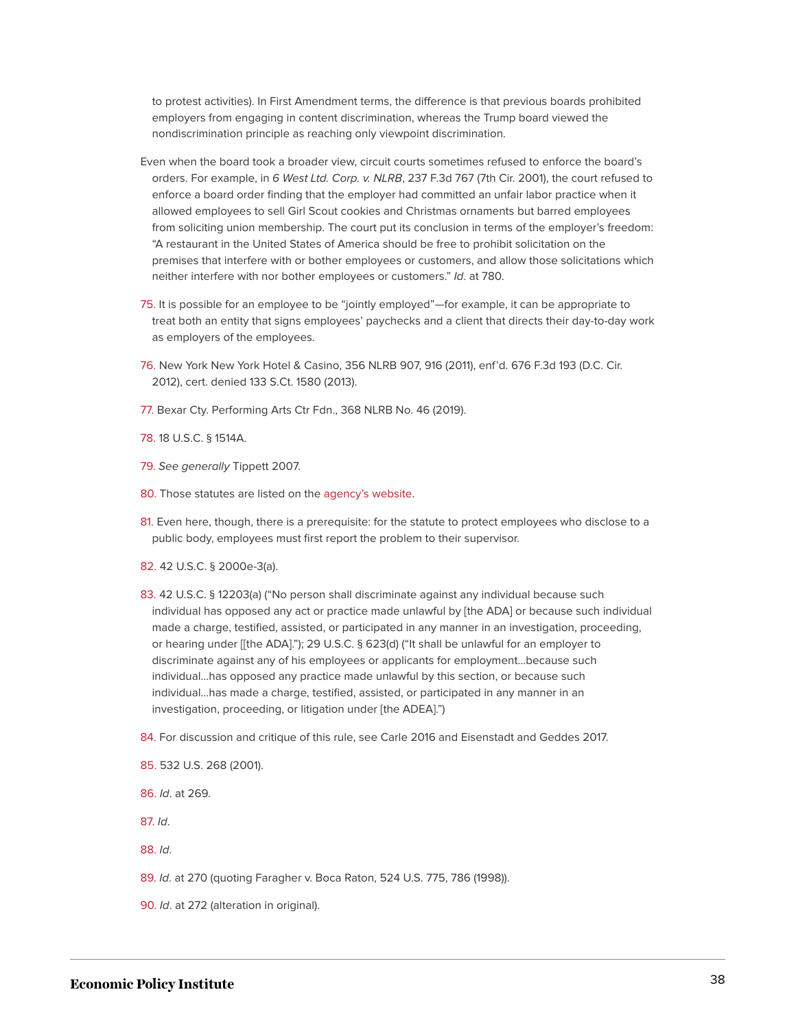to protest activities). In First Amendment terms, the difference is that previous boards prohibited employers from engaging in content discrimination, whereas the Trump board viewed the nondiscrimination principle as reaching only viewpoint discrimination.

Even when the board took a broader view, circuit courts sometimes refused to enforce the board's orders. For example, in *6 West Ltd. Corp. v. NLRB*, 237 F.3d 767 (7th Cir. 2001), the court refused to enforce a board order finding that the employer had committed an unfair labor practice when it allowed employees to sell Girl Scout cookies and Christmas ornaments but barred employees from soliciting union membership. The court put its conclusion in terms of the employer's freedom: "A restaurant in the United States of America should be free to prohibit solicitation on the premises that interfere with or bother employees or customers, and allow those solicitations which neither interfere with nor bother employees or customers." *Id*. at 780.

75. It is possible for an employee to be "jointly employed"—for example, it can be appropriate to treat both an entity that signs employees' paychecks and a client that directs their day-to-day work as employers of the employees.

76. New York New York Hotel & Casino, 356 NLRB 907, 916 (2011), enf'd. 676 F.3d 193 (D.C. Cir. 2012), cert. denied 133 S.Ct. 1580 (2013).

77. Bexar Cty. Performing Arts Ctr Fdn., 368 NLRB No. 46 (2019).

78. 18 U.S.C. § 1514A.

79. *See generally* Tippett 2007.

80. Those statutes are listed on the agency's website.

81. Even here, though, there is a prerequisite: for the statute to protect employees who disclose to a public body, employees must first report the problem to their supervisor.

82. 42 U.S.C. § 2000e-3(a).

83. 42 U.S.C. § 12203(a) ("No person shall discriminate against any individual because such individual has opposed any act or practice made unlawful by [the ADA] or because such individual made a charge, testified, assisted, or participated in any manner in an investigation, proceeding, or hearing under [[the ADA]."); 29 U.S.C. § 623(d) ("It shall be unlawful for an employer to discriminate against any of his employees or applicants for employment…because such individual…has opposed any practice made unlawful by this section, or because such individual…has made a charge, testified, assisted, or participated in any manner in an investigation, proceeding, or litigation under [the ADEA].")

84. For discussion and critique of this rule, see Carle 2016 and Eisenstadt and Geddes 2017.

85. 532 U.S. 268 (2001).

86. *Id*. at 269.

87. *Id*.

88. *Id*.

89. *Id*. at 270 (quoting Faragher v. Boca Raton, 524 U.S. 775, 786 (1998)).

90. *Id*. at 272 (alteration in original).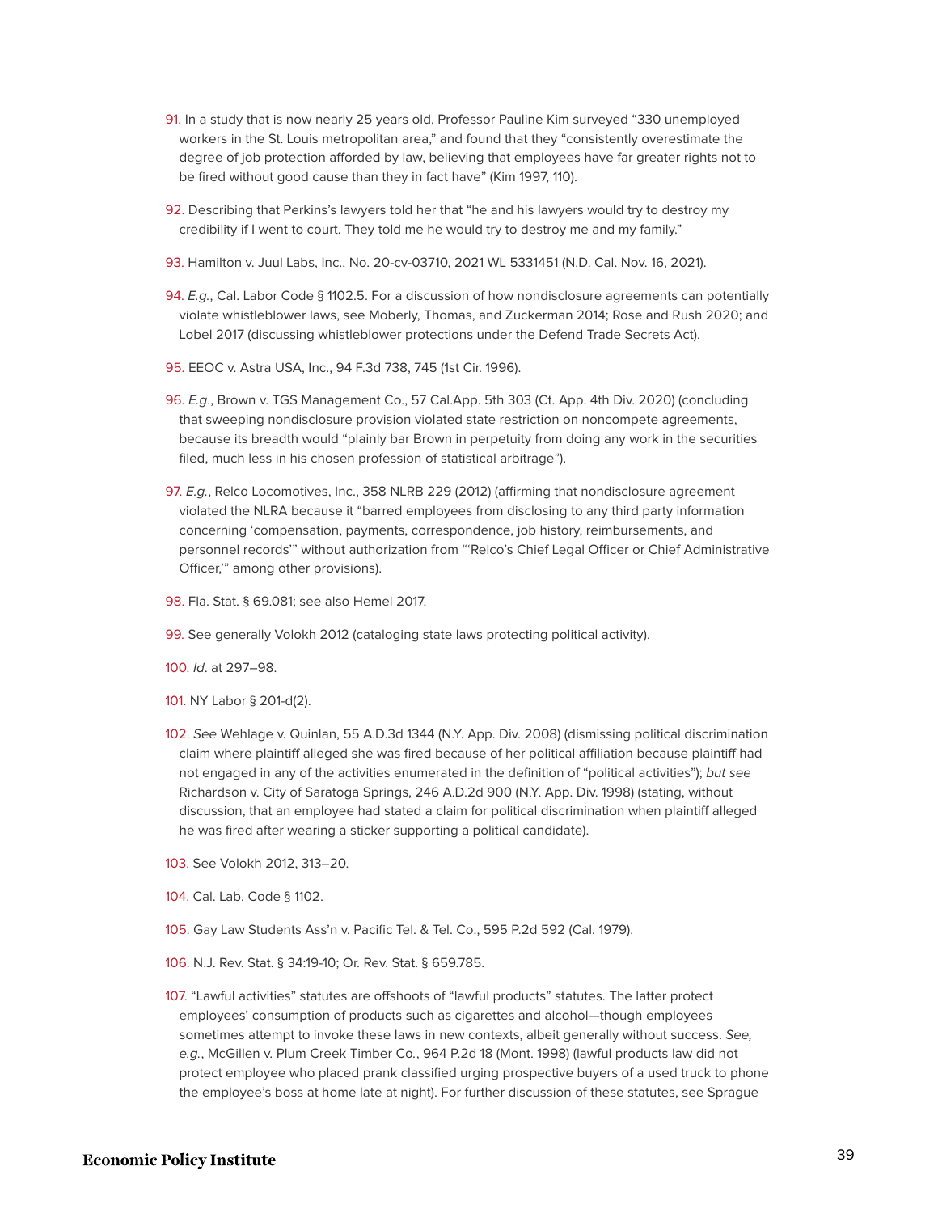91. In a study that is now nearly 25 years old, Professor Pauline Kim surveyed "330 unemployed workers in the St. Louis metropolitan area," and found that they "consistently overestimate the degree of job protection afforded by law, believing that employees have far greater rights not to be fired without good cause than they in fact have" (Kim 1997, 110).

92. Describing that Perkins's lawyers told her that "he and his lawyers would try to destroy my credibility if I went to court. They told me he would try to destroy me and my family."

93. Hamilton v. Juul Labs, Inc., No. 20-cv-03710, 2021 WL 5331451 (N.D. Cal. Nov. 16, 2021).

94. *E.g.*, Cal. Labor Code § 1102.5. For a discussion of how nondisclosure agreements can potentially violate whistleblower laws, see Moberly, Thomas, and Zuckerman 2014; Rose and Rush 2020; and Lobel 2017 (discussing whistleblower protections under the Defend Trade Secrets Act).

95. EEOC v. Astra USA, Inc., 94 F.3d 738, 745 (1st Cir. 1996).

96. *E.g*., Brown v. TGS Management Co., 57 Cal.App. 5th 303 (Ct. App. 4th Div. 2020) (concluding that sweeping nondisclosure provision violated state restriction on noncompete agreements, because its breadth would "plainly bar Brown in perpetuity from doing any work in the securities filed, much less in his chosen profession of statistical arbitrage").

97. *E.g.*, Relco Locomotives, Inc., 358 NLRB 229 (2012) (affirming that nondisclosure agreement violated the NLRA because it "barred employees from disclosing to any third party information concerning 'compensation, payments, correspondence, job history, reimbursements, and personnel records'" without authorization from "'Relco's Chief Legal Officer or Chief Administrative Officer,'" among other provisions).

98. Fla. Stat. § 69.081; see also Hemel 2017.

99. See generally Volokh 2012 (cataloging state laws protecting political activity).

100. *Id*. at 297–98.

101. NY Labor § 201-d(2).

102. *See* Wehlage v. Quinlan, 55 A.D.3d 1344 (N.Y. App. Div. 2008) (dismissing political discrimination claim where plaintiff alleged she was fired because of her political affiliation because plaintiff had not engaged in any of the activities enumerated in the definition of "political activities"); *but see* Richardson v. City of Saratoga Springs, 246 A.D.2d 900 (N.Y. App. Div. 1998) (stating, without discussion, that an employee had stated a claim for political discrimination when plaintiff alleged he was fired after wearing a sticker supporting a political candidate).

103. See Volokh 2012, 313–20.

104. Cal. Lab. Code § 1102.

105. Gay Law Students Ass'n v. Pacific Tel. & Tel. Co., 595 P.2d 592 (Cal. 1979).

106. N.J. Rev. Stat. § 34:19-10; Or. Rev. Stat. § 659.785.

107. "Lawful activities" statutes are offshoots of "lawful products" statutes. The latter protect employees' consumption of products such as cigarettes and alcohol—though employees sometimes attempt to invoke these laws in new contexts, albeit generally without success. *See, e.g.*, McGillen v. Plum Creek Timber Co., 964 P.2d 18 (Mont. 1998) (lawful products law did not protect employee who placed prank classified urging prospective buyers of a used truck to phone the employee's boss at home late at night). For further discussion of these statutes, see Sprague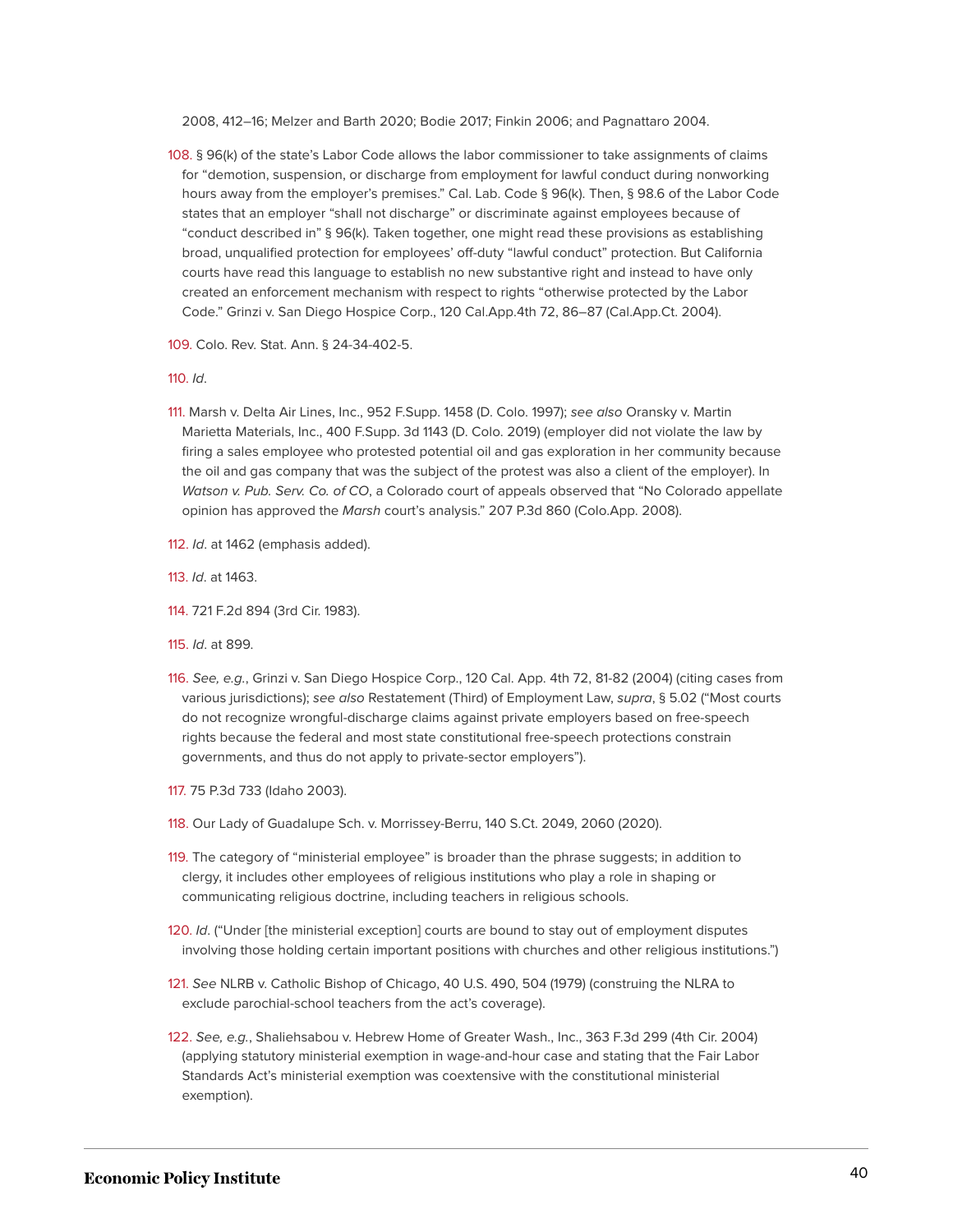2008, 412–16; Melzer and Barth 2020; Bodie 2017; Finkin 2006; and Pagnattaro 2004.

108. § 96(k) of the state's Labor Code allows the labor commissioner to take assignments of claims for "demotion, suspension, or discharge from employment for lawful conduct during nonworking hours away from the employer's premises." Cal. Lab. Code § 96(k). Then, § 98.6 of the Labor Code states that an employer "shall not discharge" or discriminate against employees because of "conduct described in" § 96(k). Taken together, one might read these provisions as establishing broad, unqualified protection for employees' off-duty "lawful conduct" protection. But California courts have read this language to establish no new substantive right and instead to have only created an enforcement mechanism with respect to rights "otherwise protected by the Labor Code." Grinzi v. San Diego Hospice Corp., 120 Cal.App.4th 72, 86–87 (Cal.App.Ct. 2004).

109. Colo. Rev. Stat. Ann. § 24-34-402-5.

110. *Id*.

111. Marsh v. Delta Air Lines, Inc., 952 F.Supp. 1458 (D. Colo. 1997); *see also* Oransky v. Martin Marietta Materials, Inc., 400 F.Supp. 3d 1143 (D. Colo. 2019) (employer did not violate the law by firing a sales employee who protested potential oil and gas exploration in her community because the oil and gas company that was the subject of the protest was also a client of the employer). In *Watson v. Pub. Serv. Co. of CO*, a Colorado court of appeals observed that "No Colorado appellate opinion has approved the *Marsh* court's analysis." 207 P.3d 860 (Colo.App. 2008).

112. *Id*. at 1462 (emphasis added).

113. *Id*. at 1463.

114. 721 F.2d 894 (3rd Cir. 1983).

115. *Id*. at 899.

116. *See, e.g.*, Grinzi v. San Diego Hospice Corp., 120 Cal. App. 4th 72, 81-82 (2004) (citing cases from various jurisdictions); *see also* Restatement (Third) of Employment Law, *supra*, § 5.02 ("Most courts do not recognize wrongful-discharge claims against private employers based on free-speech rights because the federal and most state constitutional free-speech protections constrain governments, and thus do not apply to private-sector employers").

117. 75 P.3d 733 (Idaho 2003).

118. Our Lady of Guadalupe Sch. v. Morrissey-Berru, 140 S.Ct. 2049, 2060 (2020).

119. The category of "ministerial employee" is broader than the phrase suggests; in addition to clergy, it includes other employees of religious institutions who play a role in shaping or communicating religious doctrine, including teachers in religious schools.

120. *Id*. ("Under [the ministerial exception] courts are bound to stay out of employment disputes involving those holding certain important positions with churches and other religious institutions.")

121. *See* NLRB v. Catholic Bishop of Chicago, 40 U.S. 490, 504 (1979) (construing the NLRA to exclude parochial-school teachers from the act's coverage).

122. *See, e.g.*, Shaliehsabou v. Hebrew Home of Greater Wash., Inc., 363 F.3d 299 (4th Cir. 2004) (applying statutory ministerial exemption in wage-and-hour case and stating that the Fair Labor Standards Act's ministerial exemption was coextensive with the constitutional ministerial exemption).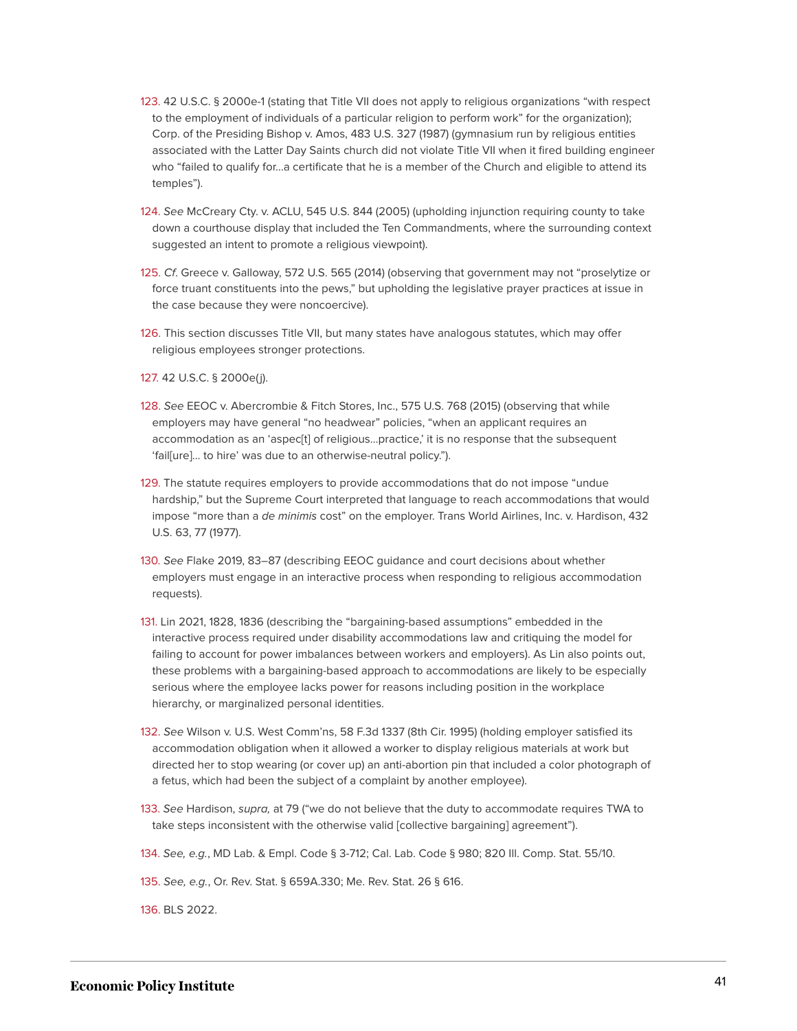123. 42 U.S.C. § 2000e-1 (stating that Title VII does not apply to religious organizations "with respect to the employment of individuals of a particular religion to perform work" for the organization); Corp. of the Presiding Bishop v. Amos, 483 U.S. 327 (1987) (gymnasium run by religious entities associated with the Latter Day Saints church did not violate Title VII when it fired building engineer who "failed to qualify for…a certificate that he is a member of the Church and eligible to attend its temples").

124. *See* McCreary Cty. v. ACLU, 545 U.S. 844 (2005) (upholding injunction requiring county to take down a courthouse display that included the Ten Commandments, where the surrounding context suggested an intent to promote a religious viewpoint).

125. *Cf.* Greece v. Galloway, 572 U.S. 565 (2014) (observing that government may not "proselytize or force truant constituents into the pews," but upholding the legislative prayer practices at issue in the case because they were noncoercive).

126. This section discusses Title VII, but many states have analogous statutes, which may offer religious employees stronger protections.

127. 42 U.S.C. § 2000e(j).

128. *See* EEOC v. Abercrombie & Fitch Stores, Inc., 575 U.S. 768 (2015) (observing that while employers may have general "no headwear" policies, "when an applicant requires an accommodation as an 'aspec[t] of religious…practice,' it is no response that the subsequent 'fail[ure]… to hire' was due to an otherwise-neutral policy.").

129. The statute requires employers to provide accommodations that do not impose "undue hardship," but the Supreme Court interpreted that language to reach accommodations that would impose "more than a *de minimis* cost" on the employer. Trans World Airlines, Inc. v. Hardison, 432 U.S. 63, 77 (1977).

130. *See* Flake 2019, 83–87 (describing EEOC guidance and court decisions about whether employers must engage in an interactive process when responding to religious accommodation requests).

131. Lin 2021, 1828, 1836 (describing the "bargaining-based assumptions" embedded in the interactive process required under disability accommodations law and critiquing the model for failing to account for power imbalances between workers and employers). As Lin also points out, these problems with a bargaining-based approach to accommodations are likely to be especially serious where the employee lacks power for reasons including position in the workplace hierarchy, or marginalized personal identities.

132. *See* Wilson v. U.S. West Comm'ns, 58 F.3d 1337 (8th Cir. 1995) (holding employer satisfied its accommodation obligation when it allowed a worker to display religious materials at work but directed her to stop wearing (or cover up) an anti-abortion pin that included a color photograph of a fetus, which had been the subject of a complaint by another employee).

133. *See* Hardison, *supra,* at 79 ("we do not believe that the duty to accommodate requires TWA to take steps inconsistent with the otherwise valid [collective bargaining] agreement").

134. *See, e.g.*, MD Lab. & Empl. Code § 3-712; Cal. Lab. Code § 980; 820 Ill. Comp. Stat. 55/10.

135. *See, e.g.*, Or. Rev. Stat. § 659A.330; Me. Rev. Stat. 26 § 616.

136. BLS 2022.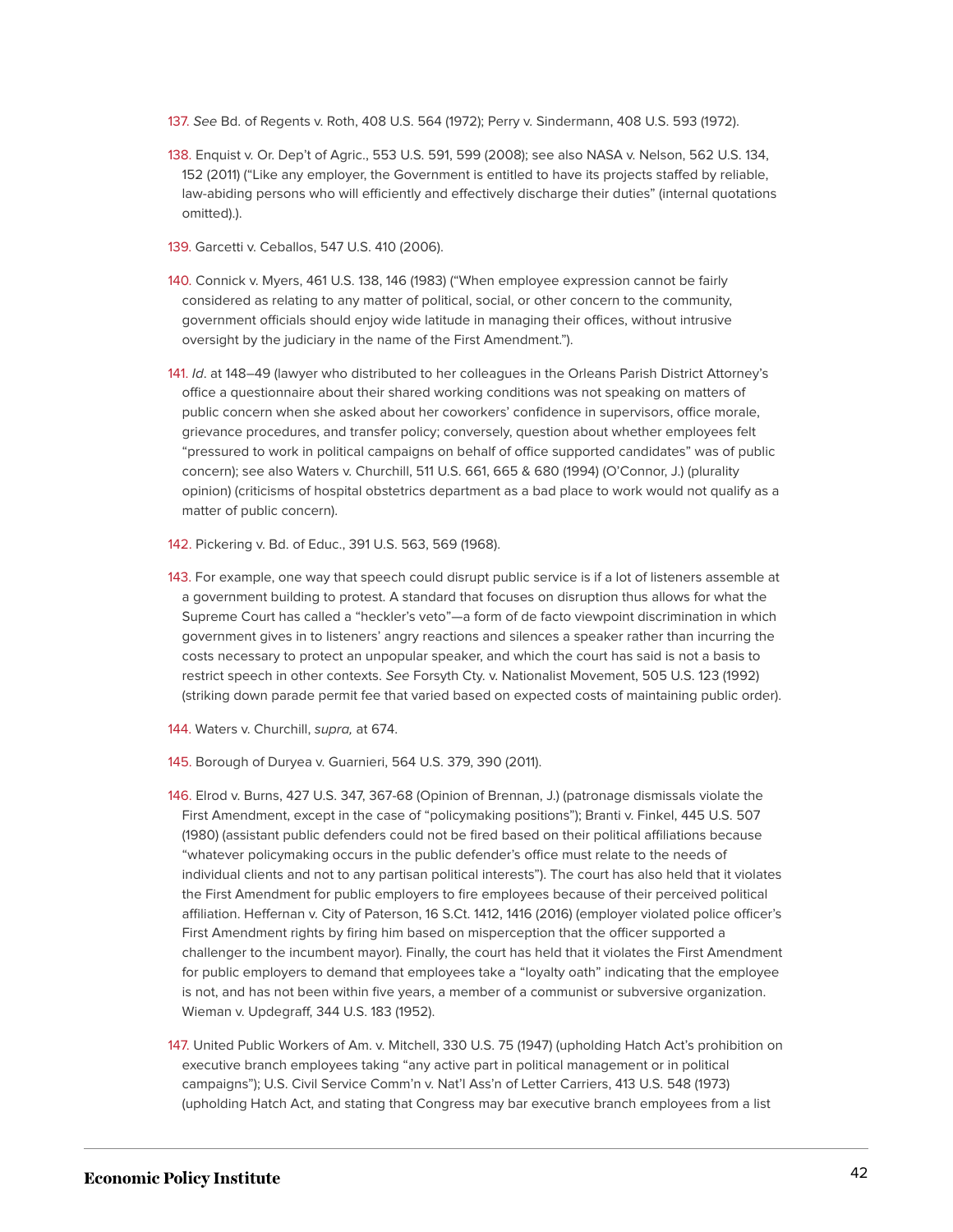137. *See* Bd. of Regents v. Roth, 408 U.S. 564 (1972); Perry v. Sindermann, 408 U.S. 593 (1972).

138. Enquist v. Or. Dep't of Agric., 553 U.S. 591, 599 (2008); see also NASA v. Nelson, 562 U.S. 134, 152 (2011) ("Like any employer, the Government is entitled to have its projects staffed by reliable, law-abiding persons who will efficiently and effectively discharge their duties" (internal quotations omitted).).

139. Garcetti v. Ceballos, 547 U.S. 410 (2006).

140. Connick v. Myers, 461 U.S. 138, 146 (1983) ("When employee expression cannot be fairly considered as relating to any matter of political, social, or other concern to the community, government officials should enjoy wide latitude in managing their offices, without intrusive oversight by the judiciary in the name of the First Amendment.").

141. *Id*. at 148–49 (lawyer who distributed to her colleagues in the Orleans Parish District Attorney's office a questionnaire about their shared working conditions was not speaking on matters of public concern when she asked about her coworkers' confidence in supervisors, office morale, grievance procedures, and transfer policy; conversely, question about whether employees felt "pressured to work in political campaigns on behalf of office supported candidates" was of public concern); see also Waters v. Churchill, 511 U.S. 661, 665 & 680 (1994) (O'Connor, J.) (plurality opinion) (criticisms of hospital obstetrics department as a bad place to work would not qualify as a matter of public concern).

142. Pickering v. Bd. of Educ., 391 U.S. 563, 569 (1968).

143. For example, one way that speech could disrupt public service is if a lot of listeners assemble at a government building to protest. A standard that focuses on disruption thus allows for what the Supreme Court has called a "heckler's veto"—a form of de facto viewpoint discrimination in which government gives in to listeners' angry reactions and silences a speaker rather than incurring the costs necessary to protect an unpopular speaker, and which the court has said is not a basis to restrict speech in other contexts. *See* Forsyth Cty. v. Nationalist Movement, 505 U.S. 123 (1992) (striking down parade permit fee that varied based on expected costs of maintaining public order).

144. Waters v. Churchill, *supra,* at 674.

145. Borough of Duryea v. Guarnieri, 564 U.S. 379, 390 (2011).

146. Elrod v. Burns, 427 U.S. 347, 367-68 (Opinion of Brennan, J.) (patronage dismissals violate the First Amendment, except in the case of "policymaking positions"); Branti v. Finkel, 445 U.S. 507 (1980) (assistant public defenders could not be fired based on their political affiliations because "whatever policymaking occurs in the public defender's office must relate to the needs of individual clients and not to any partisan political interests"). The court has also held that it violates the First Amendment for public employers to fire employees because of their perceived political affiliation. Heffernan v. City of Paterson, 16 S.Ct. 1412, 1416 (2016) (employer violated police officer's First Amendment rights by firing him based on misperception that the officer supported a challenger to the incumbent mayor). Finally, the court has held that it violates the First Amendment for public employers to demand that employees take a "loyalty oath" indicating that the employee is not, and has not been within five years, a member of a communist or subversive organization. Wieman v. Updegraff, 344 U.S. 183 (1952).

147. United Public Workers of Am. v. Mitchell, 330 U.S. 75 (1947) (upholding Hatch Act's prohibition on executive branch employees taking "any active part in political management or in political campaigns"); U.S. Civil Service Comm'n v. Nat'l Ass'n of Letter Carriers, 413 U.S. 548 (1973) (upholding Hatch Act, and stating that Congress may bar executive branch employees from a list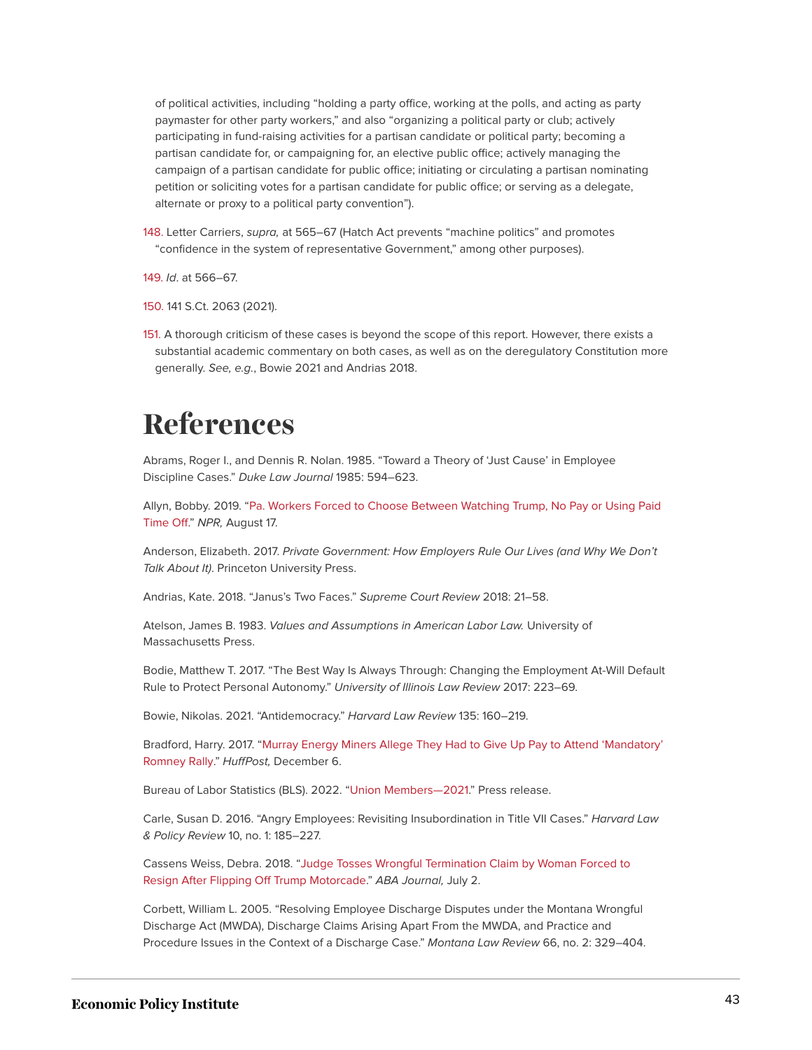of political activities, including “holding a party office, working at the polls, and acting as party paymaster for other party workers,” and also “organizing a political party or club; actively participating in fund-raising activities for a partisan candidate or political party; becoming a partisan candidate for, or campaigning for, an elective public office; actively managing the campaign of a partisan candidate for public office; initiating or circulating a partisan nominating petition or soliciting votes for a partisan candidate for public office; or serving as a delegate, alternate or proxy to a political party convention”).

148. Letter Carriers, *supra,* at 565–67 (Hatch Act prevents “machine politics” and promotes “confidence in the system of representative Government,” among other purposes).

149. *Id*. at 566–67.

150. 141 S.Ct. 2063 (2021).

151. A thorough criticism of these cases is beyond the scope of this report. However, there exists a substantial academic commentary on both cases, as well as on the deregulatory Constitution more generally. *See, e.g.*, Bowie 2021 and Andrias 2018.

# References

Abrams, Roger I., and Dennis R. Nolan. 1985. “Toward a Theory of ‘Just Cause’ in Employee Discipline Cases.” *Duke Law Journal* 1985: 594–623.

Allyn, Bobby. 2019. “Pa. Workers Forced to Choose Between Watching Trump, No Pay or Using Paid Time Off.” *NPR,* August 17.

Anderson, Elizabeth. 2017. *Private Government: How Employers Rule Our Lives (and Why We Don’t Talk About It)*. Princeton University Press.

Andrias, Kate. 2018. “Janus’s Two Faces.” *Supreme Court Review* 2018: 21–58.

Atelson, James B. 1983. *Values and Assumptions in American Labor Law.* University of Massachusetts Press.

Bodie, Matthew T. 2017. “The Best Way Is Always Through: Changing the Employment At-Will Default Rule to Protect Personal Autonomy.” *University of Illinois Law Review* 2017: 223–69.

Bowie, Nikolas. 2021. “Antidemocracy.” *Harvard Law Review* 135: 160–219.

Bradford, Harry. 2017. “Murray Energy Miners Allege They Had to Give Up Pay to Attend ‘Mandatory’ Romney Rally.” *HuffPost,* December 6.

Bureau of Labor Statistics (BLS). 2022. “Union Members—2021.” Press release.

Carle, Susan D. 2016. “Angry Employees: Revisiting Insubordination in Title VII Cases.” *Harvard Law & Policy Review* 10, no. 1: 185–227.

Cassens Weiss, Debra. 2018. “Judge Tosses Wrongful Termination Claim by Woman Forced to Resign After Flipping Off Trump Motorcade.” *ABA Journal,* July 2.

Corbett, William L. 2005. “Resolving Employee Discharge Disputes under the Montana Wrongful Discharge Act (MWDA), Discharge Claims Arising Apart From the MWDA, and Practice and Procedure Issues in the Context of a Discharge Case.” *Montana Law Review* 66, no. 2: 329–404.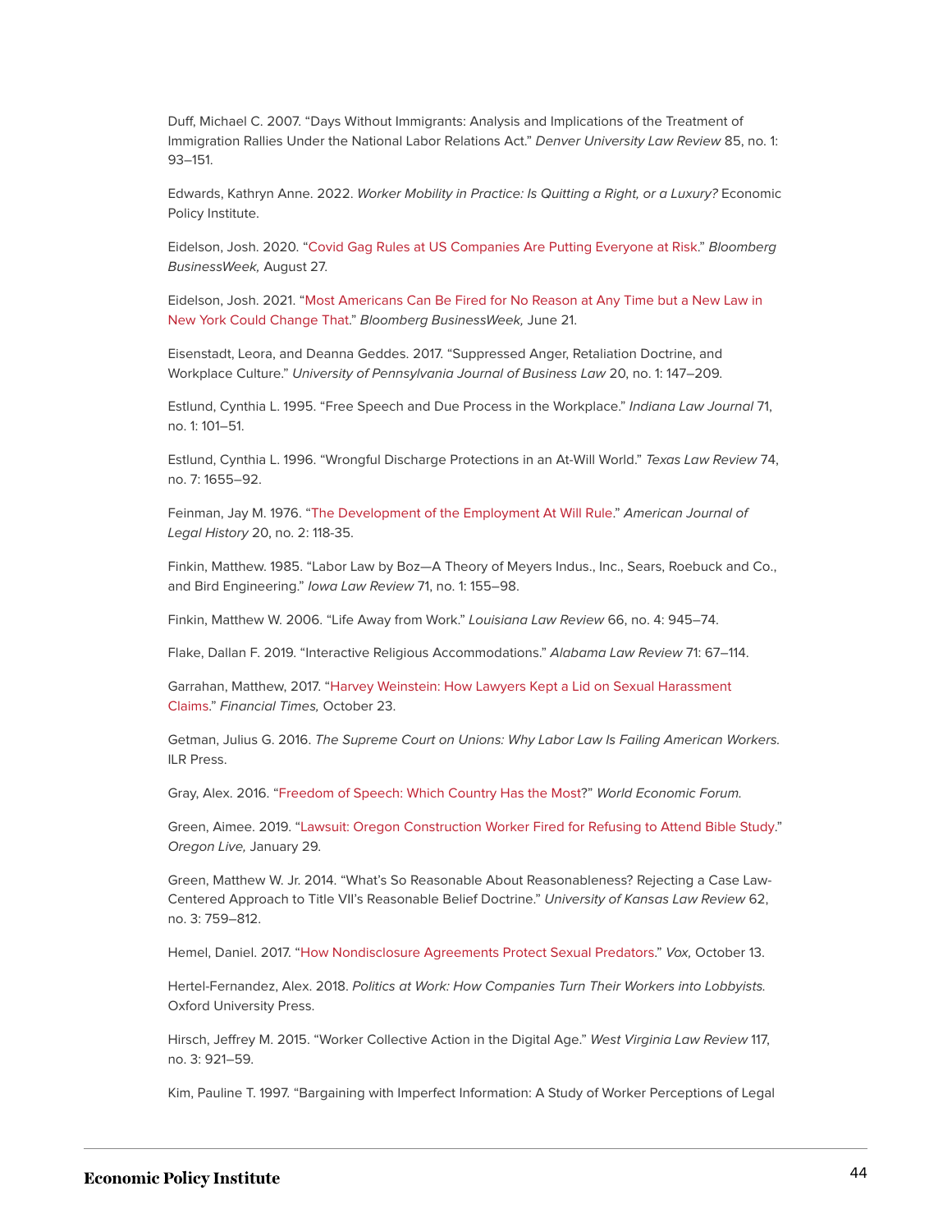Duff, Michael C. 2007. “Days Without Immigrants: Analysis and Implications of the Treatment of Immigration Rallies Under the National Labor Relations Act.” *Denver University Law Review* 85, no. 1: 93–151.

Edwards, Kathryn Anne. 2022. *Worker Mobility in Practice: Is Quitting a Right, or a Luxury?* Economic Policy Institute.

Eidelson, Josh. 2020. “Covid Gag Rules at US Companies Are Putting Everyone at Risk.” *Bloomberg BusinessWeek,* August 27.

Eidelson, Josh. 2021. “Most Americans Can Be Fired for No Reason at Any Time but a New Law in New York Could Change That.” *Bloomberg BusinessWeek,* June 21.

Eisenstadt, Leora, and Deanna Geddes. 2017. “Suppressed Anger, Retaliation Doctrine, and Workplace Culture.” *University of Pennsylvania Journal of Business Law* 20, no. 1: 147–209.

Estlund, Cynthia L. 1995. “Free Speech and Due Process in the Workplace.” *Indiana Law Journal* 71, no. 1: 101–51.

Estlund, Cynthia L. 1996. “Wrongful Discharge Protections in an At-Will World.” *Texas Law Review* 74, no. 7: 1655–92.

Feinman, Jay M. 1976. “The Development of the Employment At Will Rule.” *American Journal of Legal History* 20, no. 2: 118-35.

Finkin, Matthew. 1985. “Labor Law by Boz—A Theory of Meyers Indus., Inc., Sears, Roebuck and Co., and Bird Engineering.” *Iowa Law Review* 71, no. 1: 155–98.

Finkin, Matthew W. 2006. “Life Away from Work.” *Louisiana Law Review* 66, no. 4: 945–74.

Flake, Dallan F. 2019. “Interactive Religious Accommodations.” *Alabama Law Review* 71: 67–114.

Garrahan, Matthew, 2017. “Harvey Weinstein: How Lawyers Kept a Lid on Sexual Harassment Claims.” *Financial Times,* October 23.

Getman, Julius G. 2016. *The Supreme Court on Unions: Why Labor Law Is Failing American Workers.* ILR Press.

Gray, Alex. 2016. “Freedom of Speech: Which Country Has the Most?” *World Economic Forum.*

Green, Aimee. 2019. “Lawsuit: Oregon Construction Worker Fired for Refusing to Attend Bible Study.” *Oregon Live,* January 29.

Green, Matthew W. Jr. 2014. “What’s So Reasonable About Reasonableness? Rejecting a Case Law-Centered Approach to Title VII’s Reasonable Belief Doctrine.” *University of Kansas Law Review* 62, no. 3: 759–812.

Hemel, Daniel. 2017. “How Nondisclosure Agreements Protect Sexual Predators.” *Vox,* October 13.

Hertel-Fernandez, Alex. 2018. *Politics at Work: How Companies Turn Their Workers into Lobbyists.* Oxford University Press.

Hirsch, Jeffrey M. 2015. “Worker Collective Action in the Digital Age.” *West Virginia Law Review* 117, no. 3: 921–59.

Kim, Pauline T. 1997. “Bargaining with Imperfect Information: A Study of Worker Perceptions of Legal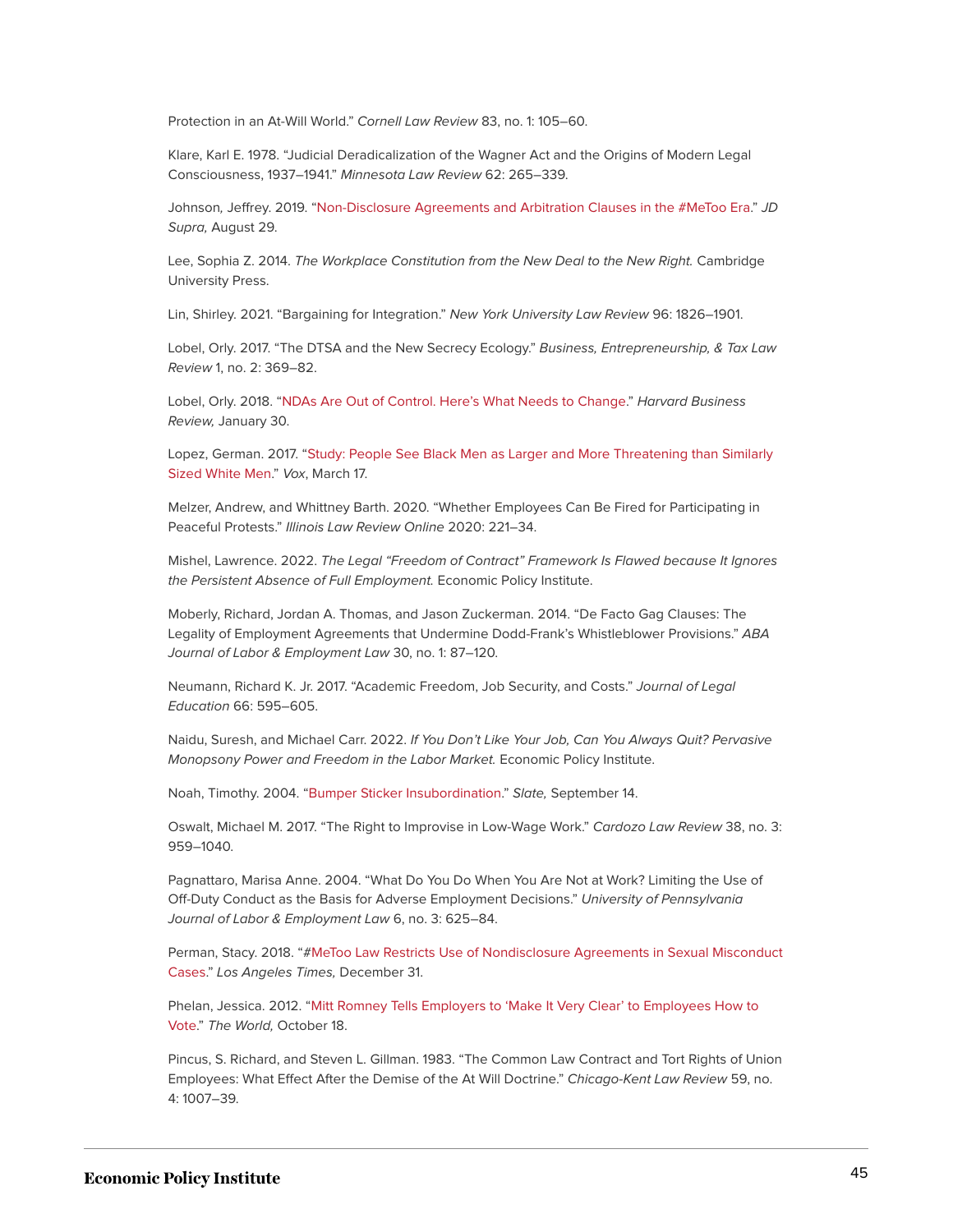Protection in an At-Will World." *Cornell Law Review* 83, no. 1: 105–60.

Klare, Karl E. 1978. "Judicial Deradicalization of the Wagner Act and the Origins of Modern Legal Consciousness, 1937–1941." *Minnesota Law Review* 62: 265–339.

Johnson, Jeffrey. 2019. "Non-Disclosure Agreements and Arbitration Clauses in the #MeToo Era." *JD Supra,* August 29.

Lee, Sophia Z. 2014. *The Workplace Constitution from the New Deal to the New Right.* Cambridge University Press.

Lin, Shirley. 2021. "Bargaining for Integration." *New York University Law Review* 96: 1826–1901.

Lobel, Orly. 2017. "The DTSA and the New Secrecy Ecology." *Business, Entrepreneurship, & Tax Law Review* 1, no. 2: 369–82.

Lobel, Orly. 2018. "NDAs Are Out of Control. Here's What Needs to Change." *Harvard Business Review,* January 30.

Lopez, German. 2017. "Study: People See Black Men as Larger and More Threatening than Similarly Sized White Men." *Vox*, March 17.

Melzer, Andrew, and Whittney Barth. 2020. "Whether Employees Can Be Fired for Participating in Peaceful Protests." *Illinois Law Review Online* 2020: 221–34.

Mishel, Lawrence. 2022. *The Legal "Freedom of Contract" Framework Is Flawed because It Ignores the Persistent Absence of Full Employment.* Economic Policy Institute.

Moberly, Richard, Jordan A. Thomas, and Jason Zuckerman. 2014. "De Facto Gag Clauses: The Legality of Employment Agreements that Undermine Dodd-Frank's Whistleblower Provisions." *ABA Journal of Labor & Employment Law* 30, no. 1: 87–120.

Neumann, Richard K. Jr. 2017. "Academic Freedom, Job Security, and Costs." *Journal of Legal Education* 66: 595–605.

Naidu, Suresh, and Michael Carr. 2022. *If You Don't Like Your Job, Can You Always Quit? Pervasive Monopsony Power and Freedom in the Labor Market.* Economic Policy Institute.

Noah, Timothy. 2004. "Bumper Sticker Insubordination." *Slate,* September 14.

Oswalt, Michael M. 2017. "The Right to Improvise in Low-Wage Work." *Cardozo Law Review* 38, no. 3: 959–1040.

Pagnattaro, Marisa Anne. 2004. "What Do You Do When You Are Not at Work? Limiting the Use of Off-Duty Conduct as the Basis for Adverse Employment Decisions." *University of Pennsylvania Journal of Labor & Employment Law* 6, no. 3: 625–84.

Perman, Stacy. 2018. "#MeToo Law Restricts Use of Nondisclosure Agreements in Sexual Misconduct Cases." *Los Angeles Times,* December 31.

Phelan, Jessica. 2012. "Mitt Romney Tells Employers to 'Make It Very Clear' to Employees How to Vote." *The World,* October 18.

Pincus, S. Richard, and Steven L. Gillman. 1983. "The Common Law Contract and Tort Rights of Union Employees: What Effect After the Demise of the At Will Doctrine." *Chicago-Kent Law Review* 59, no. 4: 1007–39.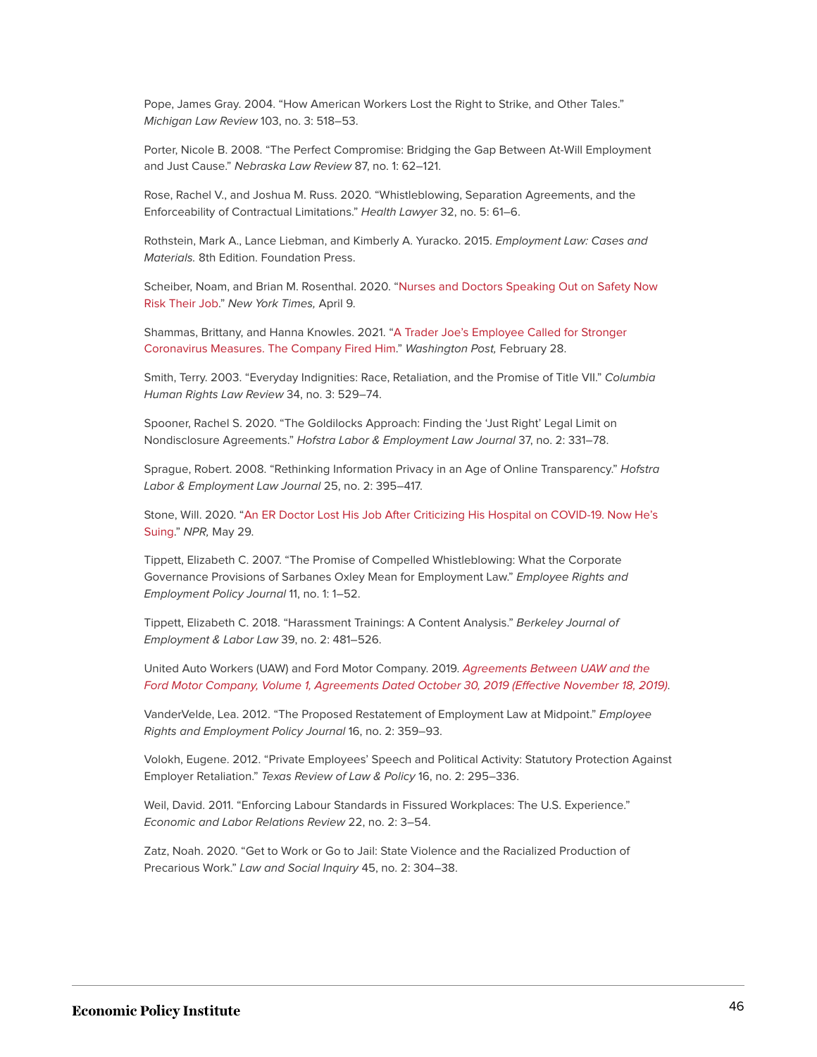Pope, James Gray. 2004. "How American Workers Lost the Right to Strike, and Other Tales." *Michigan Law Review* 103, no. 3: 518–53.

Porter, Nicole B. 2008. "The Perfect Compromise: Bridging the Gap Between At-Will Employment and Just Cause." *Nebraska Law Review* 87, no. 1: 62–121.

Rose, Rachel V., and Joshua M. Russ. 2020. "Whistleblowing, Separation Agreements, and the Enforceability of Contractual Limitations." *Health Lawyer* 32, no. 5: 61–6.

Rothstein, Mark A., Lance Liebman, and Kimberly A. Yuracko. 2015. *Employment Law: Cases and Materials.* 8th Edition. Foundation Press.

Scheiber, Noam, and Brian M. Rosenthal. 2020. "Nurses and Doctors Speaking Out on Safety Now Risk Their Job." *New York Times,* April 9.

Shammas, Brittany, and Hanna Knowles. 2021. "A Trader Joe's Employee Called for Stronger Coronavirus Measures. The Company Fired Him." *Washington Post,* February 28.

Smith, Terry. 2003. "Everyday Indignities: Race, Retaliation, and the Promise of Title VII." *Columbia Human Rights Law Review* 34, no. 3: 529–74.

Spooner, Rachel S. 2020. "The Goldilocks Approach: Finding the 'Just Right' Legal Limit on Nondisclosure Agreements." *Hofstra Labor & Employment Law Journal* 37, no. 2: 331–78.

Sprague, Robert. 2008. "Rethinking Information Privacy in an Age of Online Transparency." *Hofstra Labor & Employment Law Journal* 25, no. 2: 395–417.

Stone, Will. 2020. "An ER Doctor Lost His Job After Criticizing His Hospital on COVID-19. Now He's Suing." *NPR,* May 29.

Tippett, Elizabeth C. 2007. "The Promise of Compelled Whistleblowing: What the Corporate Governance Provisions of Sarbanes Oxley Mean for Employment Law." *Employee Rights and Employment Policy Journal* 11, no. 1: 1–52.

Tippett, Elizabeth C. 2018. "Harassment Trainings: A Content Analysis." *Berkeley Journal of Employment & Labor Law* 39, no. 2: 481–526.

United Auto Workers (UAW) and Ford Motor Company. 2019. *Agreements Between UAW and the Ford Motor Company, Volume 1, Agreements Dated October 30, 2019 (Effective November 18, 2019).*

VanderVelde, Lea. 2012. "The Proposed Restatement of Employment Law at Midpoint." *Employee Rights and Employment Policy Journal* 16, no. 2: 359–93.

Volokh, Eugene. 2012. "Private Employees' Speech and Political Activity: Statutory Protection Against Employer Retaliation." *Texas Review of Law & Policy* 16, no. 2: 295–336.

Weil, David. 2011. "Enforcing Labour Standards in Fissured Workplaces: The U.S. Experience." *Economic and Labor Relations Review* 22, no. 2: 3–54.

Zatz, Noah. 2020. "Get to Work or Go to Jail: State Violence and the Racialized Production of Precarious Work." *Law and Social Inquiry* 45, no. 2: 304–38.